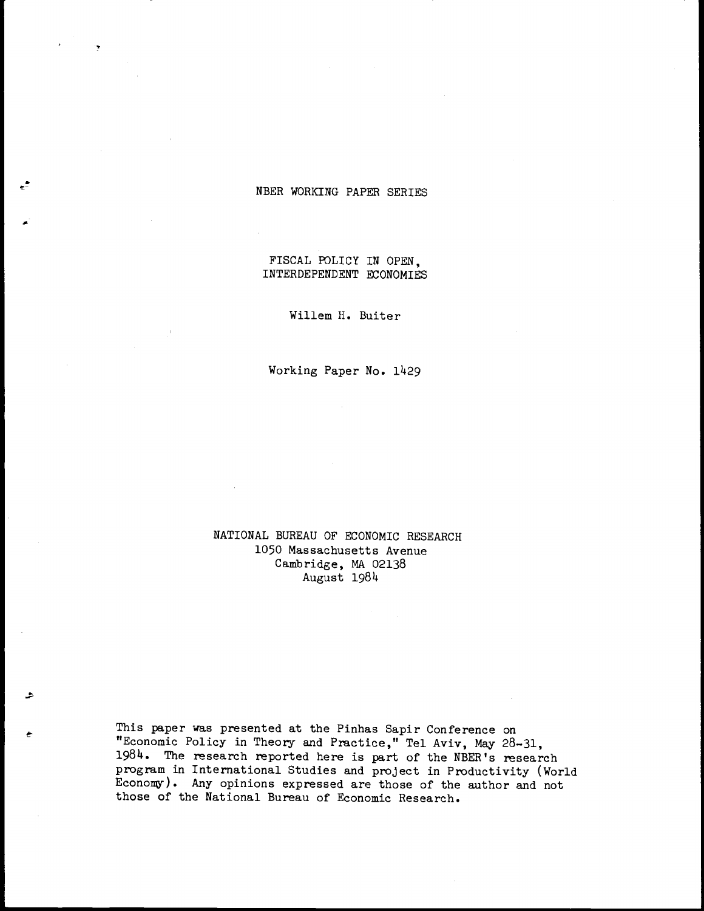NBER WORKING PAPER SERIES

# FISCAL POLICY IN OPEN, INTERDEPENDENT ECONOMIES

Willem H. Buiter

Working Paper No. 1429

NATIONAL BUREAU OF ECONOMIC RESEARCH
1050 Massachusetts Avenue
Cambridge, MA 02138
August 1984

This paper was presented at the Pinhas Sapir Conference on "Economic Policy in Theory and Practice," Tel Aviv, May 28-31, 1984. The research reported here is part of the NBER's research program in International Studies and project in Productivity (World Economy). Any opinions expressed are those of the author and not those of the National Bureau of Economic Research.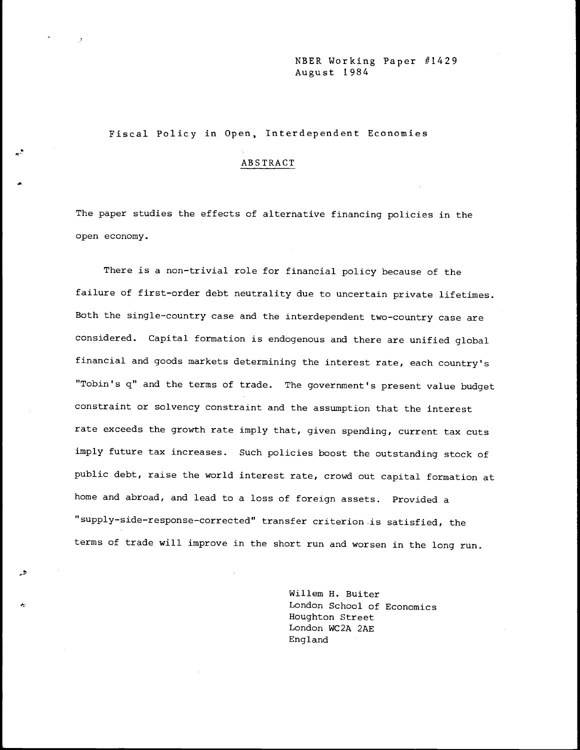NBER Working Paper #1429
August 1984

Fiscal Policy in Open, Interdependent Economies

## ABSTRACT

The paper studies the effects of alternative financing policies in the open economy.

There is a non-trivial role for financial policy because of the failure of first-order debt neutrality due to uncertain private lifetimes. Both the single-country case and the interdependent two-country case are considered. Capital formation is endogenous and there are unified global financial and goods markets determining the interest rate, each country's "Tobin's q" and the terms of trade. The government's present value budget constraint or solvency constraint and the assumption that the interest rate exceeds the growth rate imply that, given spending, current tax cuts imply future tax increases. Such policies boost the outstanding stock of public debt, raise the world interest rate, crowd out capital formation at home and abroad, and lead to a loss of foreign assets. Provided a "supply-side-response-corrected" transfer criterion is satisfied, the terms of trade will improve in the short run and worsen in the long run.

Willem H. Buiter
London School of Economics
Houghton Street
London WC2A 2AE
England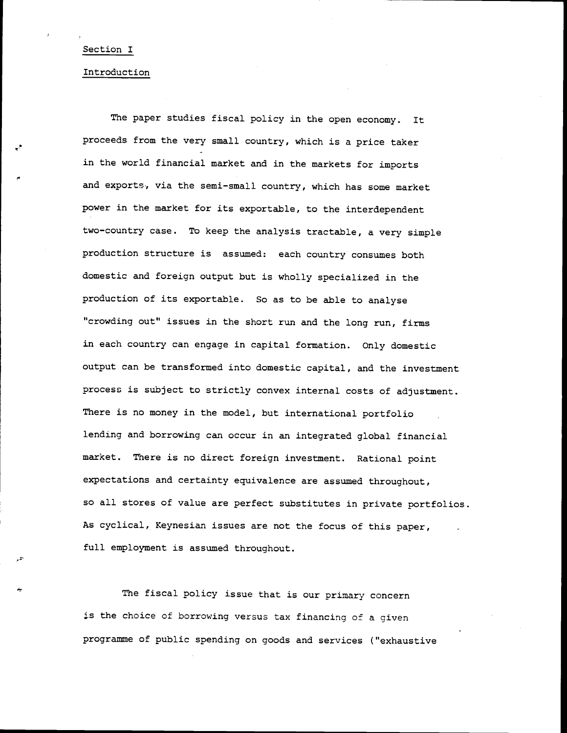## Section I

## Introduction

The paper studies fiscal policy in the open economy. It proceeds from the very small country, which is a price taker in the world financial market and in the markets for imports and exports, via the semi-small country, which has some market power in the market for its exportable, to the interdependent two-country case. To keep the analysis tractable, a very simple production structure is assumed: each country consumes both domestic and foreign output but is wholly specialized in the production of its exportable. So as to be able to analyse "crowding out" issues in the short run and the long run, firms in each country can engage in capital formation. Only domestic output can be transformed into domestic capital, and the investment process is subject to strictly convex internal costs of adjustment. There is no money in the model, but international portfolio lending and borrowing can occur in an integrated global financial market. There is no direct foreign investment. Rational point expectations and certainty equivalence are assumed throughout, so all stores of value are perfect substitutes in private portfolios. As cyclical, Keynesian issues are not the focus of this paper, full employment is assumed throughout.

The fiscal policy issue that is our primary concern is the choice of borrowing versus tax financing of a given programme of public spending on goods and services ("exhaustive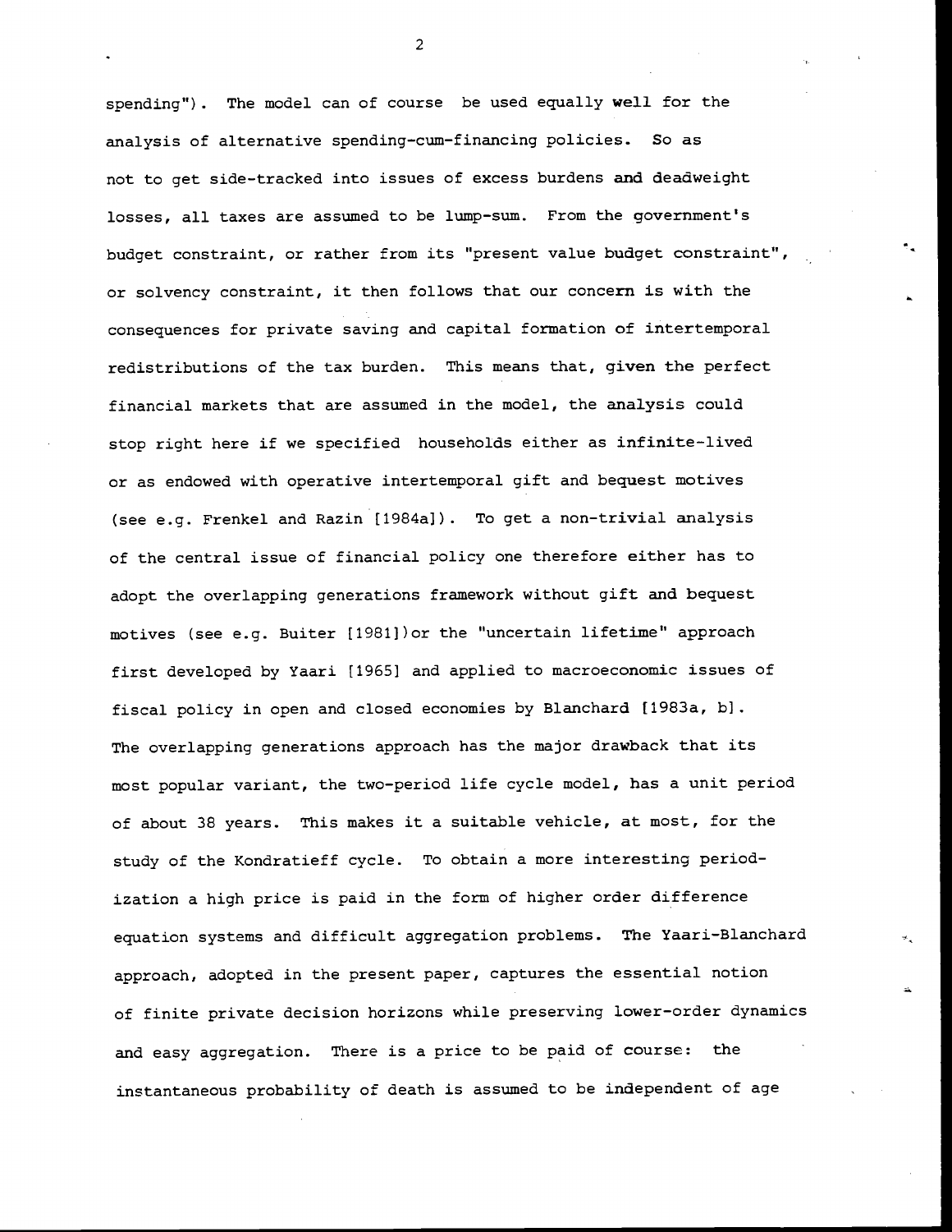spending"). The model can of course be used equally well for the analysis of alternative spending-cum-financing policies. So as not to get side-tracked into issues of excess burdens and deadweight losses, all taxes are assumed to be lump-sum. From the government's budget constraint, or rather from its "present value budget constraint", or solvency constraint, it then follows that our concern is with the consequences for private saving and capital formation of intertemporal redistributions of the tax burden. This means that, given the perfect financial markets that are assumed in the model, the analysis could stop right here if we specified households either as infinite-lived or as endowed with operative intertemporal gift and bequest motives (see e.g. Frenkel and Razin [1984a]). To get a non-trivial analysis of the central issue of financial policy one therefore either has to adopt the overlapping generations framework without gift and bequest motives (see e.g. Buiter [1981])or the "uncertain lifetime" approach first developed by Yaari [1965] and applied to macroeconomic issues of fiscal policy in open and closed economies by Blanchard [1983a, b]. The overlapping generations approach has the major drawback that its most popular variant, the two-period life cycle model, has a unit period of about 38 years. This makes it a suitable vehicle, at most, for the study of the Kondratieff cycle. To obtain a more interesting periodization a high price is paid in the form of higher order difference equation systems and difficult aggregation problems. The Yaari-Blanchard approach, adopted in the present paper, captures the essential notion of finite private decision horizons while preserving lower-order dynamics and easy aggregation. There is a price to be paid of course: the instantaneous probability of death is assumed to be independent of age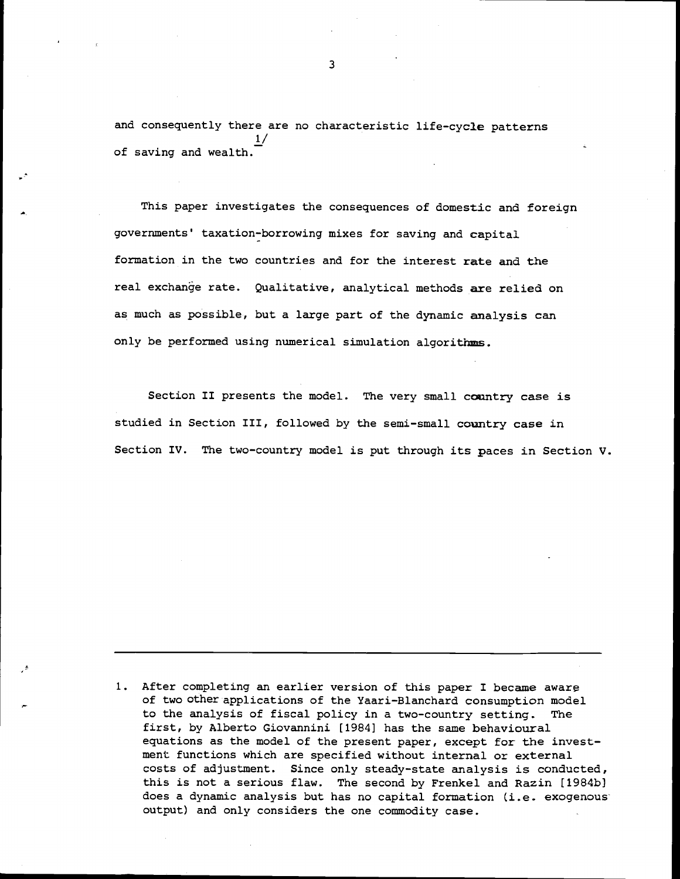and consequently there are no characteristic life-cycle patterns of saving and wealth.[1]

This paper investigates the consequences of domestic and foreign governments' taxation-borrowing mixes for saving and capital formation in the two countries and for the interest rate and the real exchange rate. Qualitative, analytical methods are relied on as much as possible, but a large part of the dynamic analysis can only be performed using numerical simulation algorithms.

Section II presents the model. The very small country case is studied in Section III, followed by the semi-small country case in Section IV. The two-country model is put through its paces in Section V.

---

1. After completing an earlier version of this paper I became aware of two other applications of the Yaari-Blanchard consumption model to the analysis of fiscal policy in a two-country setting. The first, by Alberto Giovannini [1984] has the same behavioural equations as the model of the present paper, except for the investment functions which are specified without internal or external costs of adjustment. Since only steady-state analysis is conducted, this is not a serious flaw. The second by Frenkel and Razin [1984b] does a dynamic analysis but has no capital formation (i.e. exogenous output) and only considers the one commodity case.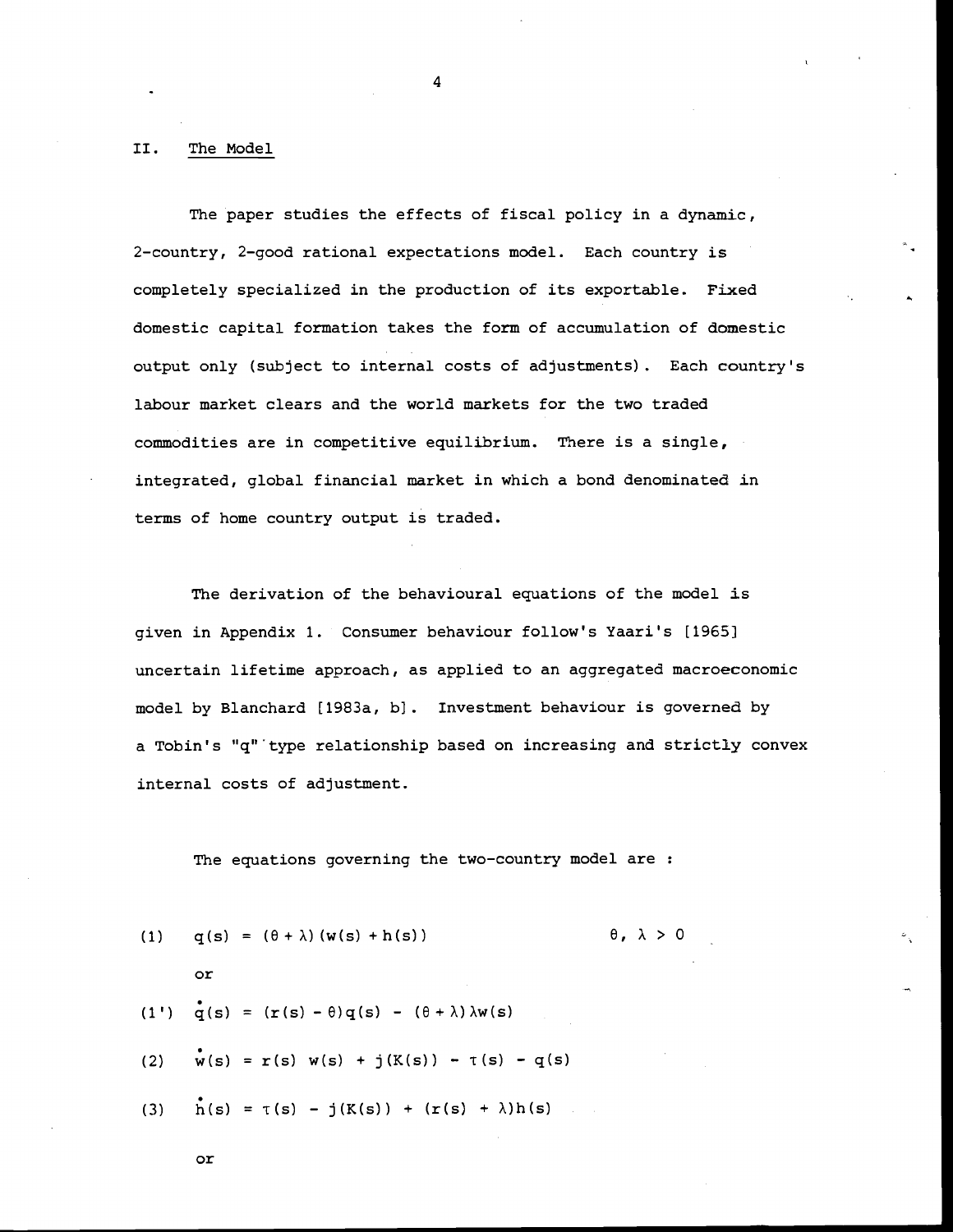## II. The Model

The paper studies the effects of fiscal policy in a dynamic, 2-country, 2-good rational expectations model. Each country is completely specialized in the production of its exportable. Fixed domestic capital formation takes the form of accumulation of domestic output only (subject to internal costs of adjustments). Each country's labour market clears and the world markets for the two traded commodities are in competitive equilibrium. There is a single, integrated, global financial market in which a bond denominated in terms of home country output is traded.

The derivation of the behavioural equations of the model is given in Appendix 1. Consumer behaviour follow's Yaari's [1965] uncertain lifetime approach, as applied to an aggregated macroeconomic model by Blanchard [1983a, b]. Investment behaviour is governed by a Tobin's "q" type relationship based on increasing and strictly convex internal costs of adjustment.

The equations governing the two-country model are :

$$(1) \quad q(s) = (\theta + \lambda)(w(s) + h(s)) \qquad \theta, \lambda > 0$$

or

$$(1') \quad \dot{q}(s) = (r(s) - \theta)q(s) - (\theta + \lambda)\lambda w(s)$$

$$(2) \quad \dot{w}(s) = r(s)\, w(s) + j(K(s)) - \tau(s) - q(s)$$

$$(3) \quad \dot{h}(s) = \tau(s) - j(K(s)) + (r(s) + \lambda)h(s)$$

or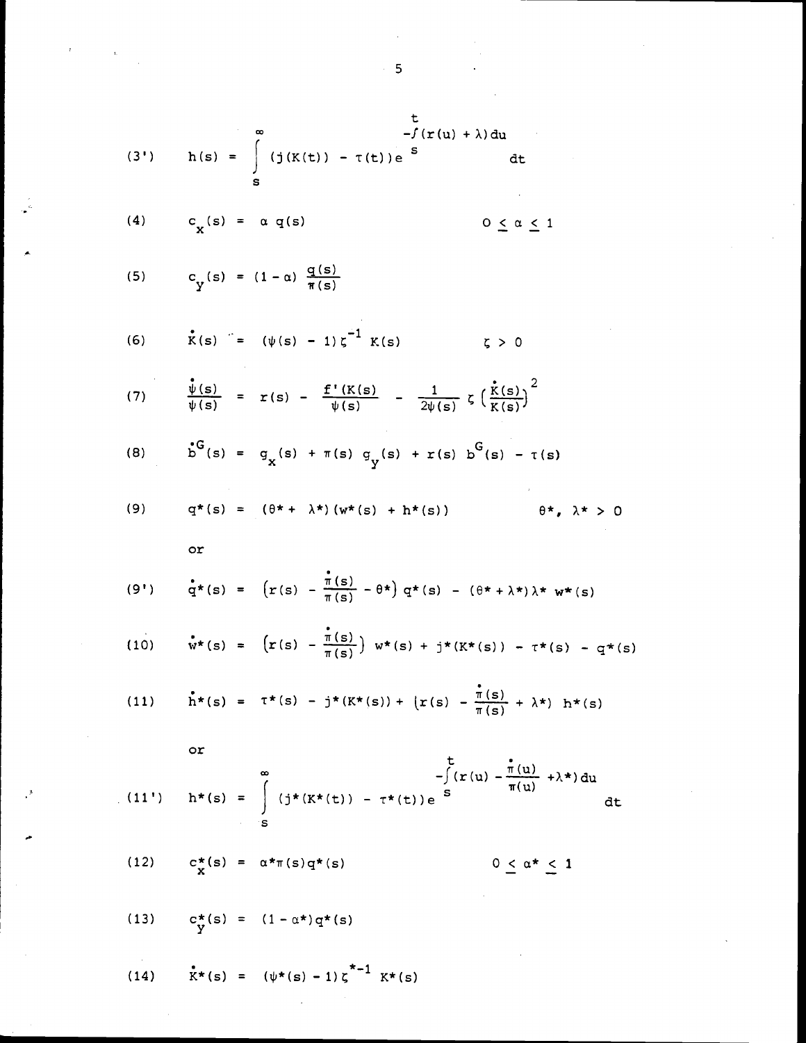$$(3') \qquad h(s) = \int_s^{\infty} (j(K(t)) - \tau(t)) e^{-\int_s^t (r(u) + \lambda) du} \, dt$$

$$(4) \qquad c_x(s) = \alpha \, q(s) \qquad\qquad 0 \leq \alpha \leq 1$$

$$(5) \qquad c_y(s) = (1 - \alpha) \frac{q(s)}{\pi(s)}$$

$$(6) \qquad \dot{K}(s) = (\psi(s) - 1) \zeta^{-1} K(s) \qquad\qquad \zeta > 0$$

$$(7) \qquad \frac{\dot{\psi}(s)}{\psi(s)} = r(s) - \frac{f'(K(s))}{\psi(s)} - \frac{1}{2\psi(s)} \zeta \left(\frac{\dot{K}(s)}{K(s)}\right)^2$$

$$(8) \qquad \dot{b}^G(s) = g_x(s) + \pi(s) \, g_y(s) + r(s) \, b^G(s) - \tau(s)$$

$$(9) \qquad q^*(s) = (\theta^* + \lambda^*)(w^*(s) + h^*(s)) \qquad\qquad \theta^*, \lambda^* > 0$$

or

$$(9') \qquad \dot{q}^*(s) = \left(r(s) - \frac{\dot{\pi}(s)}{\pi(s)} - \theta^*\right) q^*(s) - (\theta^* + \lambda^*)\lambda^* \, w^*(s)$$

$$(10) \qquad \dot{w}^*(s) = \left(r(s) - \frac{\dot{\pi}(s)}{\pi(s)}\right) w^*(s) + j^*(K^*(s)) - \tau^*(s) - q^*(s)$$

$$(11) \qquad \dot{h}^*(s) = \tau^*(s) - j^*(K^*(s)) + \left(r(s) - \frac{\dot{\pi}(s)}{\pi(s)} + \lambda^*\right) h^*(s)$$

or

$$(11') \qquad h^*(s) = \int_s^{\infty} (j^*(K^*(t)) - \tau^*(t)) e^{-\int_s^t \left(r(u) - \frac{\dot{\pi}(u)}{\pi(u)} + \lambda^*\right) du} \, dt$$

$$(12) \qquad c_x^*(s) = \alpha^* \pi(s) q^*(s) \qquad\qquad 0 \leq \alpha^* \leq 1$$

$$(13) \qquad c_y^*(s) = (1 - \alpha^*) q^*(s)$$

$$(14) \qquad \dot{K}^*(s) = (\psi^*(s) - 1) \zeta^{*-1} K^*(s)$$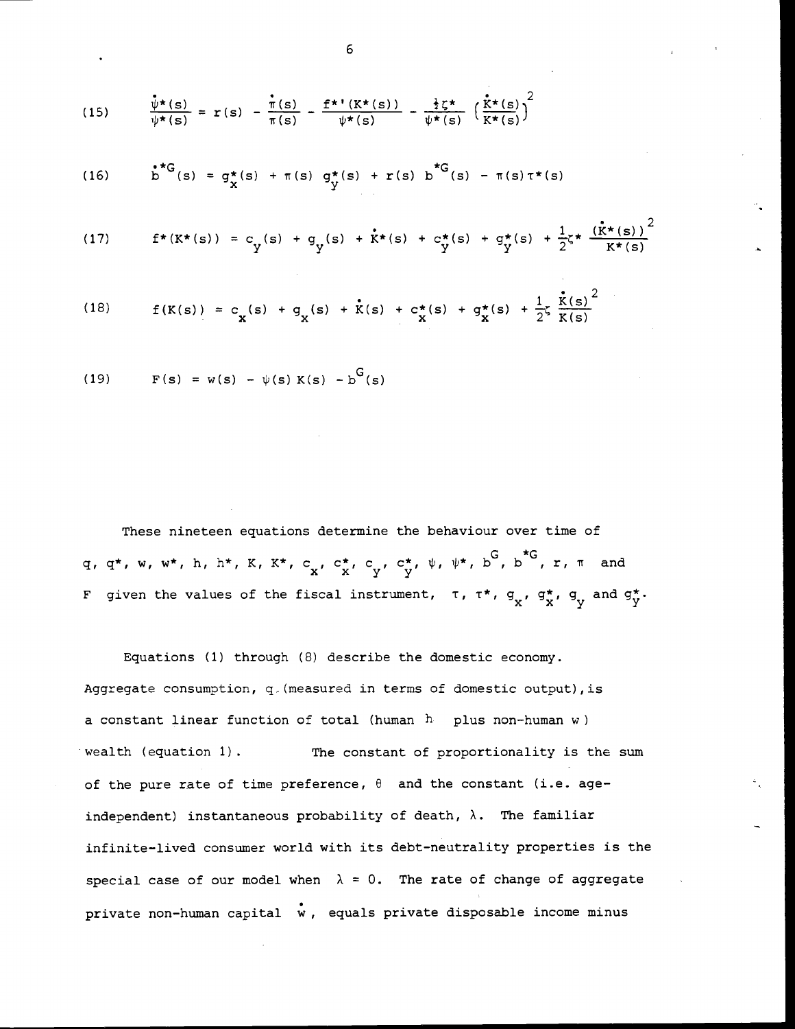$$(15) \qquad \frac{\dot{\psi}^*(s)}{\psi^*(s)} = r(s) - \frac{\dot{\pi}(s)}{\pi(s)} - \frac{f^{*\prime}(K^*(s))}{\psi^*(s)} - \frac{\frac{1}{2}\zeta^*}{\psi^*(s)} \left(\frac{\dot{K}^*(s)}{K^*(s)}\right)^2$$

$$(16) \qquad \dot{b}^{*G}(s) = g_x^*(s) + \pi(s)\, g_y^*(s) + r(s)\, b^{*G}(s) - \pi(s)\tau^*(s)$$

$$(17) \qquad f^*(K^*(s)) = c_y(s) + g_y(s) + \dot{K}^*(s) + c_y^*(s) + g_y^*(s) + \frac{1}{2}\zeta^* \frac{(\dot{K}^*(s))^2}{K^*(s)}$$

$$(18) \qquad f(K(s)) = c_x(s) + g_x(s) + \dot{K}(s) + c_x^*(s) + g_x^*(s) + \frac{1}{2}\zeta \frac{\dot{K}(s)^2}{K(s)}$$

$$(19) \qquad F(s) = w(s) - \psi(s)\, K(s) - b^G(s)$$

These nineteen equations determine the behaviour over time of $q$, $q^*$, $w$, $w^*$, $h$, $h^*$, $K$, $K^*$, $c_x$, $c_x^*$, $c_y$, $c_y^*$, $\psi$, $\psi^*$, $b^G$, $b^{*G}$, $r$, $\pi$ and $F$ given the values of the fiscal instrument, $\tau$, $\tau^*$, $g_x$, $g_x^*$, $g_y$ and $g_y^*$.

Equations (1) through (8) describe the domestic economy. Aggregate consumption, $q$ (measured in terms of domestic output), is a constant linear function of total (human $h$ plus non-human $w$) wealth (equation 1). The constant of proportionality is the sum of the pure rate of time preference, $\theta$ and the constant (i.e. age-independent) instantaneous probability of death, $\lambda$. The familiar infinite-lived consumer world with its debt-neutrality properties is the special case of our model when $\lambda = 0$. The rate of change of aggregate private non-human capital $\dot{w}$, equals private disposable income minus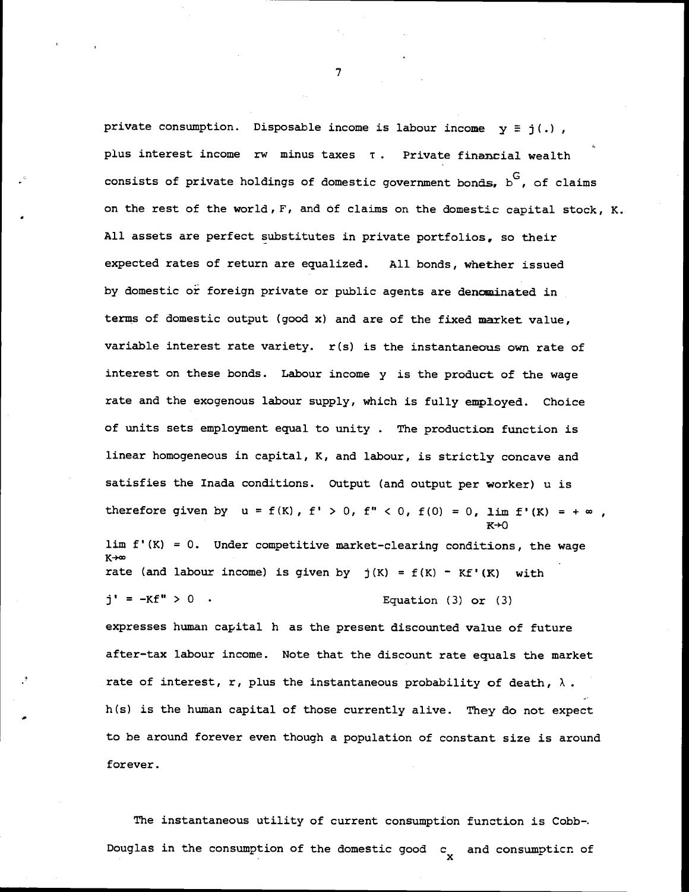private consumption. Disposable income is labour income $y \equiv j(.)$, plus interest income $rw$ minus taxes $\tau$. Private financial wealth consists of private holdings of domestic government bonds, $b^G$, of claims on the rest of the world, $F$, and of claims on the domestic capital stock, $K$. All assets are perfect substitutes in private portfolios, so their expected rates of return are equalized. All bonds, whether issued by domestic or foreign private or public agents are denominated in terms of domestic output (good x) and are of the fixed market value, variable interest rate variety. $r(s)$ is the instantaneous own rate of interest on these bonds. Labour income $y$ is the product of the wage rate and the exogenous labour supply, which is fully employed. Choice of units sets employment equal to unity. The production function is linear homogeneous in capital, $K$, and labour, is strictly concave and satisfies the Inada conditions. Output (and output per worker) $u$ is therefore given by $u = f(K)$, $f' > 0$, $f'' < 0$, $f(0) = 0$, $\lim_{K \to 0} f'(K) = +\infty$, $\lim_{K \to \infty} f'(K) = 0$. Under competitive market-clearing conditions, the wage rate (and labour income) is given by $j(K) = f(K) - Kf'(K)$ with $j' = -Kf'' > 0$. Equation (3) or (3) expresses human capital $h$ as the present discounted value of future after-tax labour income. Note that the discount rate equals the market rate of interest, $r$, plus the instantaneous probability of death, $\lambda$. $h(s)$ is the human capital of those currently alive. They do not expect to be around forever even though a population of constant size is around forever.

The instantaneous utility of current consumption function is Cobb-Douglas in the consumption of the domestic good $c_x$ and consumption of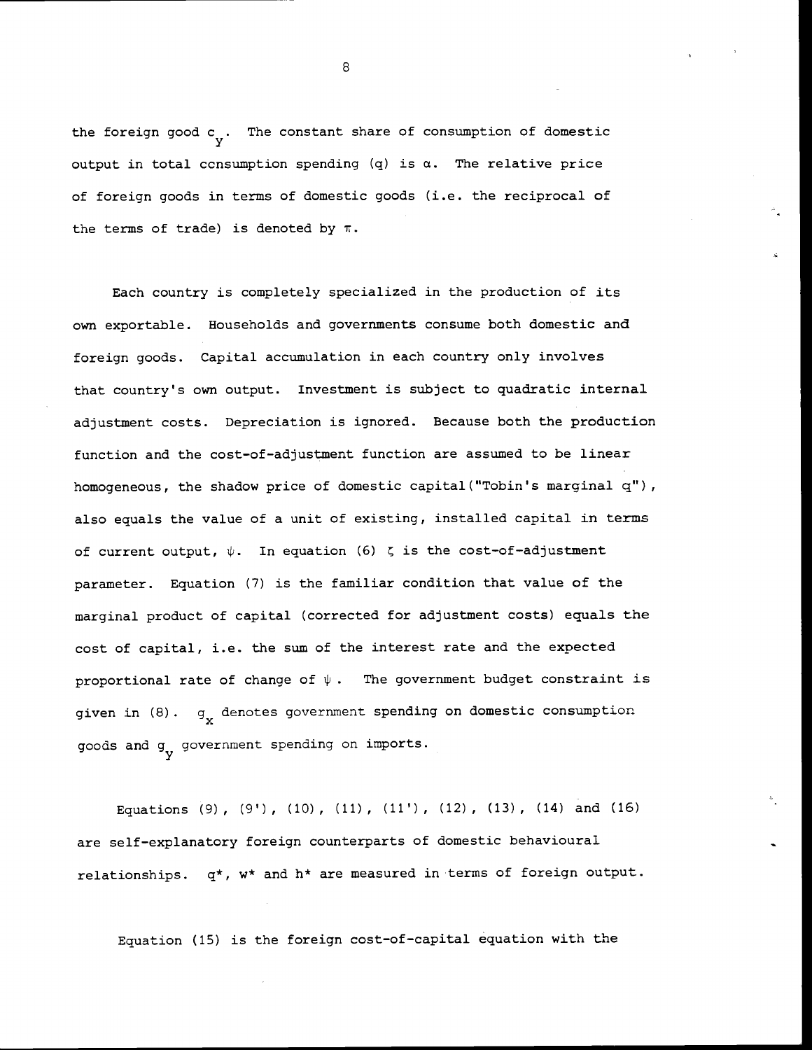the foreign good $c_y$. The constant share of consumption of domestic output in total consumption spending ($q$) is $\alpha$. The relative price of foreign goods in terms of domestic goods (i.e. the reciprocal of the terms of trade) is denoted by $\pi$.

Each country is completely specialized in the production of its own exportable. Households and governments consume both domestic and foreign goods. Capital accumulation in each country only involves that country's own output. Investment is subject to quadratic internal adjustment costs. Depreciation is ignored. Because both the production function and the cost-of-adjustment function are assumed to be linear homogeneous, the shadow price of domestic capital ("Tobin's marginal q"), also equals the value of a unit of existing, installed capital in terms of current output, $\psi$. In equation (6) $\zeta$ is the cost-of-adjustment parameter. Equation (7) is the familiar condition that value of the marginal product of capital (corrected for adjustment costs) equals the cost of capital, i.e. the sum of the interest rate and the expected proportional rate of change of $\psi$. The government budget constraint is given in (8). $g_x$ denotes government spending on domestic consumption goods and $g_y$ government spending on imports.

Equations (9), (9'), (10), (11), (11'), (12), (13), (14) and (16) are self-explanatory foreign counterparts of domestic behavioural relationships. $q^*$, $w^*$ and $h^*$ are measured in terms of foreign output.

Equation (15) is the foreign cost-of-capital equation with the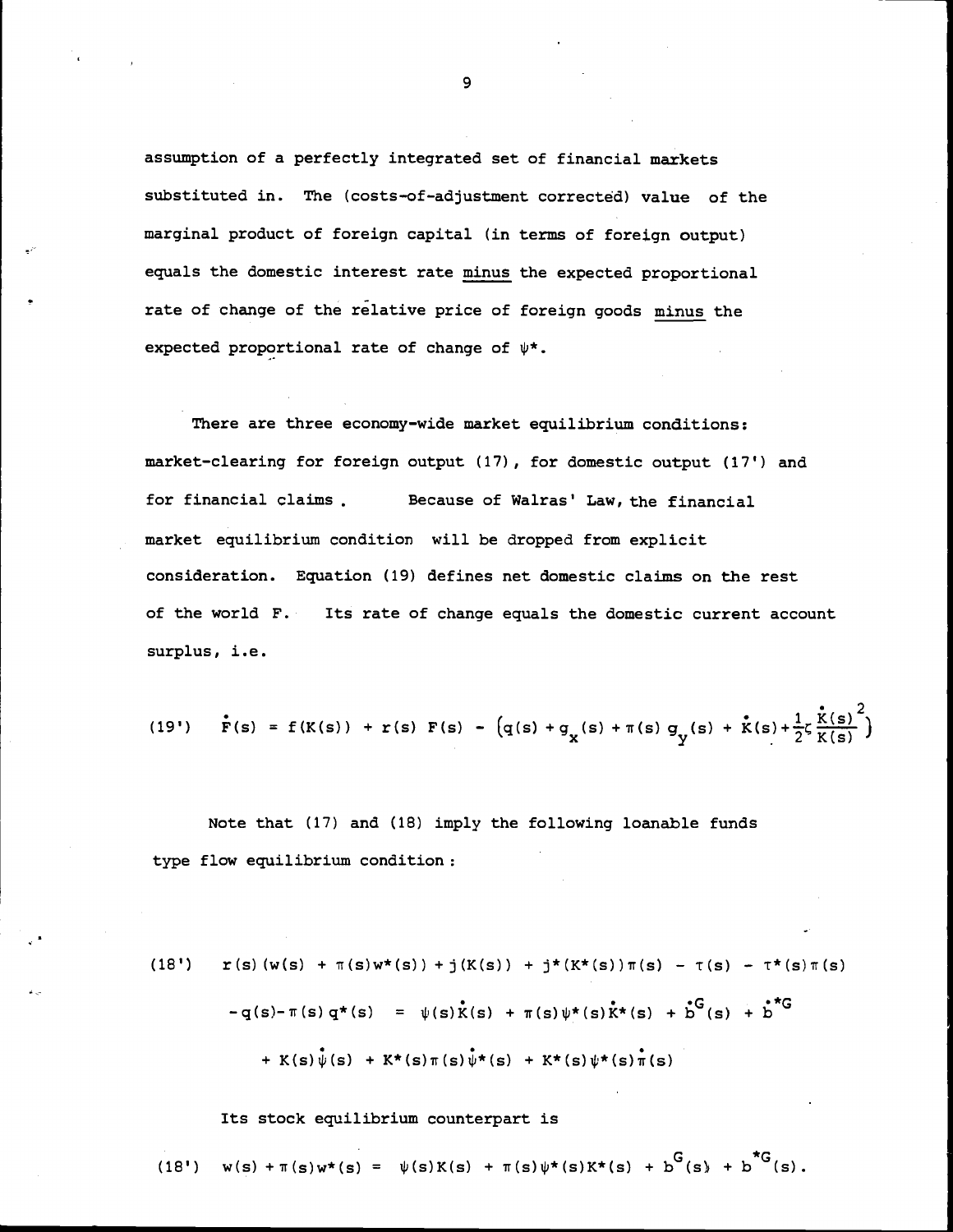assumption of a perfectly integrated set of financial markets substituted in. The (costs-of-adjustment corrected) value of the marginal product of foreign capital (in terms of foreign output) equals the domestic interest rate minus the expected proportional rate of change of the relative price of foreign goods minus the expected proportional rate of change of $\psi^*$.

There are three economy-wide market equilibrium conditions: market-clearing for foreign output (17), for domestic output (17') and for financial claims. Because of Walras' Law, the financial market equilibrium condition will be dropped from explicit consideration. Equation (19) defines net domestic claims on the rest of the world F. Its rate of change equals the domestic current account surplus, i.e.

$$(19') \quad \dot{F}(s) = f(K(s)) + r(s)\,F(s) - \left(q(s) + g_x(s) + \pi(s)\,g_y(s) + \dot{K}(s) + \frac{1}{2}\zeta\,\frac{\dot{K}(s)^2}{K(s)}\right)$$

Note that (17) and (18) imply the following loanable funds type flow equilibrium condition:

$$\begin{aligned}(18') \quad & r(s)(w(s) + \pi(s)w^*(s)) + j(K(s)) + j^*(K^*(s))\pi(s) - \tau(s) - \tau^*(s)\pi(s) \\ & - q(s) - \pi(s)\,q^*(s) = \psi(s)\dot{K}(s) + \pi(s)\psi^*(s)\dot{K}^*(s) + \dot{b}^G(s) + \dot{b}^{*G} \\ & + K(s)\dot{\psi}(s) + K^*(s)\pi(s)\dot{\psi}^*(s) + K^*(s)\psi^*(s)\dot{\pi}(s)\end{aligned}$$

Its stock equilibrium counterpart is

$$(18') \quad w(s) + \pi(s)w^*(s) = \psi(s)K(s) + \pi(s)\psi^*(s)K^*(s) + b^G(s) + b^{*G}(s).$$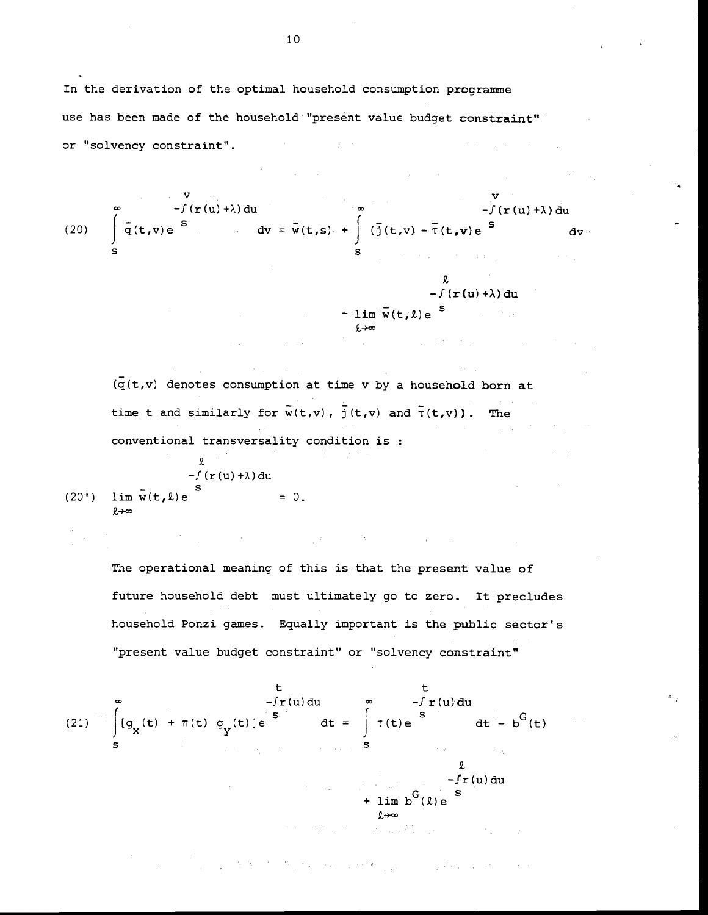In the derivation of the optimal household consumption programme use has been made of the household "present value budget constraint" or "solvency constraint".

$$\text{(20)} \quad \int_s^\infty \bar{q}(t,v) e^{-\int_s^v (r(u)+\lambda) du} dv = \bar{w}(t,s) + \int_s^\infty (\bar{j}(t,v) - \bar{\tau}(t,v) e^{-\int_s^v (r(u)+\lambda) du} dv - \lim_{\ell \to \infty} \bar{w}(t,\ell) e^{-\int_s^\ell (r(u)+\lambda) du}$$

($\bar{q}(t,v)$ denotes consumption at time v by a household born at time t and similarly for $\bar{w}(t,v)$, $\bar{j}(t,v)$ and $\bar{\tau}(t,v)$). The conventional transversality condition is :

$$\text{(20')} \quad \lim_{\ell \to \infty} \bar{w}(t,\ell) e^{-\int_s^\ell (r(u)+\lambda) du} = 0.$$

The operational meaning of this is that the present value of future household debt must ultimately go to zero. It precludes household Ponzi games. Equally important is the public sector's "present value budget constraint" or "solvency constraint"

$$\text{(21)} \quad \int_s^\infty [g_X(t) + \pi(t) g_Y(t)] e^{-\int_s^t r(u) du} dt = \int_s^\infty \tau(t) e^{-\int_s^t r(u) du} dt - b^G(t) + \lim_{\ell \to \infty} b^G(\ell) e^{-\int_s^\ell r(u) du}$$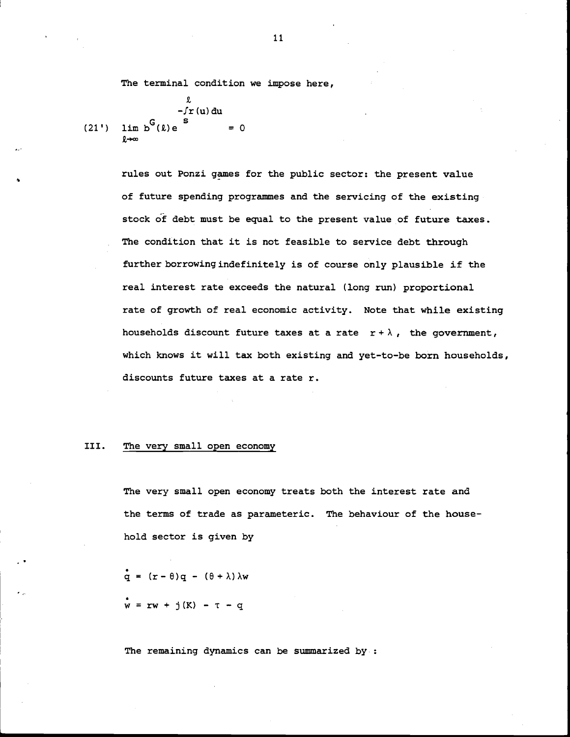The terminal condition we impose here,

$$\lim_{\ell \to \infty} b^{G}(\ell) e^{-\int_{s}^{\ell} r(u)\,du} = 0 \tag{21'}$$

rules out Ponzi games for the public sector: the present value of future spending programmes and the servicing of the existing stock of debt must be equal to the present value of future taxes. The condition that it is not feasible to service debt through further borrowing indefinitely is of course only plausible if the real interest rate exceeds the natural (long run) proportional rate of growth of real economic activity. Note that while existing households discount future taxes at a rate $r + \lambda$, the government, which knows it will tax both existing and yet-to-be born households, discounts future taxes at a rate r.

## III. The very small open economy

The very small open economy treats both the interest rate and the terms of trade as parameteric. The behaviour of the household sector is given by

$$\dot{q} = (r - \theta)q - (\theta + \lambda)\lambda w$$

$$\dot{w} = rw + j(K) - \tau - q$$

The remaining dynamics can be summarized by :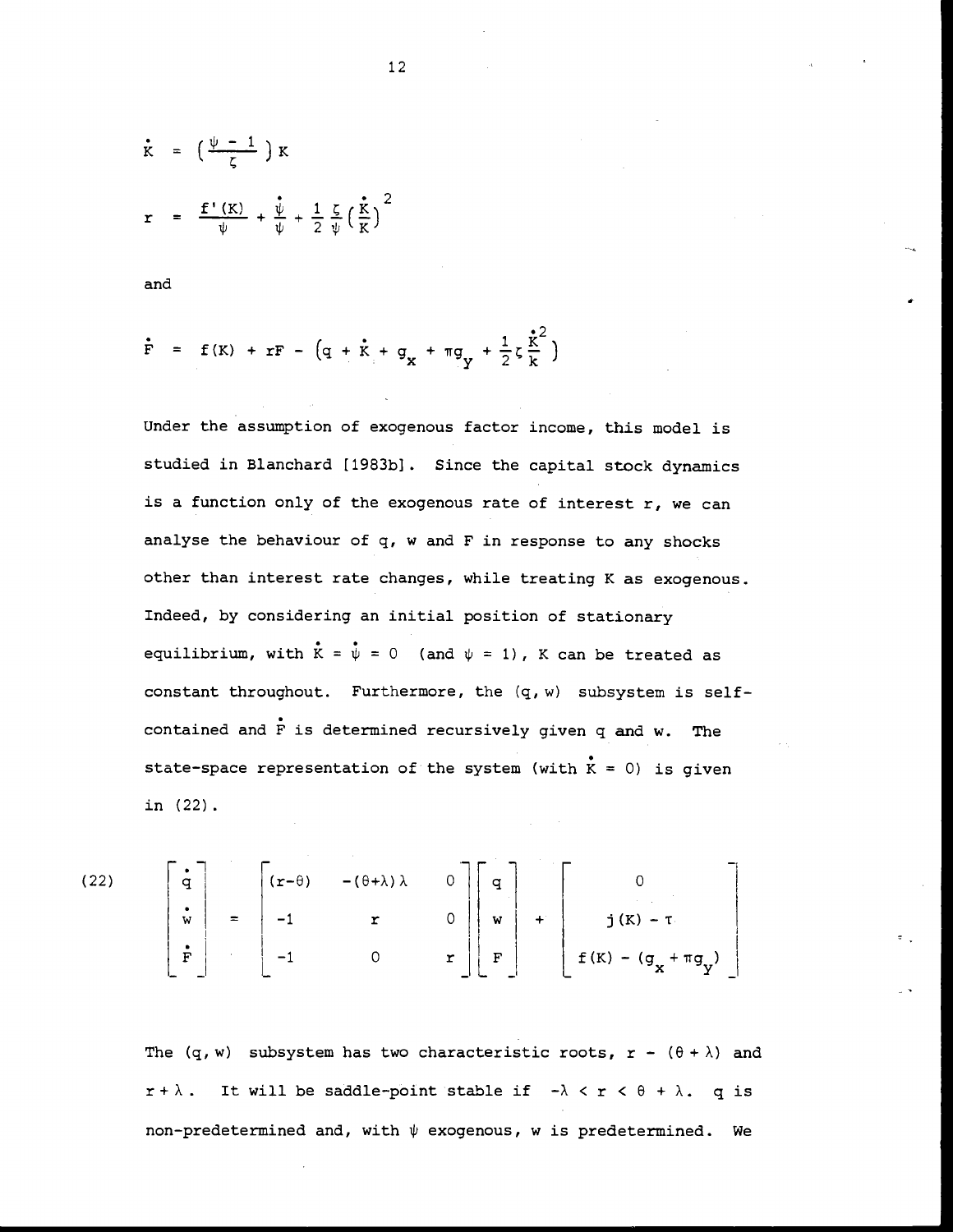$$\dot{K} = \left(\frac{\psi - 1}{\zeta}\right) K$$

$$r = \frac{f'(K)}{\psi} + \frac{\dot{\psi}}{\psi} + \frac{1}{2}\frac{\zeta}{\psi}\left(\frac{\dot{K}}{K}\right)^2$$

and

$$\dot{F} = f(K) + rF - \left(q + \dot{K} + g_x + \pi g_y + \frac{1}{2}\zeta\frac{\dot{K}^2}{k}\right)$$

Under the assumption of exogenous factor income, this model is studied in Blanchard [1983b]. Since the capital stock dynamics is a function only of the exogenous rate of interest r, we can analyse the behaviour of q, w and F in response to any shocks other than interest rate changes, while treating K as exogenous. Indeed, by considering an initial position of stationary equilibrium, with $\dot{K} = \dot{\psi} = 0$ (and $\psi = 1$), K can be treated as constant throughout. Furthermore, the (q, w) subsystem is self-contained and $\dot{F}$ is determined recursively given q and w. The state-space representation of the system (with $\dot{K} = 0$) is given in (22).

$$(22) \qquad \begin{bmatrix} \dot{q} \\ \dot{w} \\ \dot{F} \end{bmatrix} = \begin{bmatrix} (r-\theta) & -(\theta+\lambda)\lambda & 0 \\ -1 & r & 0 \\ -1 & 0 & r \end{bmatrix} \begin{bmatrix} q \\ w \\ F \end{bmatrix} + \begin{bmatrix} 0 \\ j(K) - \tau \\ f(K) - (g_x + \pi g_y) \end{bmatrix}$$

The (q, w) subsystem has two characteristic roots, $r - (\theta + \lambda)$ and $r + \lambda$. It will be saddle-point stable if $-\lambda < r < \theta + \lambda$. q is non-predetermined and, with $\psi$ exogenous, w is predetermined. We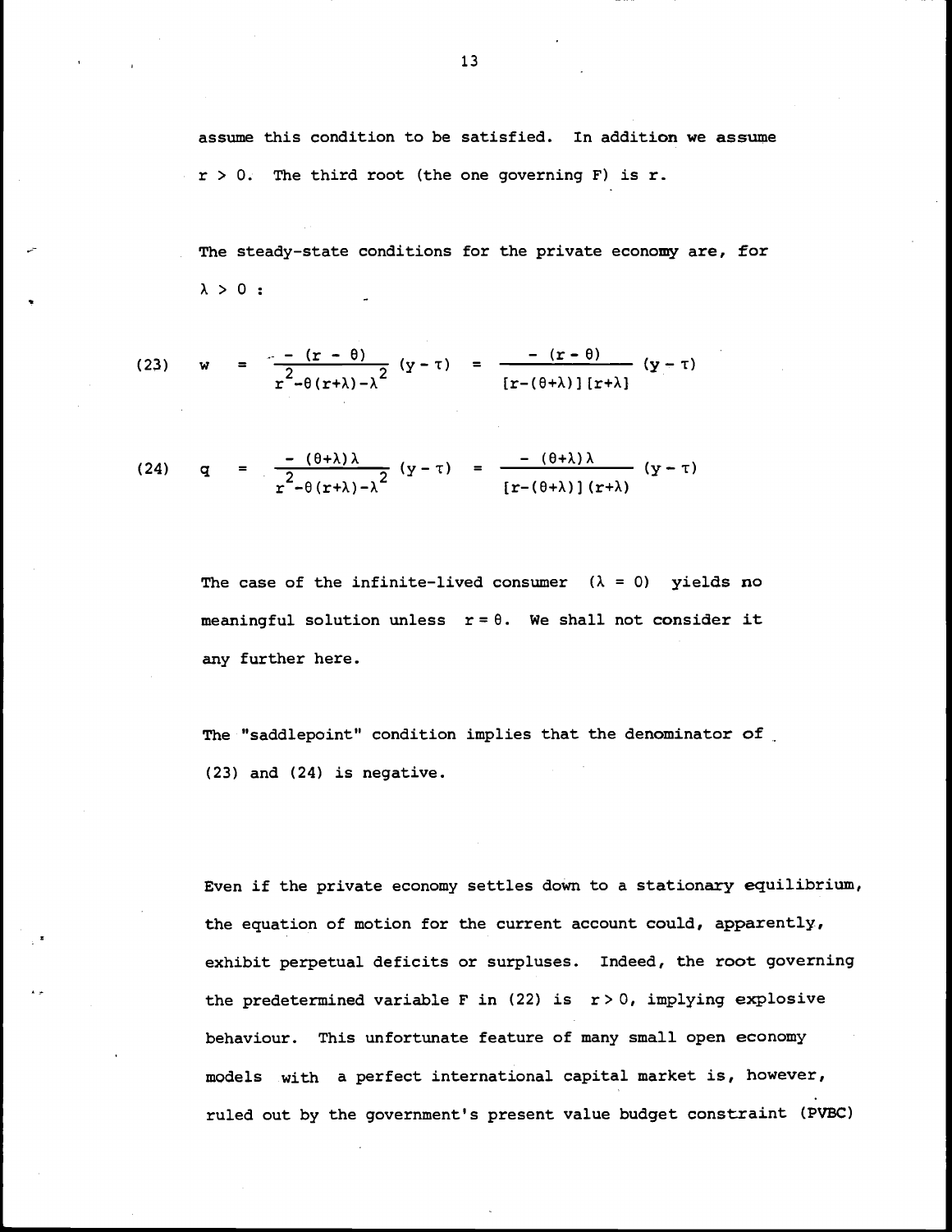assume this condition to be satisfied. In addition we assume $r > 0$. The third root (the one governing F) is r.

The steady-state conditions for the private economy are, for $\lambda > 0$ :

$$
(23) \quad w = \frac{-(r-\theta)}{r^2-\theta(r+\lambda)-\lambda^2}(y-\tau) = \frac{-(r-\theta)}{[r-(\theta+\lambda)][r+\lambda]}(y-\tau)
$$

$$
(24) \quad q = \frac{-(\theta+\lambda)\lambda}{r^2-\theta(r+\lambda)-\lambda^2}(y-\tau) = \frac{-(\theta+\lambda)\lambda}{[r-(\theta+\lambda)](r+\lambda)}(y-\tau)
$$

The case of the infinite-lived consumer $(\lambda = 0)$ yields no meaningful solution unless $r = \theta$. We shall not consider it any further here.

The "saddlepoint" condition implies that the denominator of (23) and (24) is negative.

Even if the private economy settles down to a stationary equilibrium, the equation of motion for the current account could, apparently, exhibit perpetual deficits or surpluses. Indeed, the root governing the predetermined variable F in (22) is $r > 0$, implying explosive behaviour. This unfortunate feature of many small open economy models with a perfect international capital market is, however, ruled out by the government's present value budget constraint (PVBC)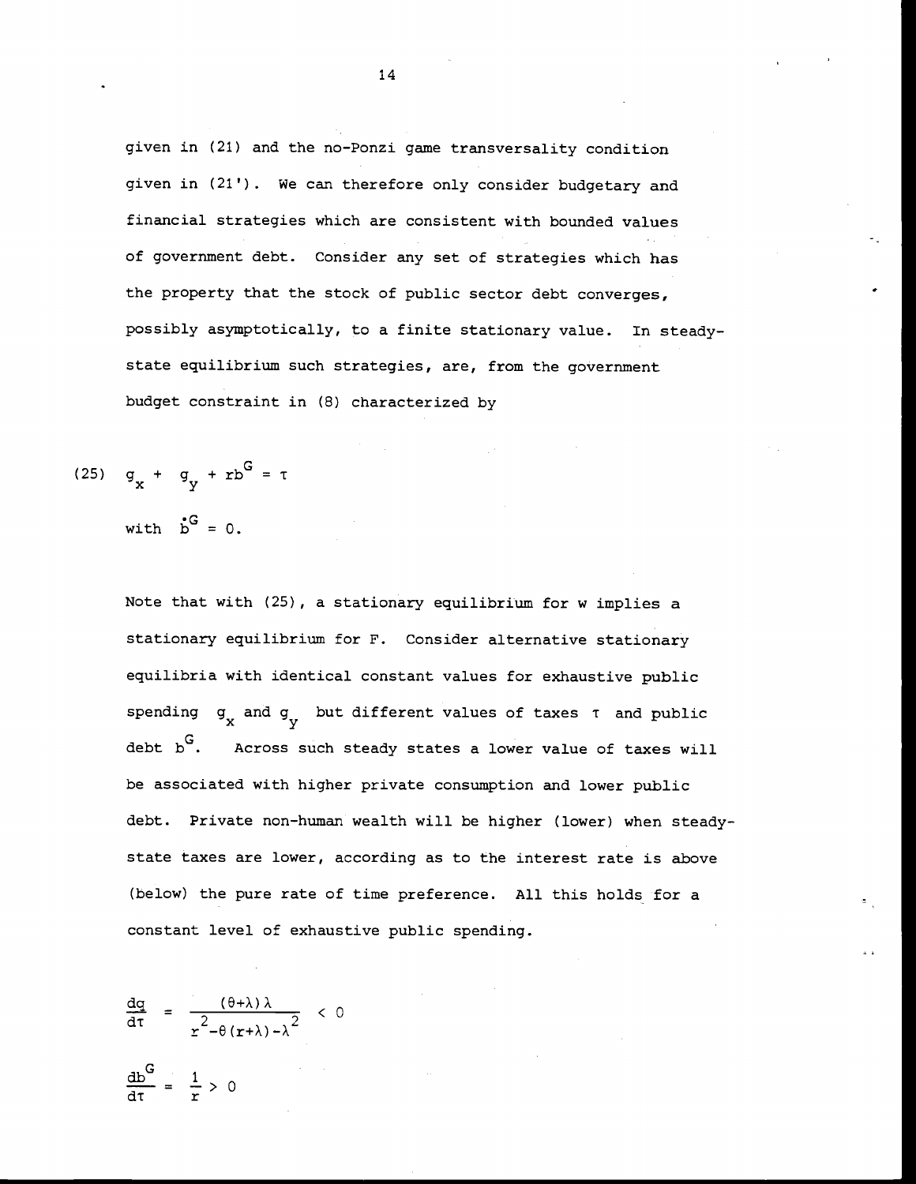given in (21) and the no-Ponzi game transversality condition given in (21'). We can therefore only consider budgetary and financial strategies which are consistent with bounded values of government debt. Consider any set of strategies which has the property that the stock of public sector debt converges, possibly asymptotically, to a finite stationary value. In steady-state equilibrium such strategies, are, from the government budget constraint in (8) characterized by

$$(25) \quad g_x + g_y + rb^G = \tau$$

with $\dot{b}^G = 0$.

Note that with (25), a stationary equilibrium for w implies a stationary equilibrium for F. Consider alternative stationary equilibria with identical constant values for exhaustive public spending $g_x$ and $g_y$ but different values of taxes $\tau$ and public debt $b^G$. Across such steady states a lower value of taxes will be associated with higher private consumption and lower public debt. Private non-human wealth will be higher (lower) when steady-state taxes are lower, according as to the interest rate is above (below) the pure rate of time preference. All this holds for a constant level of exhaustive public spending.

$$\frac{dq}{d\tau} = \frac{(\theta+\lambda)\lambda}{r^2-\theta(r+\lambda)-\lambda^2} < 0$$

$$\frac{db^G}{d\tau} = \frac{1}{r} > 0$$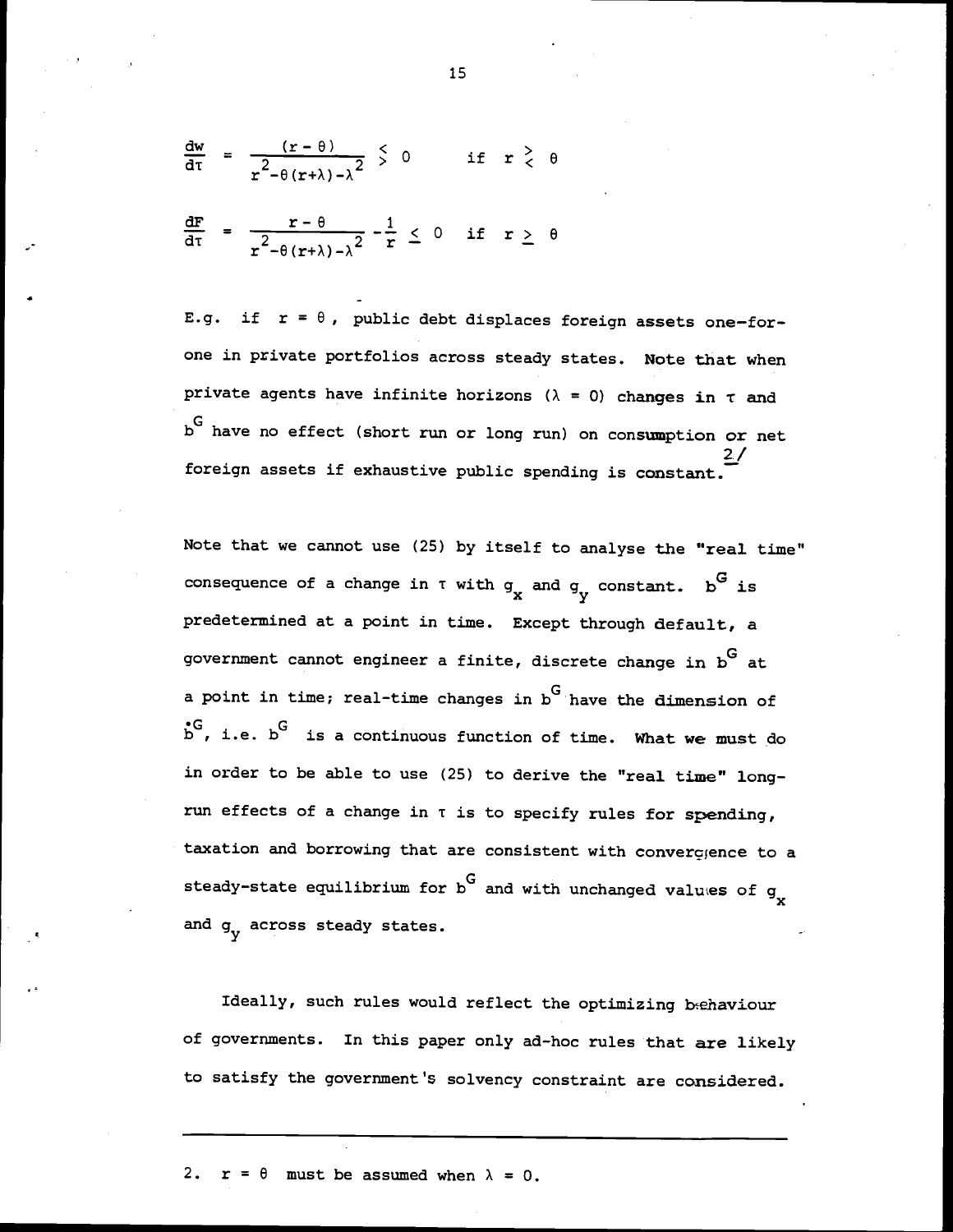$$\frac{dw}{d\tau} = \frac{(r-\theta)}{r^2-\theta(r+\lambda)-\lambda^2} \lesseqgtr 0 \qquad \text{if } r \gtrless \theta$$

$$\frac{dF}{d\tau} = \frac{r-\theta}{r^2-\theta(r+\lambda)-\lambda^2} - \frac{1}{r} \leq 0 \quad \text{if } r \geq \theta$$

E.g. if $r = \theta$, public debt displaces foreign assets one-for-one in private portfolios across steady states. Note that when private agents have infinite horizons ($\lambda = 0$) changes in $\tau$ and $b^G$ have no effect (short run or long run) on consumption or net foreign assets if exhaustive public spending is constant.[2/]

Note that we cannot use (25) by itself to analyse the "real time" consequence of a change in $\tau$ with $g_x$ and $g_y$ constant. $b^G$ is predetermined at a point in time. Except through default, a government cannot engineer a finite, discrete change in $b^G$ at a point in time; real-time changes in $b^G$ have the dimension of $\dot{b}^G$, i.e. $b^G$ is a continuous function of time. What we must do in order to be able to use (25) to derive the "real time" long-run effects of a change in $\tau$ is to specify rules for spending, taxation and borrowing that are consistent with convergence to a steady-state equilibrium for $b^G$ and with unchanged values of $g_x$ and $g_y$ across steady states.

Ideally, such rules would reflect the optimizing behaviour of governments. In this paper only ad-hoc rules that are likely to satisfy the government's solvency constraint are considered.

---

2. $r = \theta$ must be assumed when $\lambda = 0$.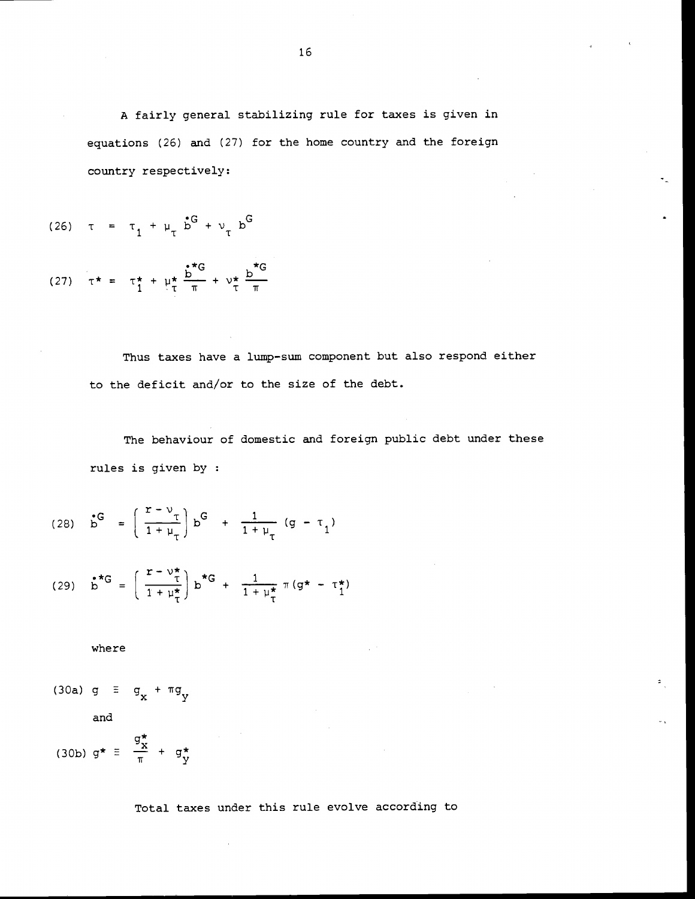A fairly general stabilizing rule for taxes is given in equations (26) and (27) for the home country and the foreign country respectively:

$$(26) \quad \tau = \tau_1 + \mu_\tau \dot{b}^G + \nu_\tau b^G$$

$$(27) \quad \tau^* = \tau_1^* + \mu_\tau^* \frac{\dot{b}^{*G}}{\pi} + \nu_\tau^* \frac{b^{*G}}{\pi}$$

Thus taxes have a lump-sum component but also respond either to the deficit and/or to the size of the debt.

The behaviour of domestic and foreign public debt under these rules is given by :

$$(28) \quad \dot{b}^G = \left(\frac{r - \nu_\tau}{1 + \mu_\tau}\right) b^G + \frac{1}{1 + \mu_\tau} (g - \tau_1)$$

$$(29) \quad \dot{b}^{*G} = \left(\frac{r - \nu_\tau^*}{1 + \mu_\tau^*}\right) b^{*G} + \frac{1}{1 + \mu_\tau^*} \pi (g^* - \tau_1^*)$$

where

$$(30a) \quad g \equiv g_x + \pi g_y$$

and

$$(30b) \quad g^* \equiv \frac{g_x^*}{\pi} + g_y^*$$

Total taxes under this rule evolve according to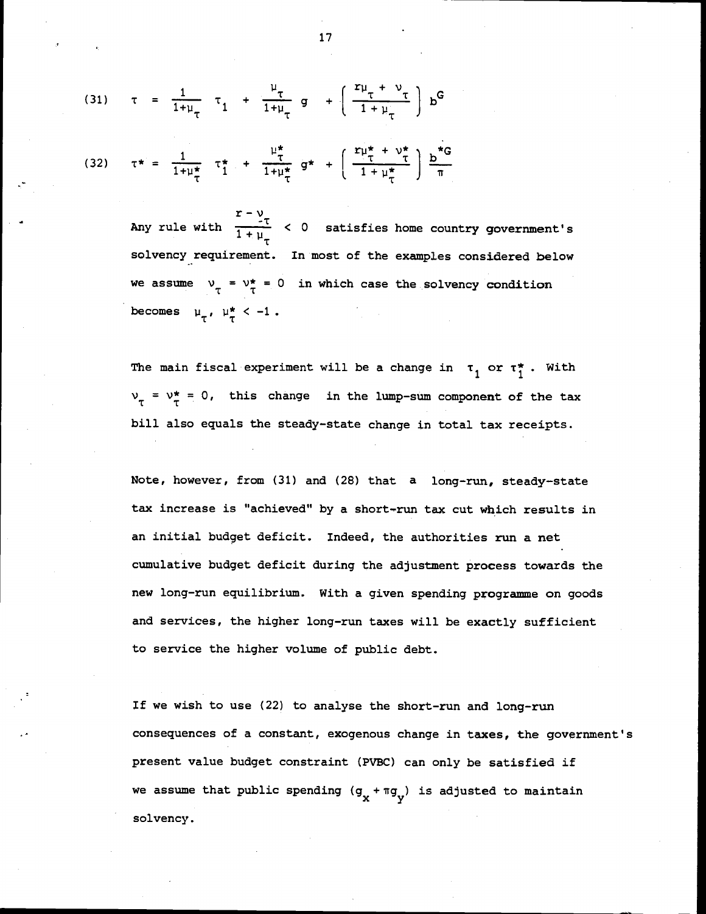$$(31) \quad \tau = \frac{1}{1+\mu_\tau} \tau_1 + \frac{\mu_\tau}{1+\mu_\tau} g + \left( \frac{r\mu_\tau + \nu_\tau}{1 + \mu_\tau} \right) b^G$$

$$(32) \quad \tau^* = \frac{1}{1+\mu^*_\tau} \tau^*_1 + \frac{\mu^*_\tau}{1+\mu^*_\tau} g^* + \left( \frac{r\mu^*_\tau + \nu^*_\tau}{1 + \mu^*_\tau} \right) \frac{b^{*G}}{\pi}$$

Any rule with $\frac{r - \nu_\tau}{1 + \mu_\tau} < 0$ satisfies home country government's solvency requirement. In most of the examples considered below we assume $\nu_\tau = \nu^*_\tau = 0$ in which case the solvency condition becomes $\mu_\tau, \mu^*_\tau < -1$.

The main fiscal experiment will be a change in $\tau_1$ or $\tau^*_1$. With $\nu_\tau = \nu^*_\tau = 0$, this change in the lump-sum component of the tax bill also equals the steady-state change in total tax receipts.

Note, however, from (31) and (28) that a long-run, steady-state tax increase is "achieved" by a short-run tax cut which results in an initial budget deficit. Indeed, the authorities run a net cumulative budget deficit during the adjustment process towards the new long-run equilibrium. With a given spending programme on goods and services, the higher long-run taxes will be exactly sufficient to service the higher volume of public debt.

If we wish to use (22) to analyse the short-run and long-run consequences of a constant, exogenous change in taxes, the government's present value budget constraint (PVBC) can only be satisfied if we assume that public spending $(g_x + \pi g_y)$ is adjusted to maintain solvency.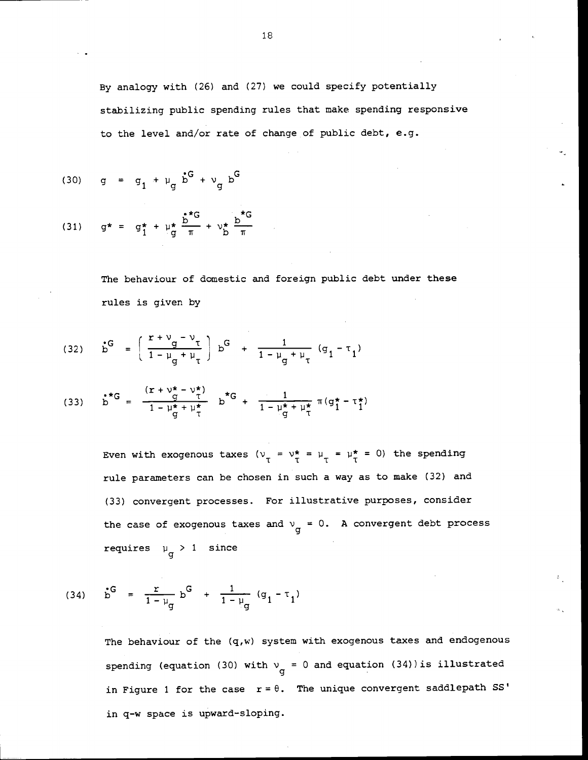By analogy with (26) and (27) we could specify potentially stabilizing public spending rules that make spending responsive to the level and/or rate of change of public debt, e.g.

$$(30) \qquad g = g_1 + \mu_g \dot{b}^G + \nu_g b^G$$

$$(31) \qquad g^* = g_1^* + \mu_g^* \frac{\dot{b}^{*G}}{\pi} + \nu_b^* \frac{b^{*G}}{\pi}$$

The behaviour of domestic and foreign public debt under these rules is given by

$$(32) \qquad \dot{b}^G = \left( \frac{r + \nu_g - \nu_\tau}{1 - \mu_g + \mu_\tau} \right) b^G + \frac{1}{1 - \mu_g + \mu_\tau} (g_1 - \tau_1)$$

$$(33) \qquad \dot{b}^{*G} = \frac{(r + \nu_g^* - \nu_\tau^*)}{1 - \mu_g^* + \mu_\tau^*} b^{*G} + \frac{1}{1 - \mu_g^* + \mu_\tau^*} \pi (g_1^* - \tau_1^*)$$

Even with exogenous taxes ($\nu_\tau = \nu_\tau^* = \mu_\tau = \mu_\tau^* = 0$) the spending rule parameters can be chosen in such a way as to make (32) and (33) convergent processes. For illustrative purposes, consider the case of exogenous taxes and $\nu_g = 0$. A convergent debt process requires $\mu_g > 1$ since

$$(34) \qquad \dot{b}^G = \frac{r}{1 - \mu_g} b^G + \frac{1}{1 - \mu_g} (g_1 - \tau_1)$$

The behaviour of the (q,w) system with exogenous taxes and endogenous spending (equation (30) with $\nu_g = 0$ and equation (34)) is illustrated in Figure 1 for the case $r = \theta$. The unique convergent saddlepath SS' in q-w space is upward-sloping.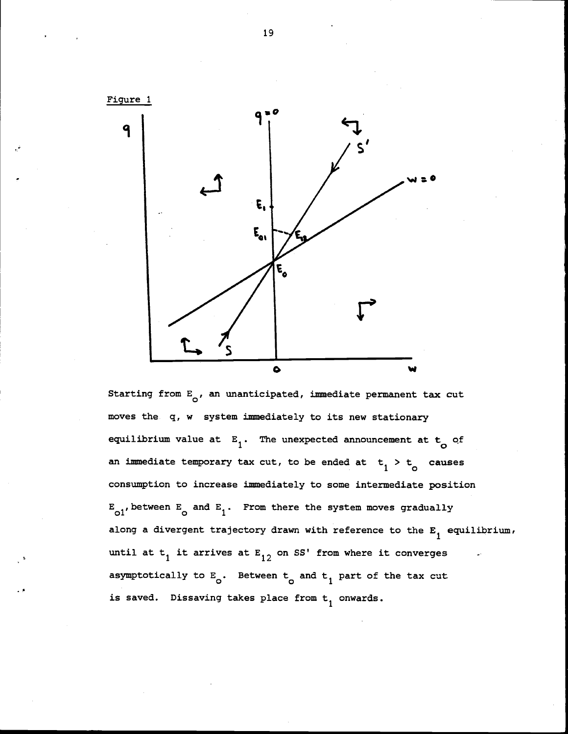Figure 1

Starting from $E_o$, an unanticipated, immediate permanent tax cut moves the $q$, $w$ system immediately to its new stationary equilibrium value at $E_1$. The unexpected announcement at $t_o$ of an immediate temporary tax cut, to be ended at $t_1 > t_o$ causes consumption to increase immediately to some intermediate position $E_{o1}$, between $E_o$ and $E_1$. From there the system moves gradually along a divergent trajectory drawn with reference to the $E_1$ equilibrium, until at $t_1$ it arrives at $E_{12}$ on SS' from where it converges asymptotically to $E_o$. Between $t_o$ and $t_1$ part of the tax cut is saved. Dissaving takes place from $t_1$ onwards.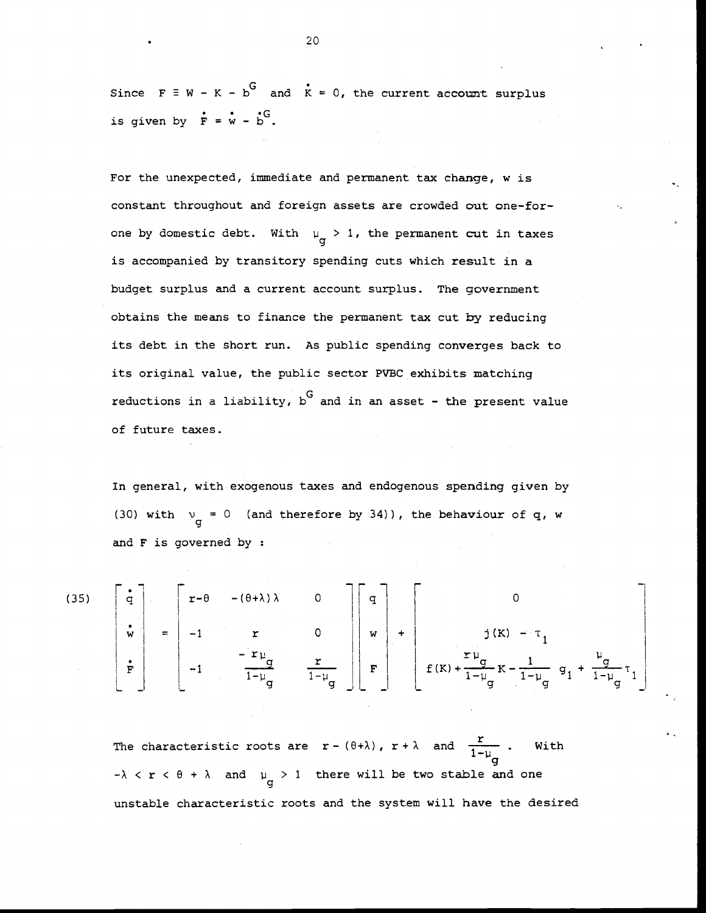Since $F \equiv W - K - b^G$ and $\dot{K} = 0$, the current account surplus is given by $\dot{F} = \dot{w} - \dot{b}^G$.

For the unexpected, immediate and permanent tax change, w is constant throughout and foreign assets are crowded out one-for-one by domestic debt. With $\mu_g > 1$, the permanent cut in taxes is accompanied by transitory spending cuts which result in a budget surplus and a current account surplus. The government obtains the means to finance the permanent tax cut by reducing its debt in the short run. As public spending converges back to its original value, the public sector PVBC exhibits matching reductions in a liability, $b^G$ and in an asset - the present value of future taxes.

In general, with exogenous taxes and endogenous spending given by (30) with $\nu_g = 0$ (and therefore by 34)), the behaviour of q, w and F is governed by :

$$
(35) \quad \begin{bmatrix} \dot{q} \\ \dot{w} \\ \dot{F} \end{bmatrix} = \begin{bmatrix} r-\theta & -(\theta+\lambda)\lambda & 0 \\ -1 & r & 0 \\ -1 & \frac{-r\mu_g}{1-\mu_g} & \frac{r}{1-\mu_g} \end{bmatrix} \begin{bmatrix} q \\ w \\ F \end{bmatrix} + \begin{bmatrix} 0 \\ j(K) - \tau_1 \\ f(K) + \frac{r\mu_g}{1-\mu_g}K - \frac{1}{1-\mu_g} g_1 + \frac{\mu_g}{1-\mu_g}\tau_1 \end{bmatrix}
$$

The characteristic roots are $r-(\theta+\lambda)$, $r+\lambda$ and $\frac{r}{1-\mu_g}$. With $-\lambda < r < \theta + \lambda$ and $\mu_g > 1$ there will be two stable and one unstable characteristic roots and the system will have the desired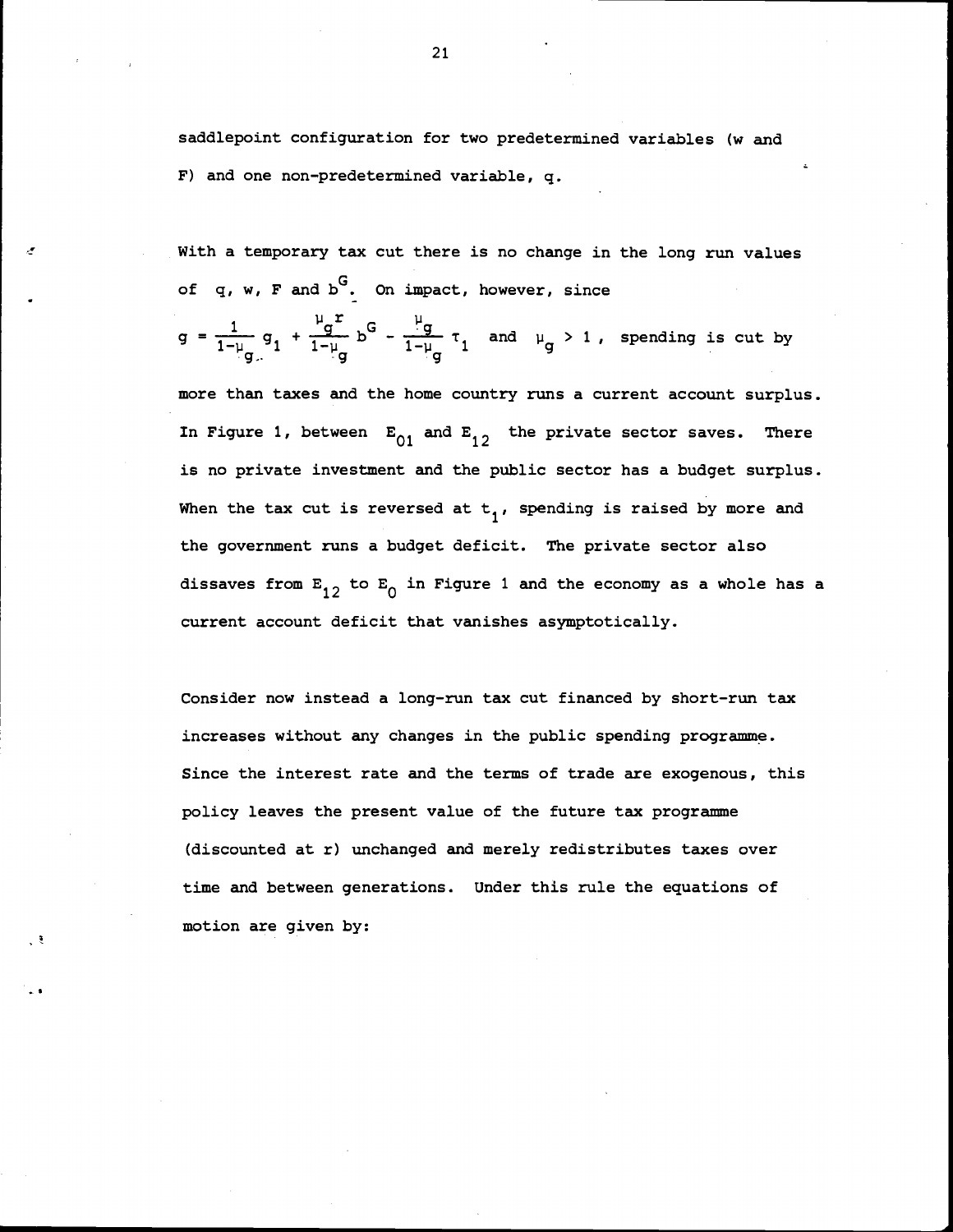saddlepoint configuration for two predetermined variables (w and F) and one non-predetermined variable, q.

With a temporary tax cut there is no change in the long run values of q, w, F and $b^G$. On impact, however, since $g = \frac{1}{1-\mu_g} g_1 + \frac{\mu_g r}{1-\mu_g} b^G - \frac{\mu_g}{1-\mu_g} \tau_1$ and $\mu_g > 1$, spending is cut by more than taxes and the home country runs a current account surplus. In Figure 1, between $E_{01}$ and $E_{12}$ the private sector saves. There is no private investment and the public sector has a budget surplus. When the tax cut is reversed at $t_1$, spending is raised by more and the government runs a budget deficit. The private sector also dissaves from $E_{12}$ to $E_0$ in Figure 1 and the economy as a whole has a current account deficit that vanishes asymptotically.

Consider now instead a long-run tax cut financed by short-run tax increases without any changes in the public spending programme. Since the interest rate and the terms of trade are exogenous, this policy leaves the present value of the future tax programme (discounted at r) unchanged and merely redistributes taxes over time and between generations. Under this rule the equations of motion are given by: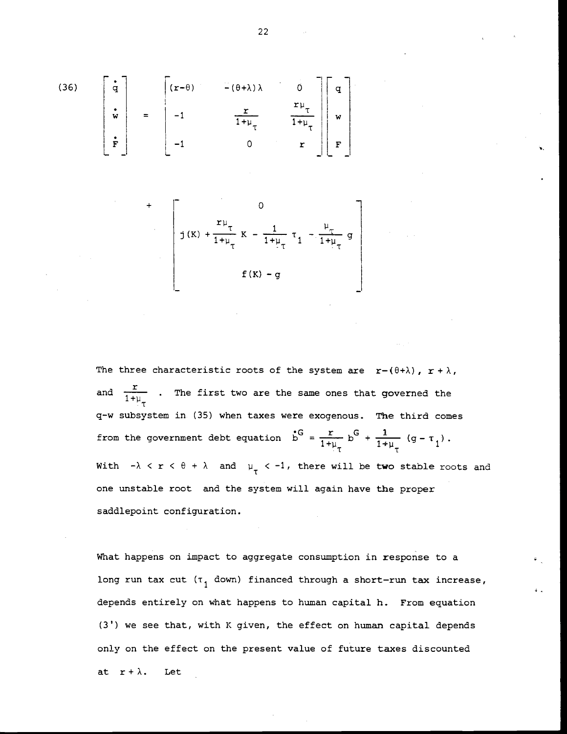$$(36) \quad \begin{bmatrix} \dot{q} \\ \dot{w} \\ \dot{F} \end{bmatrix} = \begin{bmatrix} (r-\theta) & -(\theta+\lambda)\lambda & 0 \\ -1 & \frac{r}{1+\mu_\tau} & \frac{r\mu_\tau}{1+\mu_\tau} \\ -1 & 0 & r \end{bmatrix} \begin{bmatrix} q \\ w \\ F \end{bmatrix}$$

$$+ \begin{bmatrix} 0 \\ j(K) + \frac{r\mu_\tau}{1+\mu_\tau} K - \frac{1}{1+\mu_\tau} \tau_1 - \frac{\mu_\tau}{1+\mu_\tau} g \\ f(K) - g \end{bmatrix}$$

The three characteristic roots of the system are $r-(\theta+\lambda)$, $r+\lambda$, and $\frac{r}{1+\mu_\tau}$. The first two are the same ones that governed the q-w subsystem in (35) when taxes were exogenous. The third comes from the government debt equation $\dot{b}^G = \frac{r}{1+\mu_\tau} b^G + \frac{1}{1+\mu_\tau} (g - \tau_1)$. With $-\lambda < r < \theta + \lambda$ and $\mu_\tau < -1$, there will be two stable roots and one unstable root and the system will again have the proper saddlepoint configuration.

What happens on impact to aggregate consumption in response to a long run tax cut ($\tau_1$ down) financed through a short-run tax increase, depends entirely on what happens to human capital h. From equation (3') we see that, with K given, the effect on human capital depends only on the effect on the present value of future taxes discounted at $r+\lambda$. Let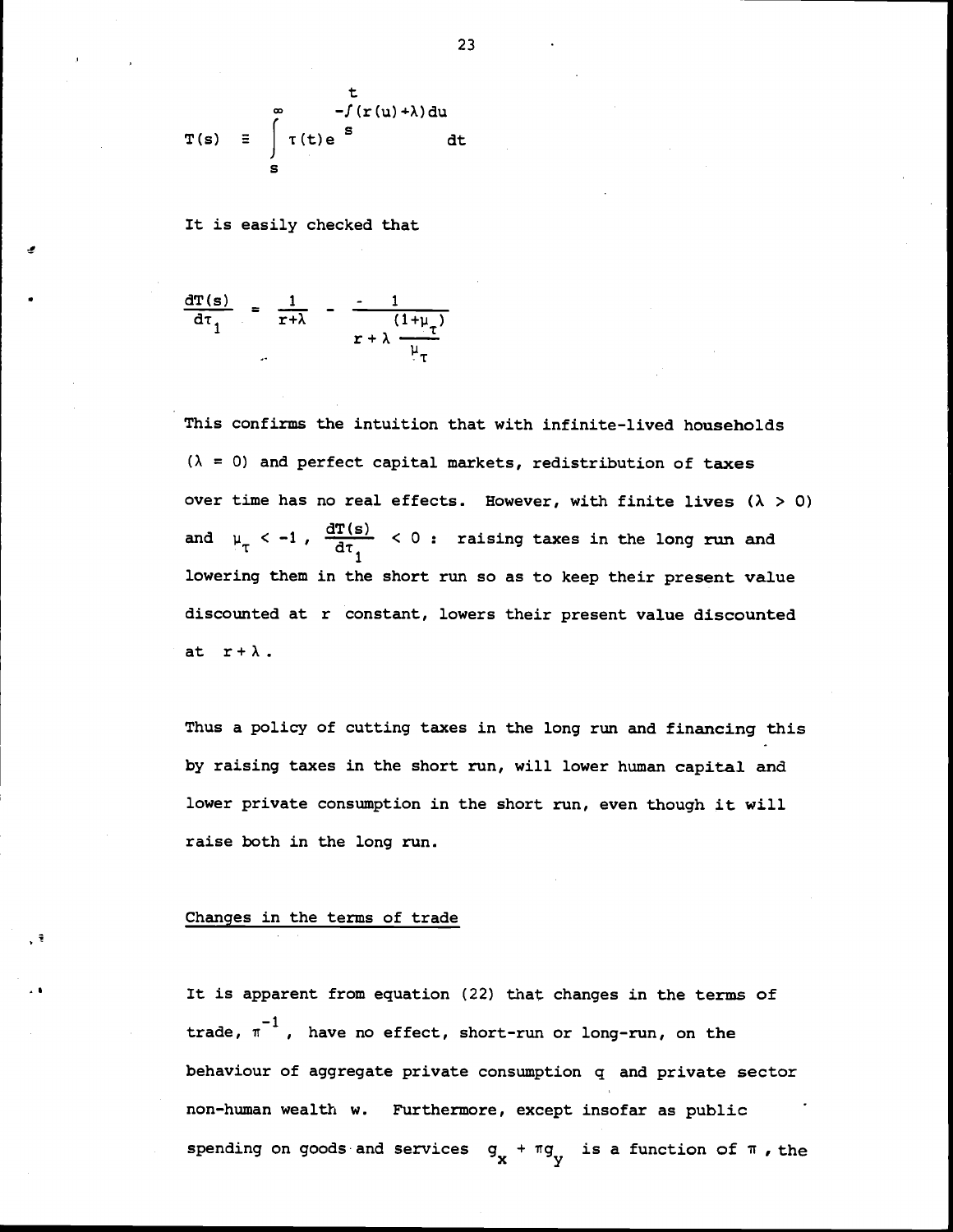$$T(s) \equiv \int_s^\infty \tau(t) e^{-\int_s^t (r(u)+\lambda)du} dt$$

It is easily checked that

$$\frac{dT(s)}{d\tau_1} = \frac{1}{r+\lambda} - \frac{-1}{r+\lambda\frac{(1+\mu_\tau)}{\mu_\tau}}$$

This confirms the intuition that with infinite-lived households ($\lambda = 0$) and perfect capital markets, redistribution of taxes over time has no real effects. However, with finite lives ($\lambda > 0$) and $\mu_\tau < -1$, $\frac{dT(s)}{d\tau_1} < 0$ : raising taxes in the long run and lowering them in the short run so as to keep their present value discounted at $r$ constant, lowers their present value discounted at $r + \lambda$.

Thus a policy of cutting taxes in the long run and financing this by raising taxes in the short run, will lower human capital and lower private consumption in the short run, even though it will raise both in the long run.

Changes in the terms of trade

It is apparent from equation (22) that changes in the terms of trade, $\pi^{-1}$, have no effect, short-run or long-run, on the behaviour of aggregate private consumption $q$ and private sector non-human wealth $w$. Furthermore, except insofar as public spending on goods and services $g_x + \pi g_y$ is a function of $\pi$, the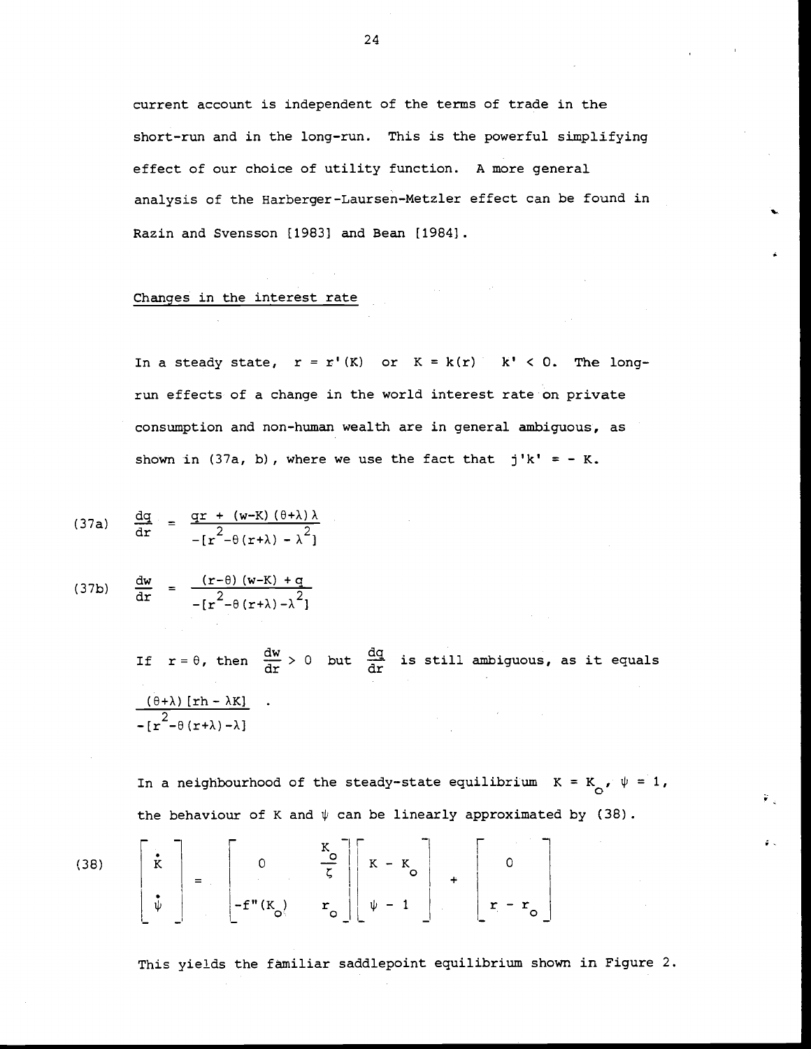current account is independent of the terms of trade in the short-run and in the long-run. This is the powerful simplifying effect of our choice of utility function. A more general analysis of the Harberger-Laursen-Metzler effect can be found in Razin and Svensson [1983] and Bean [1984].

## Changes in the interest rate

In a steady state, $r = r'(K)$ or $K = k(r)$ $k' < 0$. The long-run effects of a change in the world interest rate on private consumption and non-human wealth are in general ambiguous, as shown in (37a, b), where we use the fact that $j'k' = -K$.

$$\frac{dq}{dr} = \frac{qr + (w-K)(\theta+\lambda)\lambda}{-[r^2 - \theta(r+\lambda) - \lambda^2]} \tag{37a}$$

$$\frac{dw}{dr} = \frac{(r-\theta)(w-K) + q}{-[r^2 - \theta(r+\lambda) - \lambda^2]} \tag{37b}$$

If $r = \theta$, then $\frac{dw}{dr} > 0$ but $\frac{dq}{dr}$ is still ambiguous, as it equals $\frac{(\theta+\lambda)[rh - \lambda K]}{-[r^2 - \theta(r+\lambda) - \lambda]}$ .

In a neighbourhood of the steady-state equilibrium $K = K_o$, $\psi = 1$, the behaviour of K and $\psi$ can be linearly approximated by (38).

$$\begin{bmatrix} \dot{K} \\ \dot{\psi} \end{bmatrix} = \begin{bmatrix} 0 & \frac{K_o}{\zeta} \\ -f''(K_o) & r_o \end{bmatrix} \begin{bmatrix} K - K_o \\ \psi - 1 \end{bmatrix} + \begin{bmatrix} 0 \\ r - r_o \end{bmatrix} \tag{38}$$

This yields the familiar saddlepoint equilibrium shown in Figure 2.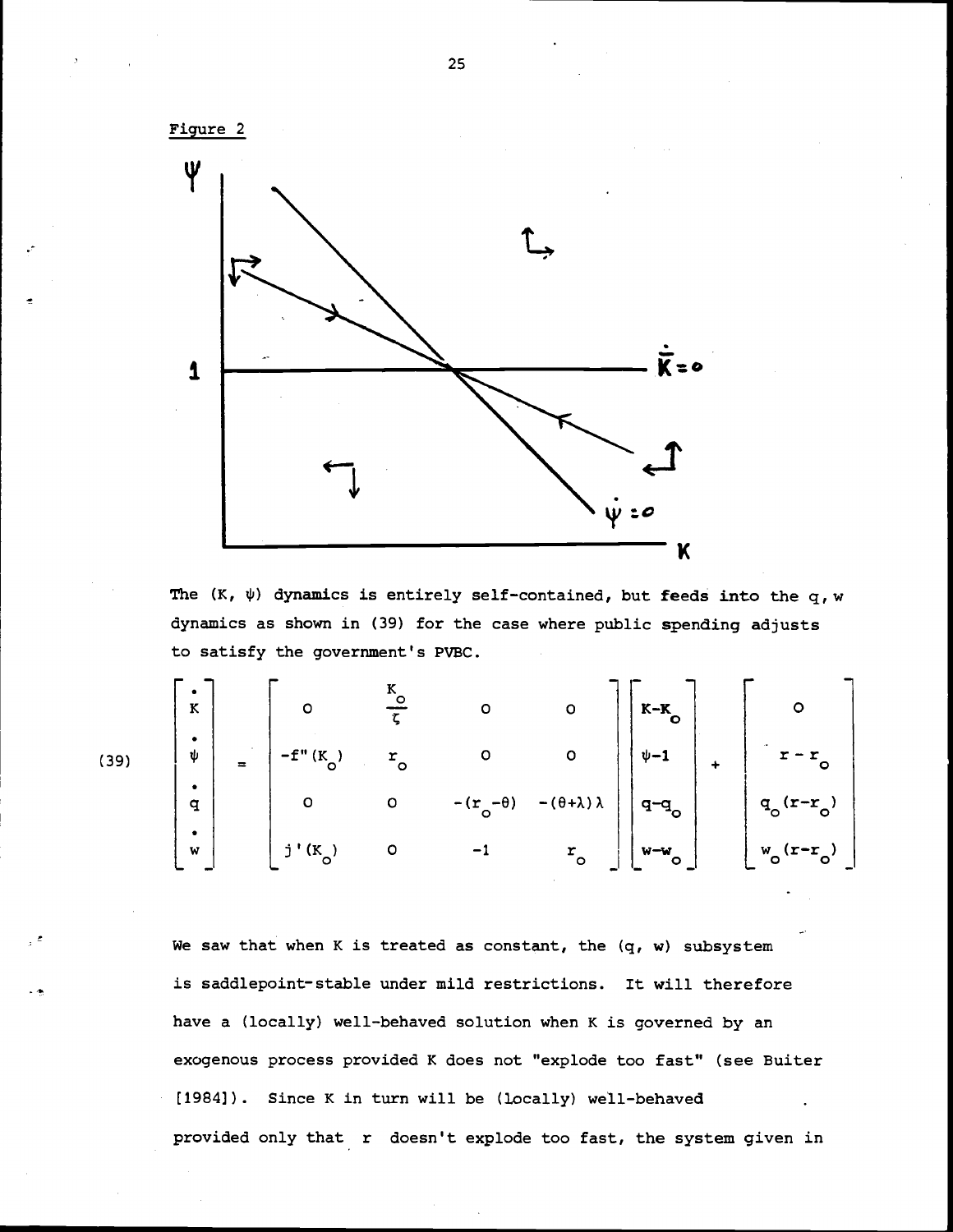Figure 2

The $(K, \psi)$ dynamics is entirely self-contained, but feeds into the q, w dynamics as shown in (39) for the case where public spending adjusts to satisfy the government's PVBC.

$$
(39) \qquad \begin{bmatrix} \dot{K} \\ \dot{\psi} \\ \dot{q} \\ \dot{w} \end{bmatrix} = \begin{bmatrix} 0 & \frac{K_o}{\zeta} & 0 & 0 \\ -f''(K_o) & r_o & 0 & 0 \\ 0 & 0 & -(r_o-\theta) & -(\theta+\lambda)\lambda \\ j'(K_o) & 0 & -1 & r_o \end{bmatrix} \begin{bmatrix} K-K_o \\ \psi-1 \\ q-q_o \\ w-w_o \end{bmatrix} + \begin{bmatrix} 0 \\ r-r_o \\ q_o(r-r_o) \\ w_o(r-r_o) \end{bmatrix}
$$

We saw that when K is treated as constant, the (q, w) subsystem is saddlepoint-stable under mild restrictions. It will therefore have a (locally) well-behaved solution when K is governed by an exogenous process provided K does not "explode too fast" (see Buiter [1984]). Since K in turn will be (locally) well-behaved provided only that r doesn't explode too fast, the system given in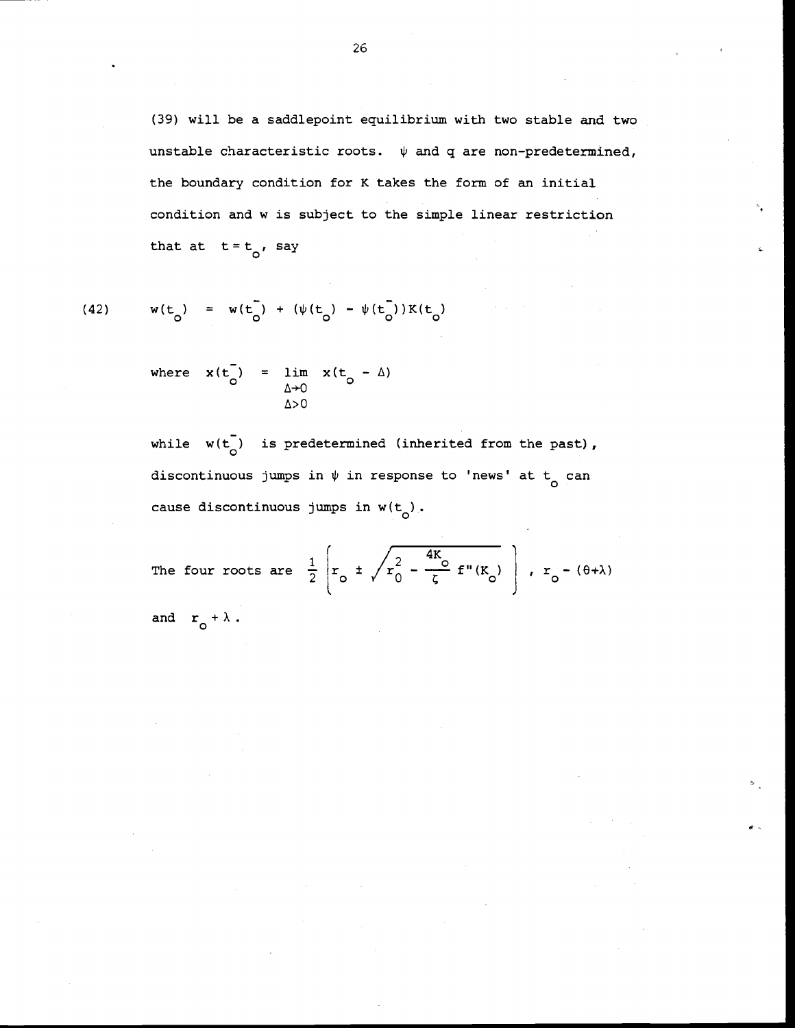(39) will be a saddlepoint equilibrium with two stable and two unstable characteristic roots. $\psi$ and $q$ are non-predetermined, the boundary condition for $K$ takes the form of an initial condition and $w$ is subject to the simple linear restriction that at $t = t_o$, say

$$w(t_o) = w(t_o^-) + (\psi(t_o) - \psi(t_o^-))K(t_o) \tag{42}$$

where $x(t_o^-) = \lim_{\substack{\Delta \to 0 \\ \Delta > 0}} x(t_o - \Delta)$

while $w(t_o^-)$ is predetermined (inherited from the past), discontinuous jumps in $\psi$ in response to 'news' at $t_o$ can cause discontinuous jumps in $w(t_o)$.

The four roots are $\frac{1}{2}\left[r_o \pm \sqrt{r_0^2 - \frac{4K_o}{\zeta} f''(K_o)}\,\right]$, $r_o - (\theta+\lambda)$ and $r_o + \lambda$.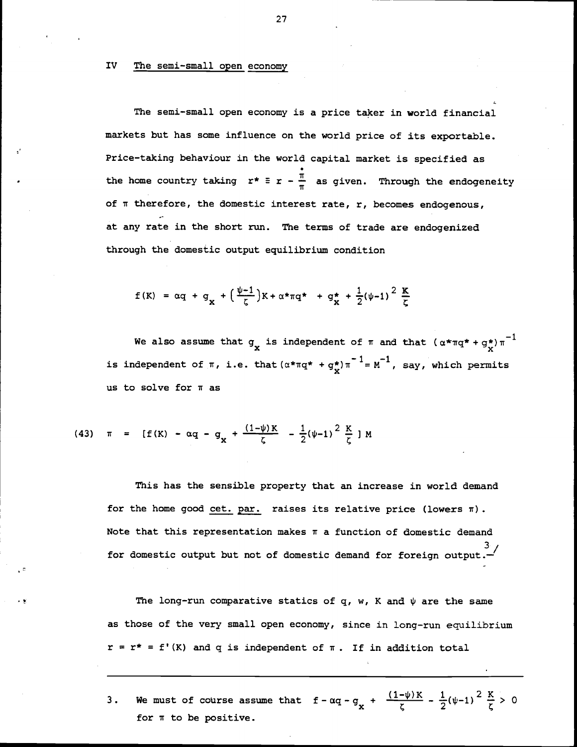## IV The semi-small open economy

The semi-small open economy is a price taker in world financial markets but has some influence on the world price of its exportable. Price-taking behaviour in the world capital market is specified as the home country taking $r^* \equiv r - \frac{\dot{\pi}}{\pi}$ as given. Through the endogeneity of $\pi$ therefore, the domestic interest rate, $r$, becomes endogenous, at any rate in the short run. The terms of trade are endogenized through the domestic output equilibrium condition

$$f(K) = \alpha q + g_x + \left(\frac{\psi-1}{\zeta}\right)K + \alpha^*\pi q^* + g_x^* + \frac{1}{2}(\psi-1)^2 \frac{K}{\zeta}$$

We also assume that $g_x$ is independent of $\pi$ and that $(\alpha^*\pi q^* + g_x^*)\pi^{-1}$ is independent of $\pi$, i.e. that $(\alpha^*\pi q^* + g_x^*)\pi^{-1} = M^{-1}$, say, which permits us to solve for $\pi$ as

$$(43) \quad \pi = \left[f(K) - \alpha q - g_x + \frac{(1-\psi)K}{\zeta} - \frac{1}{2}(\psi-1)^2 \frac{K}{\zeta}\right] M$$

This has the sensible property that an increase in world demand for the home good cet. par. raises its relative price (lowers $\pi$). Note that this representation makes $\pi$ a function of domestic demand for domestic output but not of domestic demand for foreign output.[3]

The long-run comparative statics of $q$, $w$, $K$ and $\psi$ are the same as those of the very small open economy, since in long-run equilibrium $r = r^* = f'(K)$ and $q$ is independent of $\pi$. If in addition total

---

3. We must of course assume that $f - \alpha q - g_x + \frac{(1-\psi)K}{\zeta} - \frac{1}{2}(\psi-1)^2 \frac{K}{\zeta} > 0$ for $\pi$ to be positive.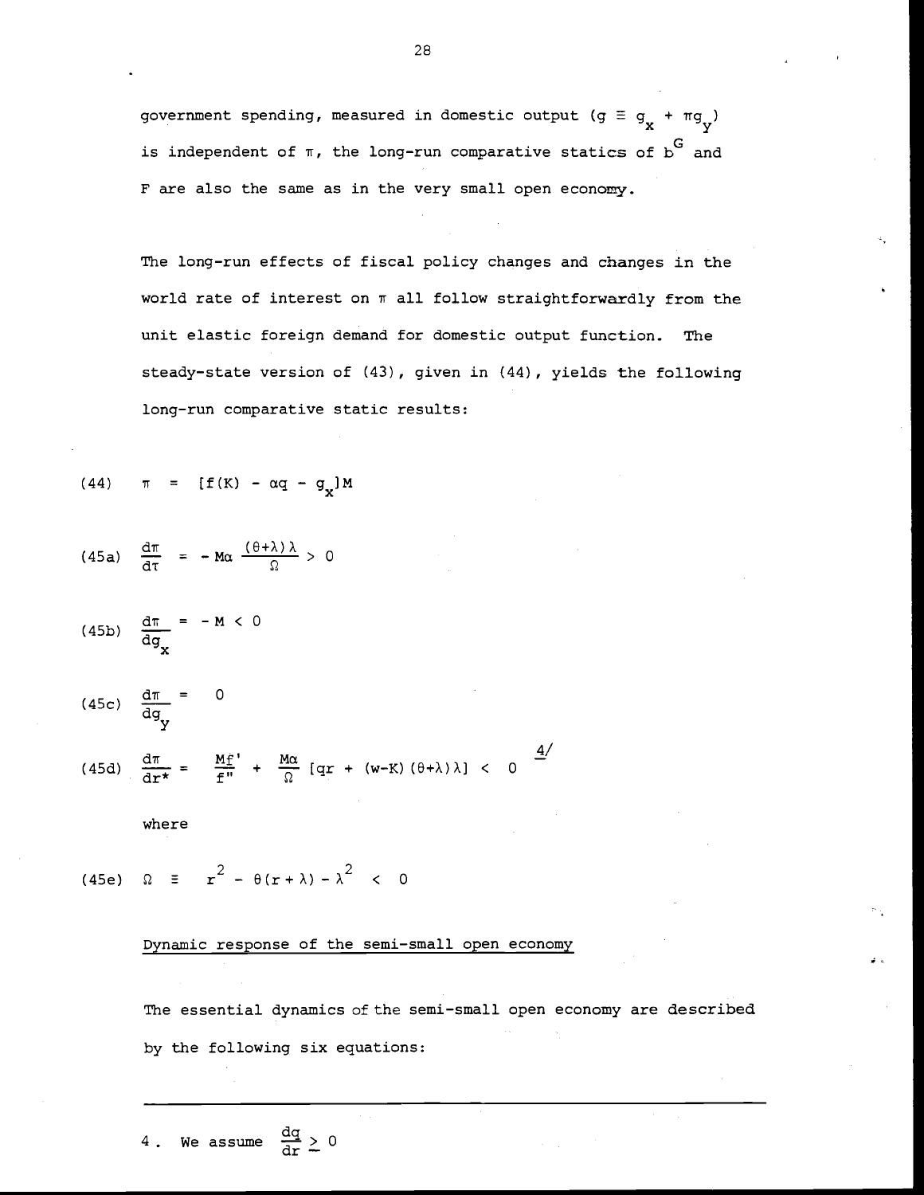government spending, measured in domestic output ($g \equiv g_x + \pi g_y$) is independent of $\pi$, the long-run comparative statics of $b^G$ and F are also the same as in the very small open economy.

The long-run effects of fiscal policy changes and changes in the world rate of interest on $\pi$ all follow straightforwardly from the unit elastic foreign demand for domestic output function. The steady-state version of (43), given in (44), yields the following long-run comparative static results:

$$(44) \quad \pi = [f(K) - \alpha q - g_x]M$$

$$(45a) \quad \frac{d\pi}{d\tau} = -M\alpha \frac{(\theta+\lambda)\lambda}{\Omega} > 0$$

$$(45b) \quad \frac{d\pi}{dg_x} = -M < 0$$

$$(45c) \quad \frac{d\pi}{dg_y} = 0$$

$$(45d) \quad \frac{d\pi}{dr^*} = \frac{Mf'}{f''} + \frac{M\alpha}{\Omega}[qr + (w-K)(\theta+\lambda)\lambda] < 0$$ [4]

where

$$(45e) \quad \Omega \equiv r^2 - \theta(r+\lambda) - \lambda^2 < 0$$

### Dynamic response of the semi-small open economy

The essential dynamics of the semi-small open economy are described by the following six equations:

---

4. We assume $\frac{dq}{dr} \geq 0$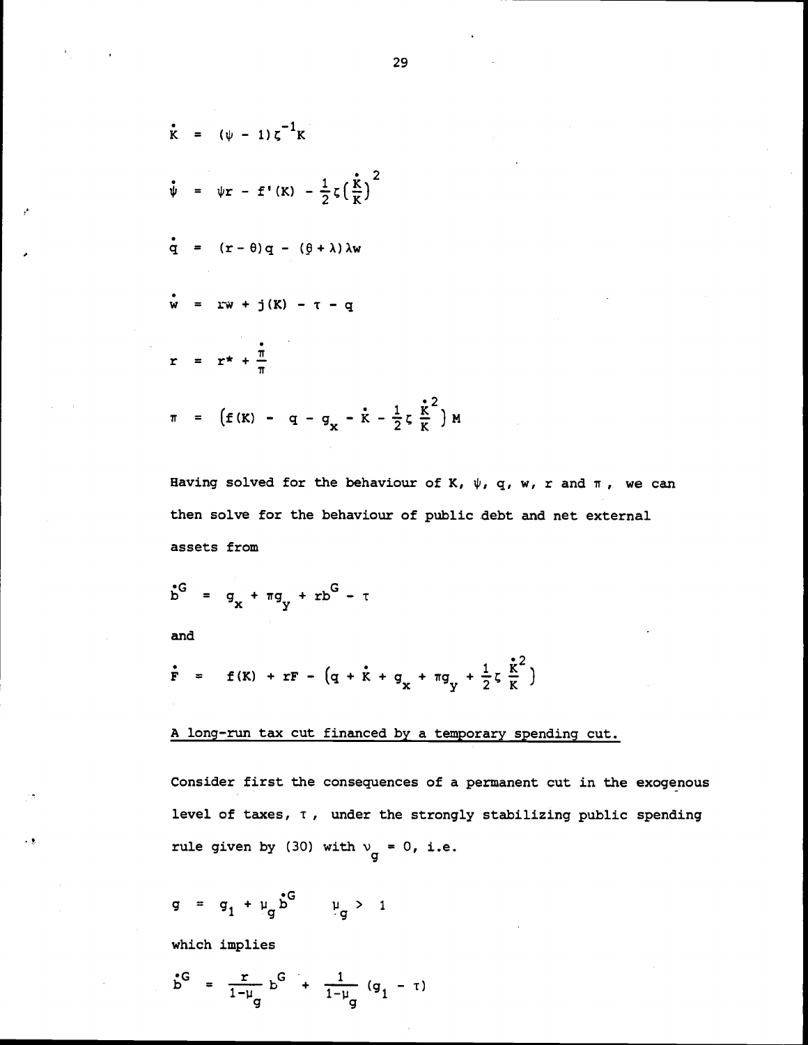$$\dot{K} = (\psi - 1)\zeta^{-1}K$$

$$\dot{\psi} = \psi r - f'(K) - \frac{1}{2}\zeta\left(\frac{\dot{K}}{K}\right)^2$$

$$\dot{q} = (r - \theta)q - (\theta + \lambda)\lambda w$$

$$\dot{w} = rw + j(K) - \tau - q$$

$$r = r^* + \frac{\dot{\pi}}{\pi}$$

$$\pi = \left(f(K) - q - g_x - \dot{K} - \frac{1}{2}\zeta\frac{\dot{K}^2}{K}\right)M$$

Having solved for the behaviour of $K$, $\psi$, $q$, $w$, $r$ and $\pi$, we can then solve for the behaviour of public debt and net external assets from

$$\dot{b}^G = g_x + \pi g_y + rb^G - \tau$$

and

$$\dot{F} = f(K) + rF - \left(q + \dot{K} + g_x + \pi g_y + \frac{1}{2}\zeta\frac{\dot{K}^2}{K}\right)$$

<u>A long-run tax cut financed by a temporary spending cut.</u>

Consider first the consequences of a permanent cut in the exogenous level of taxes, $\tau$, under the strongly stabilizing public spending rule given by (30) with $\nu_g = 0$, i.e.

$$g = g_1 + \mu_g\dot{b}^G \qquad \mu_g > 1$$

which implies

$$\dot{b}^G = \frac{r}{1-\mu_g}b^G + \frac{1}{1-\mu_g}(g_1 - \tau)$$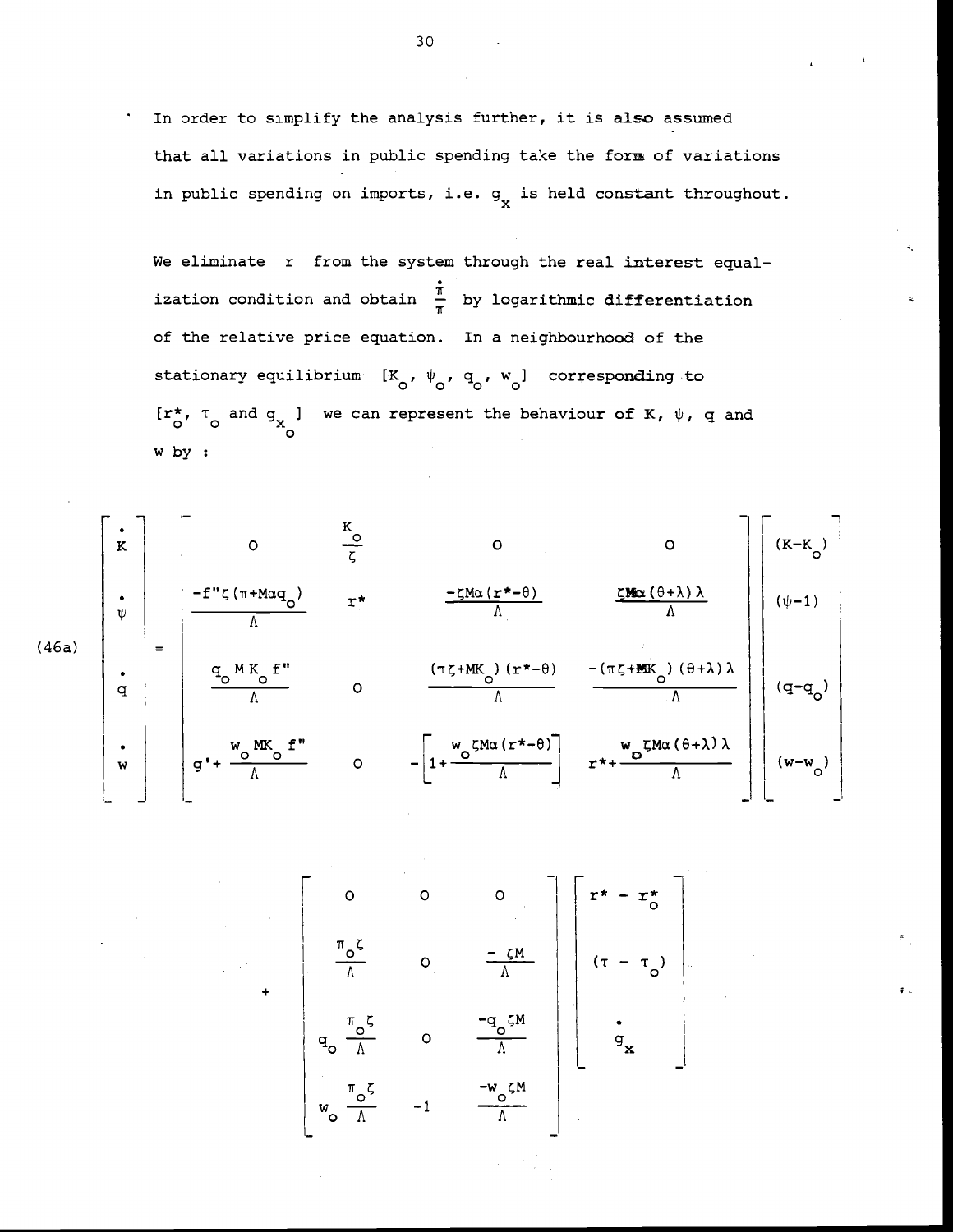In order to simplify the analysis further, it is also assumed that all variations in public spending take the form of variations in public spending on imports, i.e. $g_x$ is held constant throughout.

We eliminate $r$ from the system through the real interest equalization condition and obtain $\frac{\dot{\pi}}{\pi}$ by logarithmic differentiation of the relative price equation. In a neighbourhood of the stationary equilibrium $[K_o, \psi_o, q_o, w_o]$ corresponding to $[r^*_o, \tau_o$ and $g_{x_o}]$ we can represent the behaviour of $K$, $\psi$, $q$ and $w$ by :

$$
\text{(46a)} \quad
\begin{bmatrix} \dot{K} \\ \dot{\psi} \\ \dot{q} \\ \dot{w} \end{bmatrix}
=
\begin{bmatrix}
0 & \frac{K_o}{\zeta} & 0 & 0 \\
\frac{-f''\zeta(\pi+M\alpha q_o)}{\Lambda} & r^* & \frac{-\zeta M\alpha(r^*-\theta)}{\Lambda} & \frac{\zeta M\alpha(\theta+\lambda)\lambda}{\Lambda} \\
\frac{q_o M K_o f''}{\Lambda} & 0 & \frac{(\pi\zeta+MK_o)(r^*-\theta)}{\Lambda} & \frac{-(\pi\zeta+MK_o)(\theta+\lambda)\lambda}{\Lambda} \\
g' + \frac{w_o MK_o f''}{\Lambda} & 0 & -\left[1+\frac{w_o\zeta M\alpha(r^*-\theta)}{\Lambda}\right] & r^* + \frac{w_o\zeta M\alpha(\theta+\lambda)\lambda}{\Lambda}
\end{bmatrix}
\begin{bmatrix} (K-K_o) \\ (\psi-1) \\ (q-q_o) \\ (w-w_o) \end{bmatrix}
$$

$$
+
\begin{bmatrix}
0 & 0 & 0 \\
\frac{\pi_o\zeta}{\Lambda} & 0 & \frac{-\zeta M}{\Lambda} \\
q_o\frac{\pi_o\zeta}{\Lambda} & 0 & \frac{-q_o\zeta M}{\Lambda} \\
w_o\frac{\pi_o\zeta}{\Lambda} & -1 & \frac{-w_o\zeta M}{\Lambda}
\end{bmatrix}
\begin{bmatrix} r^* - r^*_o \\ (\tau - \tau_o) \\ \dot{g}_x \end{bmatrix}
$$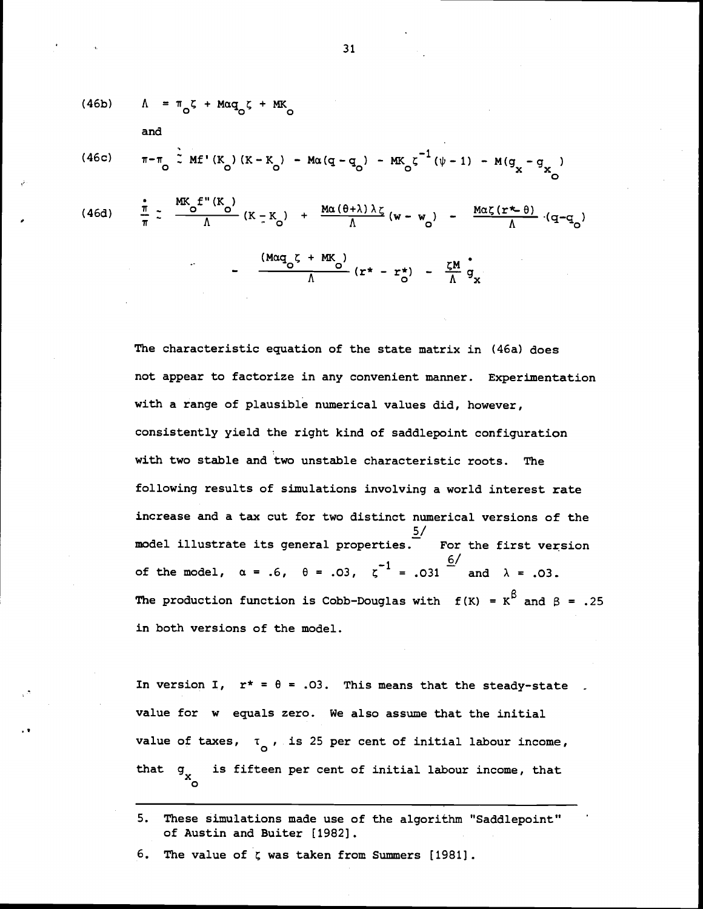$$(46b) \quad \Lambda = \pi_o \zeta + M\alpha q_o \zeta + MK_o$$

and

$$(46c) \quad \pi - \pi_o \simeq Mf'(K_o)(K - K_o) - M\alpha(q - q_o) - MK_o \zeta^{-1}(\psi - 1) - M(g_x - g_{x_o})$$

$$(46d) \quad \frac{\dot{\pi}}{\pi} \simeq \frac{MK_o f''(K_o)}{\Lambda}(K - K_o) + \frac{M\alpha(\theta+\lambda)\lambda\zeta}{\Lambda}(w - w_o) - \frac{M\alpha\zeta(r^* - \theta)}{\Lambda}\cdot(q - q_o)$$

$$- \frac{(M\alpha q_o \zeta + MK_o)}{\Lambda}(r^* - r^*_o) - \frac{\zeta M}{\Lambda}\dot{g}_x$$

The characteristic equation of the state matrix in (46a) does not appear to factorize in any convenient manner. Experimentation with a range of plausible numerical values did, however, consistently yield the right kind of saddlepoint configuration with two stable and two unstable characteristic roots. The following results of simulations involving a world interest rate increase and a tax cut for two distinct numerical versions of the model illustrate its general properties.[5] For the first version of the model, $\alpha = .6$, $\theta = .03$, $\zeta^{-1} = .031$ [6] and $\lambda = .03$. The production function is Cobb-Douglas with $f(K) = K^{\beta}$ and $\beta = .25$ in both versions of the model.

In version I, $r^* = \theta = .03$. This means that the steady-state value for $w$ equals zero. We also assume that the initial value of taxes, $\tau_o$, is 25 per cent of initial labour income, that $g_{x_o}$ is fifteen per cent of initial labour income, that

---

5. These simulations made use of the algorithm "Saddlepoint" of Austin and Buiter [1982].

6. The value of $\zeta$ was taken from Summers [1981].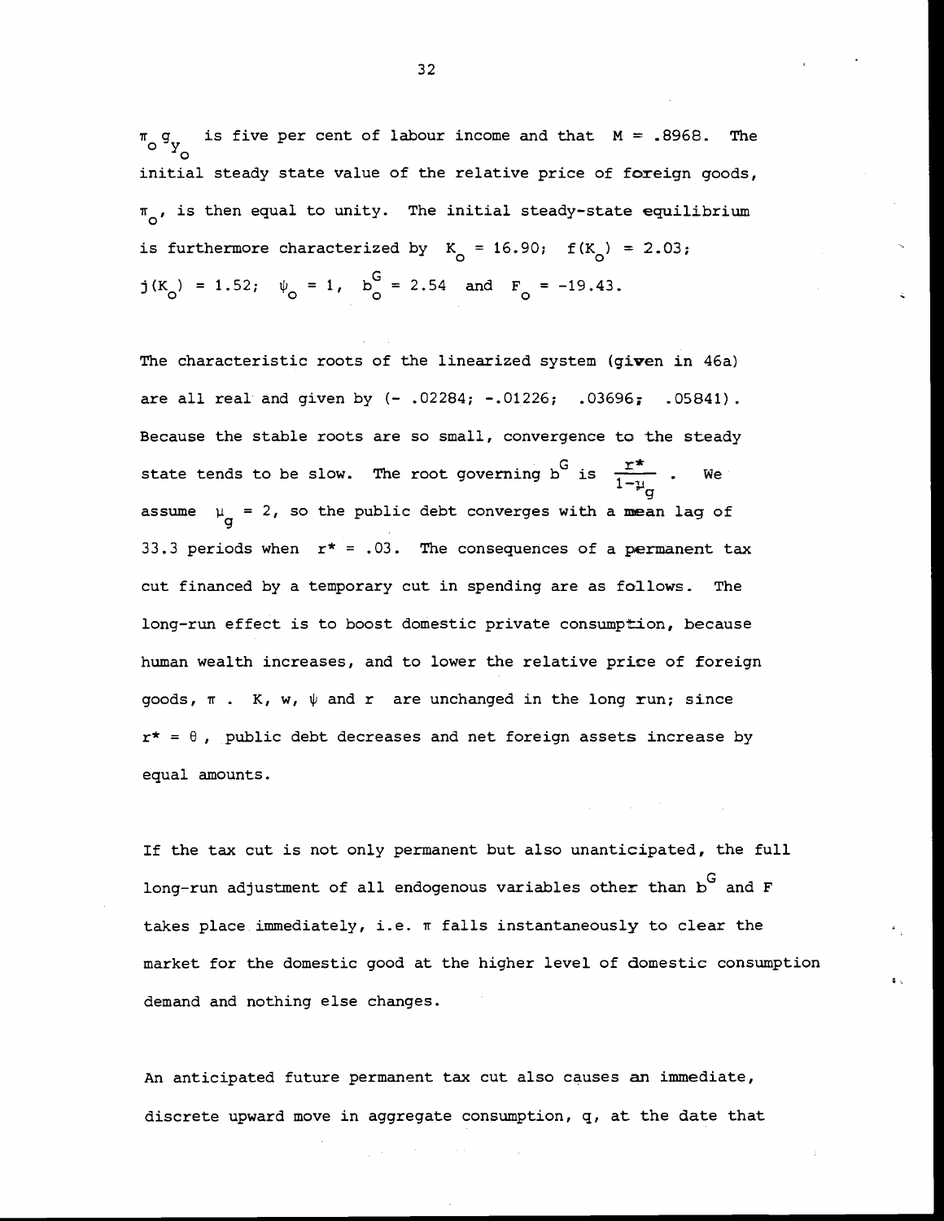$\pi_o g_{y_o}$ is five per cent of labour income and that $M = .8968$. The initial steady state value of the relative price of foreign goods, $\pi_o$, is then equal to unity. The initial steady-state equilibrium is furthermore characterized by $K_o = 16.90$; $f(K_o) = 2.03$; $j(K_o) = 1.52$; $\psi_o = 1$, $b_o^G = 2.54$ and $F_o = -19.43$.

The characteristic roots of the linearized system (given in 46a) are all real and given by (- .02284; -.01226; .03696; .05841). Because the stable roots are so small, convergence to the steady state tends to be slow. The root governing $b^G$ is $\frac{r^*}{1-\mu_g}$. We assume $\mu_g = 2$, so the public debt converges with a mean lag of 33.3 periods when $r^* = .03$. The consequences of a permanent tax cut financed by a temporary cut in spending are as follows. The long-run effect is to boost domestic private consumption, because human wealth increases, and to lower the relative price of foreign goods, $\pi$. K, w, $\psi$ and r are unchanged in the long run; since $r^* = \theta$, public debt decreases and net foreign assets increase by equal amounts.

If the tax cut is not only permanent but also unanticipated, the full long-run adjustment of all endogenous variables other than $b^G$ and F takes place immediately, i.e. $\pi$ falls instantaneously to clear the market for the domestic good at the higher level of domestic consumption demand and nothing else changes.

An anticipated future permanent tax cut also causes an immediate, discrete upward move in aggregate consumption, q, at the date that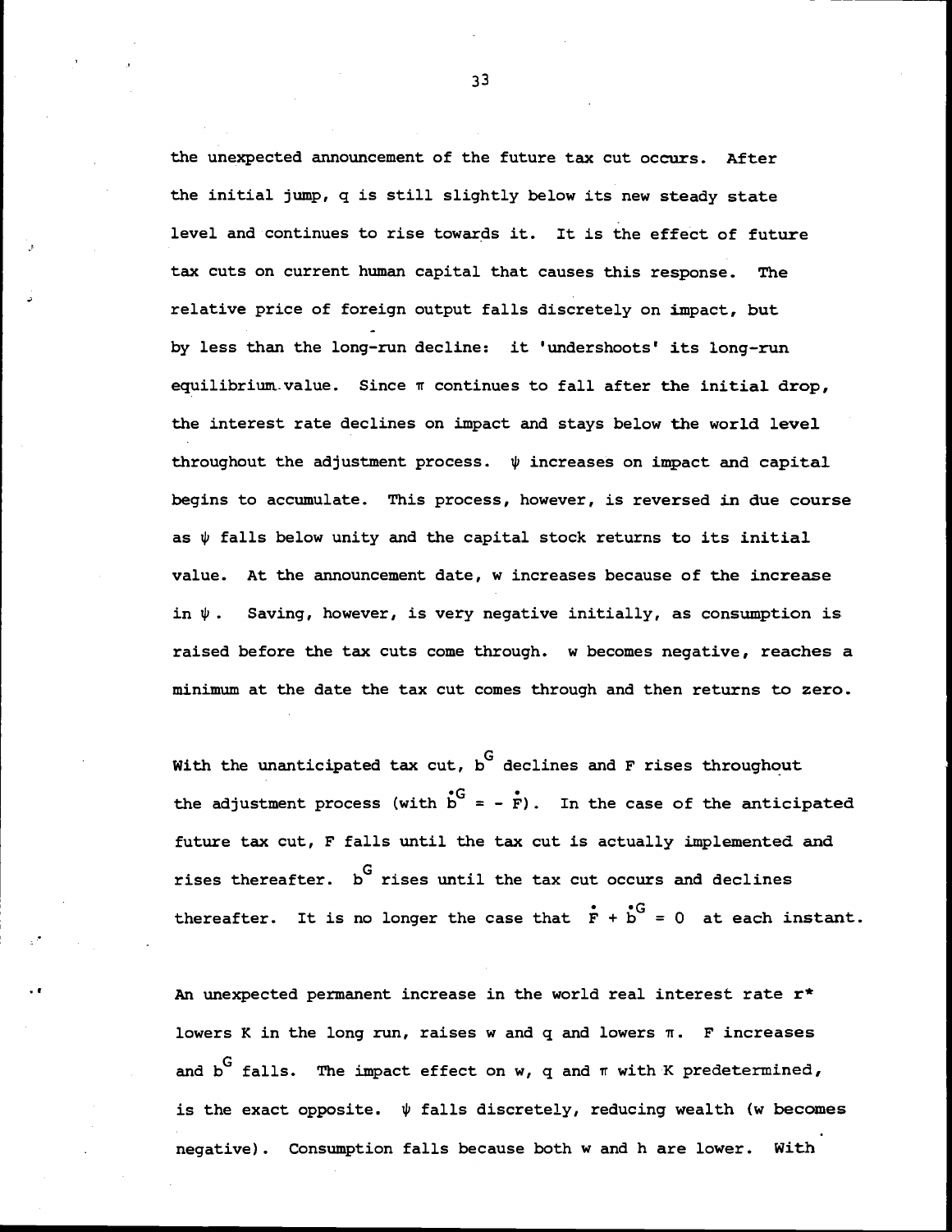the unexpected announcement of the future tax cut occurs. After the initial jump, $q$ is still slightly below its new steady state level and continues to rise towards it. It is the effect of future tax cuts on current human capital that causes this response. The relative price of foreign output falls discretely on impact, but by less than the long-run decline: it 'undershoots' its long-run equilibrium value. Since $\pi$ continues to fall after the initial drop, the interest rate declines on impact and stays below the world level throughout the adjustment process. $\psi$ increases on impact and capital begins to accumulate. This process, however, is reversed in due course as $\psi$ falls below unity and the capital stock returns to its initial value. At the announcement date, $w$ increases because of the increase in $\psi$. Saving, however, is very negative initially, as consumption is raised before the tax cuts come through. $w$ becomes negative, reaches a minimum at the date the tax cut comes through and then returns to zero.

With the unanticipated tax cut, $b^G$ declines and $F$ rises throughout the adjustment process (with $\dot{b}^G = -\dot{F}$). In the case of the anticipated future tax cut, $F$ falls until the tax cut is actually implemented and rises thereafter. $b^G$ rises until the tax cut occurs and declines thereafter. It is no longer the case that $\dot{F} + \dot{b}^G = 0$ at each instant.

An unexpected permanent increase in the world real interest rate $r^*$ lowers $K$ in the long run, raises $w$ and $q$ and lowers $\pi$. $F$ increases and $b^G$ falls. The impact effect on $w$, $q$ and $\pi$ with $K$ predetermined, is the exact opposite. $\psi$ falls discretely, reducing wealth ($w$ becomes negative). Consumption falls because both $w$ and $h$ are lower. With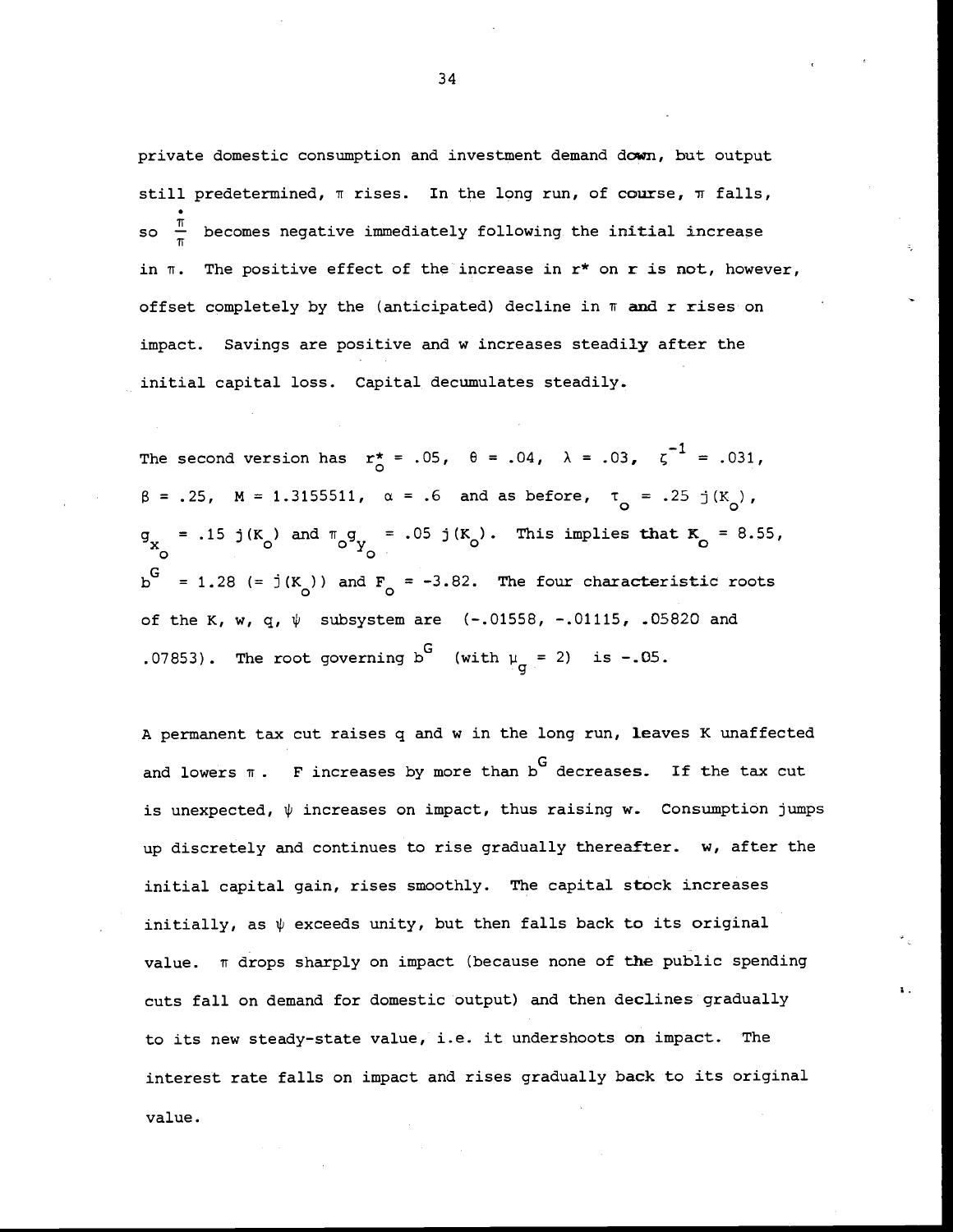private domestic consumption and investment demand down, but output still predetermined, $\pi$ rises. In the long run, of course, $\pi$ falls, so $\frac{\dot{\pi}}{\pi}$ becomes negative immediately following the initial increase in $\pi$. The positive effect of the increase in $r^*$ on $r$ is not, however, offset completely by the (anticipated) decline in $\pi$ and $r$ rises on impact. Savings are positive and $w$ increases steadily after the initial capital loss. Capital decumulates steadily.

The second version has $r^*_o = .05$, $\theta = .04$, $\lambda = .03$, $\zeta^{-1} = .031$, $\beta = .25$, $M = 1.3155511$, $\alpha = .6$ and as before, $\tau_o = .25\ j(K_o)$, $g_{x_o} = .15\ j(K_o)$ and $\pi_o g_{y_o} = .05\ j(K_o)$. This implies that $K_o = 8.55$, $b^G = 1.28$ ($= j(K_o)$) and $F_o = -3.82$. The four characteristic roots of the $K$, $w$, $q$, $\psi$ subsystem are (-.01558, -.01115, .05820 and .07853). The root governing $b^G$ (with $\mu_g = 2$) is -.05.

A permanent tax cut raises $q$ and $w$ in the long run, leaves $K$ unaffected and lowers $\pi$. $F$ increases by more than $b^G$ decreases. If the tax cut is unexpected, $\psi$ increases on impact, thus raising $w$. Consumption jumps up discretely and continues to rise gradually thereafter. $w$, after the initial capital gain, rises smoothly. The capital stock increases initially, as $\psi$ exceeds unity, but then falls back to its original value. $\pi$ drops sharply on impact (because none of the public spending cuts fall on demand for domestic output) and then declines gradually to its new steady-state value, i.e. it undershoots on impact. The interest rate falls on impact and rises gradually back to its original value.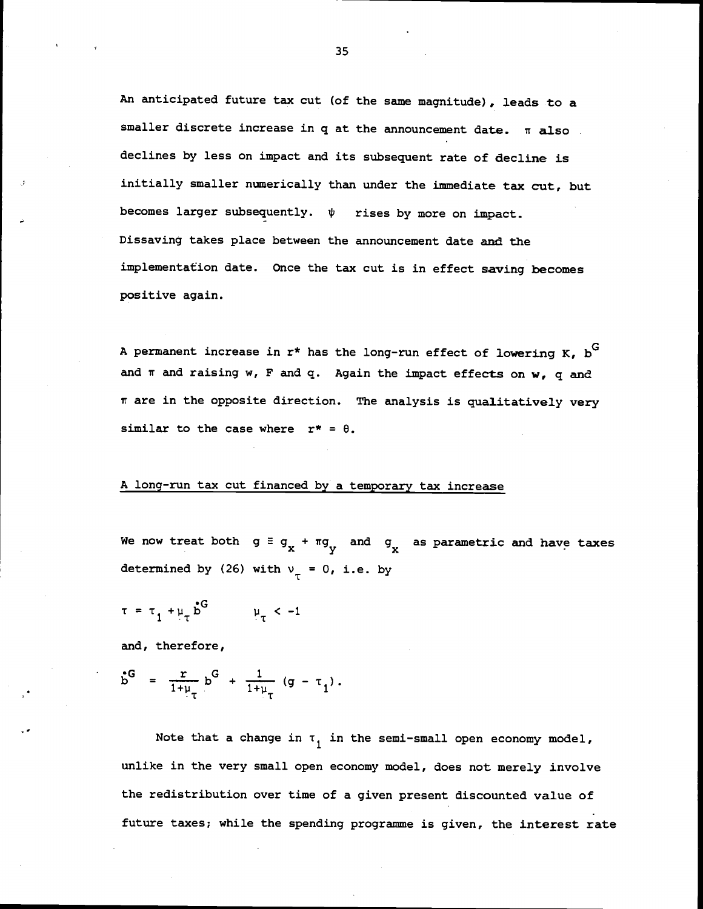An anticipated future tax cut (of the same magnitude), leads to a smaller discrete increase in q at the announcement date. $\pi$ also declines by less on impact and its subsequent rate of decline is initially smaller numerically than under the immediate tax cut, but becomes larger subsequently. $\psi$ rises by more on impact. Dissaving takes place between the announcement date and the implementation date. Once the tax cut is in effect saving becomes positive again.

A permanent increase in r* has the long-run effect of lowering K, $b^G$ and $\pi$ and raising w, F and q. Again the impact effects on w, q and $\pi$ are in the opposite direction. The analysis is qualitatively very similar to the case where $r^* = \theta$.

## A long-run tax cut financed by a temporary tax increase

We now treat both $g \equiv g_x + \pi g_y$ and $g_x$ as parametric and have taxes determined by (26) with $\nu_\tau = 0$, i.e. by

$$\tau = \tau_1 + \mu_\tau \dot{b}^G \qquad \mu_\tau < -1$$

and, therefore,

$$\dot{b}^G = \frac{r}{1+\mu_\tau} b^G + \frac{1}{1+\mu_\tau} (g - \tau_1).$$

Note that a change in $\tau_1$ in the semi-small open economy model, unlike in the very small open economy model, does not merely involve the redistribution over time of a given present discounted value of future taxes; while the spending programme is given, the interest rate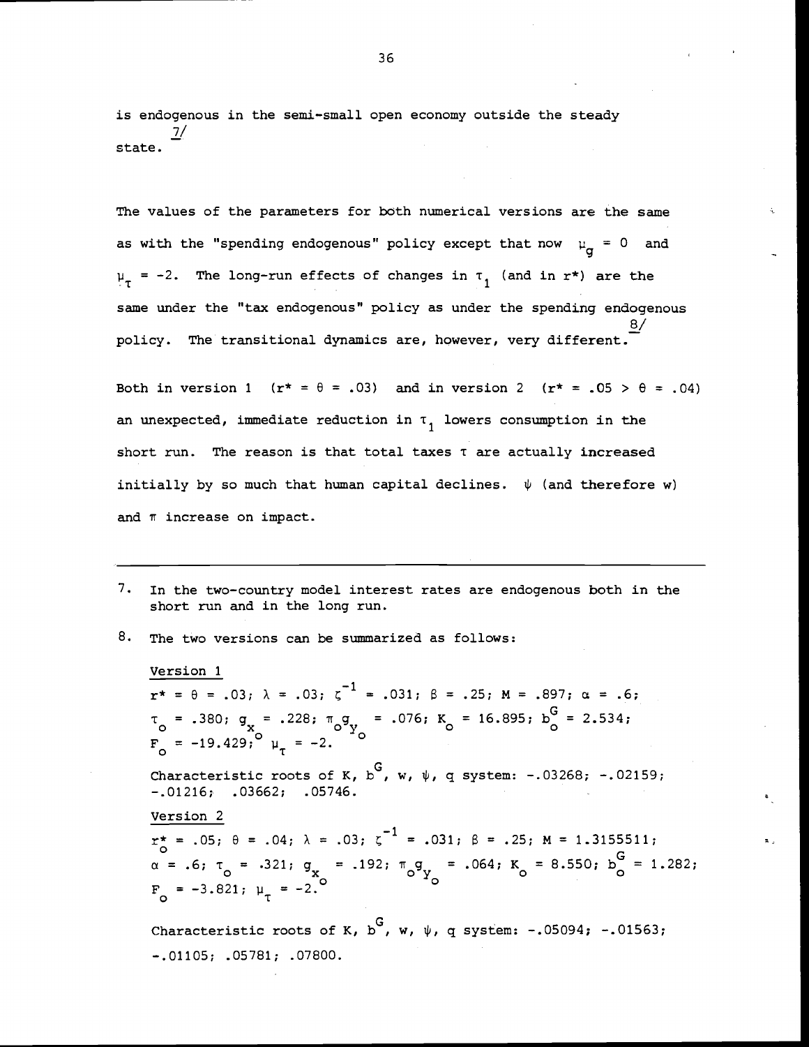is endogenous in the semi-small open economy outside the steady state.[7/]

The values of the parameters for both numerical versions are the same as with the "spending endogenous" policy except that now $\mu_g = 0$ and $\mu_\tau = -2$. The long-run effects of changes in $\tau_1$ (and in $r^*$) are the same under the "tax endogenous" policy as under the spending endogenous policy. The transitional dynamics are, however, very different.[8/]

Both in version 1 $(r^* = \theta = .03)$ and in version 2 $(r^* = .05 > \theta = .04)$ an unexpected, immediate reduction in $\tau_1$ lowers consumption in the short run. The reason is that total taxes $\tau$ are actually increased initially by so much that human capital declines. $\psi$ (and therefore w) and $\pi$ increase on impact.

---

7. In the two-country model interest rates are endogenous both in the short run and in the long run.

8. The two versions can be summarized as follows:

Version 1

$r^* = \theta = .03$; $\lambda = .03$; $\zeta^{-1} = .031$; $\beta = .25$; $M = .897$; $\alpha = .6$; $\tau_o = .380$; $g_{x_o} = .228$; $\pi_o g_{y_o} = .076$; $K_o = 16.895$; $b_o^G = 2.534$; $F_o = -19.429$; $\mu_\tau = -2$.

Characteristic roots of K, $b^G$, w, $\psi$, q system: -.03268; -.02159; -.01216; .03662; .05746.

Version 2

$r_o^* = .05$; $\theta = .04$; $\lambda = .03$; $\zeta^{-1} = .031$; $\beta = .25$; $M = 1.3155511$; $\alpha = .6$; $\tau_o = .321$; $g_{x_o} = .192$; $\pi_o g_{y_o} = .064$; $K_o = 8.550$; $b_o^G = 1.282$; $F_o = -3.821$; $\mu_\tau = -2$.

Characteristic roots of K, $b^G$, w, $\psi$, q system: -.05094; -.01563; -.01105; .05781; .07800.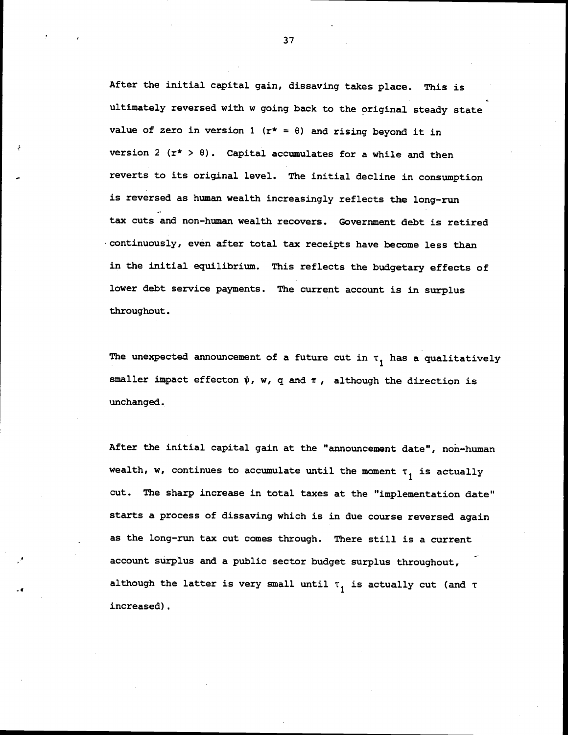After the initial capital gain, dissaving takes place. This is ultimately reversed with w going back to the original steady state value of zero in version 1 ($r^* = \theta$) and rising beyond it in version 2 ($r^* > \theta$). Capital accumulates for a while and then reverts to its original level. The initial decline in consumption is reversed as human wealth increasingly reflects the long-run tax cuts and non-human wealth recovers. Government debt is retired continuously, even after total tax receipts have become less than in the initial equilibrium. This reflects the budgetary effects of lower debt service payments. The current account is in surplus throughout.

The unexpected announcement of a future cut in $\tau_1$ has a qualitatively smaller impact effecton $\psi$, w, q and $\pi$, although the direction is unchanged.

After the initial capital gain at the "announcement date", non-human wealth, w, continues to accumulate until the moment $\tau_1$ is actually cut. The sharp increase in total taxes at the "implementation date" starts a process of dissaving which is in due course reversed again as the long-run tax cut comes through. There still is a current account surplus and a public sector budget surplus throughout, although the latter is very small until $\tau_1$ is actually cut (and $\tau$ increased).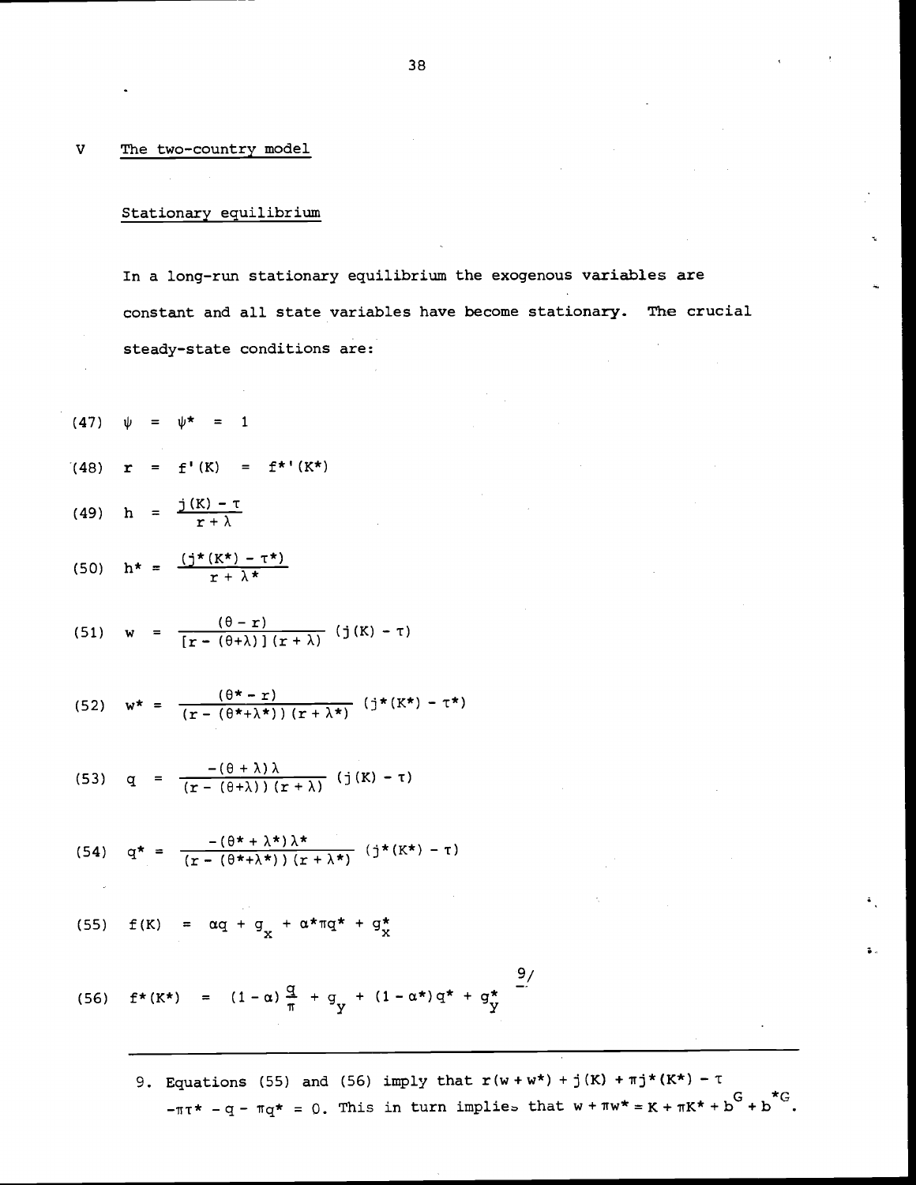## V The two-country model

### Stationary equilibrium

In a long-run stationary equilibrium the exogenous variables are constant and all state variables have become stationary. The crucial steady-state conditions are:

$$(47) \quad \psi = \psi^* = 1$$

$$(48) \quad r = f'(K) = f^{*\prime}(K^*)$$

$$(49) \quad h = \frac{j(K) - \tau}{r + \lambda}$$

$$(50) \quad h^* = \frac{(j^*(K^*) - \tau^*)}{r + \lambda^*}$$

$$(51) \quad w = \frac{(\theta - r)}{[r - (\theta + \lambda)](r + \lambda)} (j(K) - \tau)$$

$$(52) \quad w^* = \frac{(\theta^* - r)}{(r - (\theta^* + \lambda^*))(r + \lambda^*)} (j^*(K^*) - \tau^*)$$

$$(53) \quad q = \frac{-(\theta + \lambda)\lambda}{(r - (\theta + \lambda))(r + \lambda)} (j(K) - \tau)$$

$$(54) \quad q^* = \frac{-(\theta^* + \lambda^*)\lambda^*}{(r - (\theta^* + \lambda^*))(r + \lambda^*)} (j^*(K^*) - \tau)$$

$$(55) \quad f(K) = \alpha q + g_x + \alpha^* \pi q^* + g_x^*$$

$$(56) \quad f^*(K^*) = (1 - \alpha)\frac{q}{\pi} + g_y + (1 - \alpha^*) q^* + g_y^*$$ [9]

9. Equations (55) and (56) imply that $r(w + w^*) + j(K) + \pi j^*(K^*) - \tau - \pi\tau^* - q - \pi q^* = 0$. This in turn implies that $w + \pi w^* = K + \pi K^* + b^G + b^{*G}$.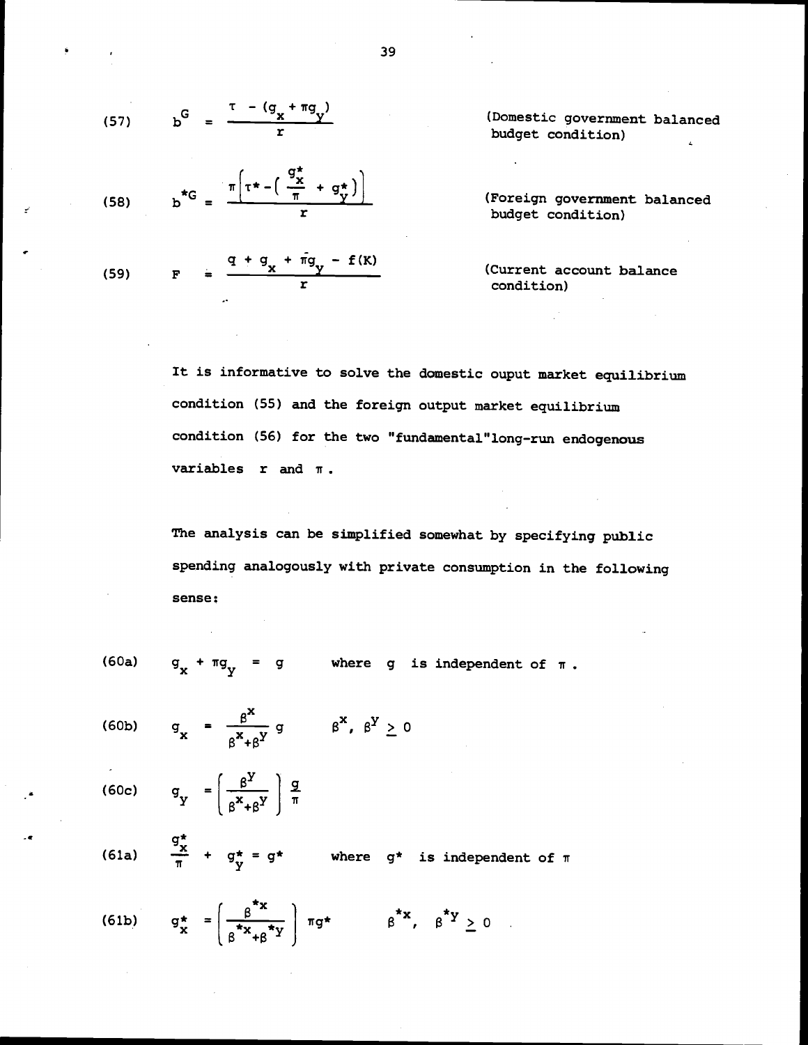$$(57) \qquad b^G = \frac{\tau - (g_x + \pi g_y)}{r} \qquad \text{(Domestic government balanced budget condition)}$$

$$(58) \qquad b^{*G} = \frac{\pi\left[\tau^* - \left(\frac{g_x^*}{\pi} + g_y^*\right)\right]}{r} \qquad \text{(Foreign government balanced budget condition)}$$

$$(59) \qquad F = \frac{q + g_x + \pi g_y - f(K)}{r} \qquad \text{(Current account balance condition)}$$

It is informative to solve the domestic ouput market equilibrium condition (55) and the foreign output market equilibrium condition (56) for the two "fundamental"long-run endogenous variables $r$ and $\pi$.

The analysis can be simplified somewhat by specifying public spending analogously with private consumption in the following sense:

$$(60a) \qquad g_x + \pi g_y = g \qquad \text{where } g \text{ is independent of } \pi .$$

$$(60b) \qquad g_x = \frac{\beta^x}{\beta^x + \beta^y} g \qquad \beta^x, \beta^y \geq 0$$

$$(60c) \qquad g_y = \left(\frac{\beta^y}{\beta^x + \beta^y}\right) \frac{g}{\pi}$$

$$(61a) \qquad \frac{g_x^*}{\pi} + g_y^* = g^* \qquad \text{where } g^* \text{ is independent of } \pi$$

$$(61b) \qquad g_x^* = \left(\frac{\beta^{*x}}{\beta^{*x} + \beta^{*y}}\right) \pi g^* \qquad \beta^{*x}, \beta^{*y} \geq 0$$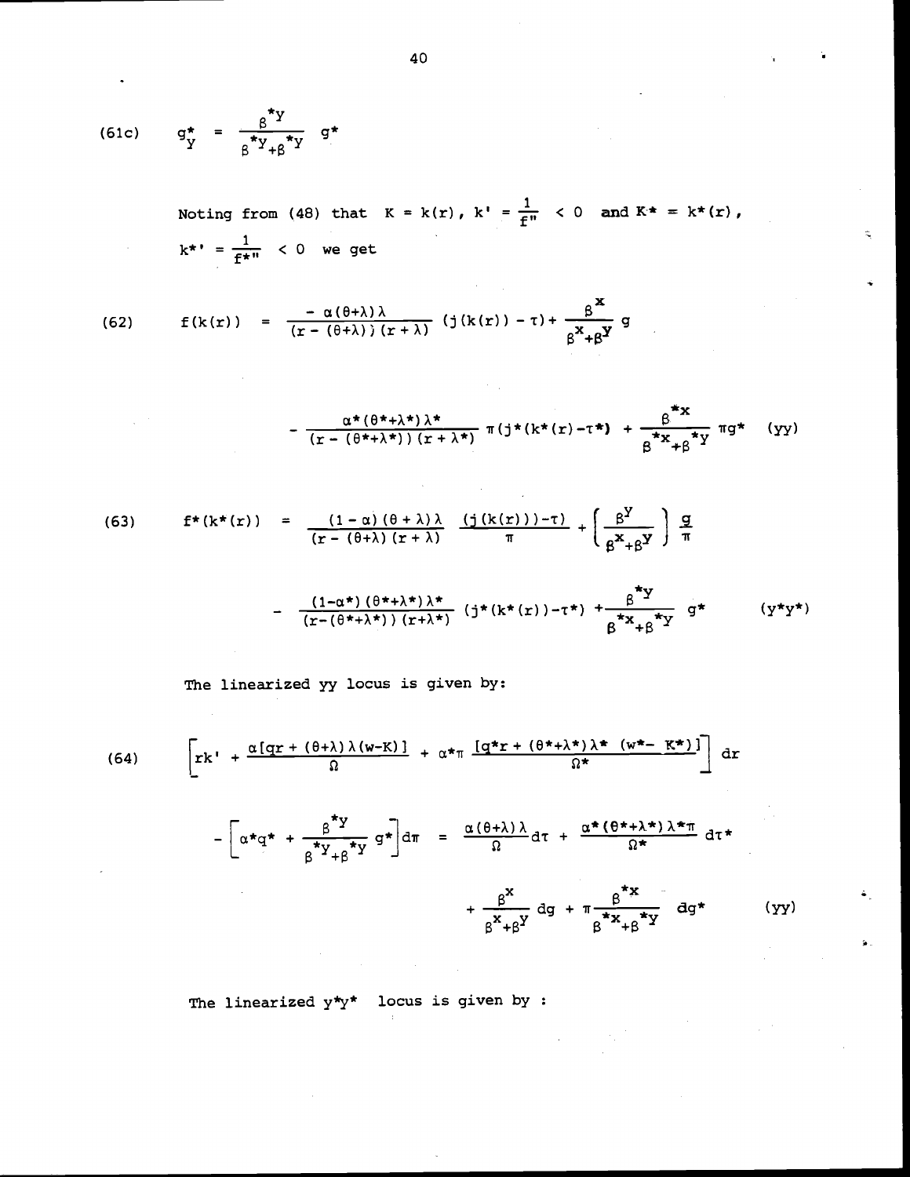$$(61c) \qquad g_y^* = \frac{\beta^{*y}}{\beta^{*y}+\beta^{*y}} \; g^*$$

Noting from (48) that $K = k(r)$, $k' = \frac{1}{f''} < 0$ and $K^* = k^*(r)$, $k^{*\prime} = \frac{1}{f^{*\prime\prime}} < 0$ we get

$$(62) \qquad f(k(r)) = \frac{-\alpha(\theta+\lambda)\lambda}{(r-(\theta+\lambda))(r+\lambda)} (j(k(r)) - \tau) + \frac{\beta^x}{\beta^x+\beta^y} g$$

$$- \frac{\alpha^*(\theta^*+\lambda^*)\lambda^*}{(r-(\theta^*+\lambda^*))(r+\lambda^*)} \pi(j^*(k^*(r)-\tau^*) + \frac{\beta^{*x}}{\beta^{*x}+\beta^{*y}} \pi g^* \qquad (yy)$$

$$(63) \qquad f^*(k^*(r)) = \frac{(1-\alpha)(\theta+\lambda)\lambda}{(r-(\theta+\lambda)(r+\lambda)} \; \frac{(j(k(r)))-\tau)}{\pi} + \left(\frac{\beta^y}{\beta^x+\beta^y}\right) \frac{g}{\pi}$$

$$- \frac{(1-\alpha^*)(\theta^*+\lambda^*)\lambda^*}{(r-(\theta^*+\lambda^*))(r+\lambda^*)} (j^*(k^*(r))-\tau^*) + \frac{\beta^{*y}}{\beta^{*x}+\beta^{*y}} \; g^* \qquad (y^*y^*)$$

The linearized yy locus is given by:

$$(64) \qquad \left[rk' + \frac{\alpha[qr + (\theta+\lambda)\lambda(w-K)]}{\Omega} + \alpha^*\pi \; \frac{[q^*r + (\theta^*+\lambda^*)\lambda^* \; (w^*- \; K^*)]}{\Omega^*}\right] dr$$

$$- \left[\alpha^*q^* + \frac{\beta^{*y}}{\beta^{*y}+\beta^{*y}} \; g^*\right] d\pi = \frac{\alpha(\theta+\lambda)\lambda}{\Omega} d\tau + \frac{\alpha^*(\theta^*+\lambda^*)\lambda^*\pi}{\Omega^*} d\tau^*$$

$$+ \frac{\beta^x}{\beta^x+\beta^y} dg + \pi \frac{\beta^{*x}}{\beta^{*x}+\beta^{*y}} \; dg^* \qquad (yy)$$

The linearized $y^*y^*$ locus is given by :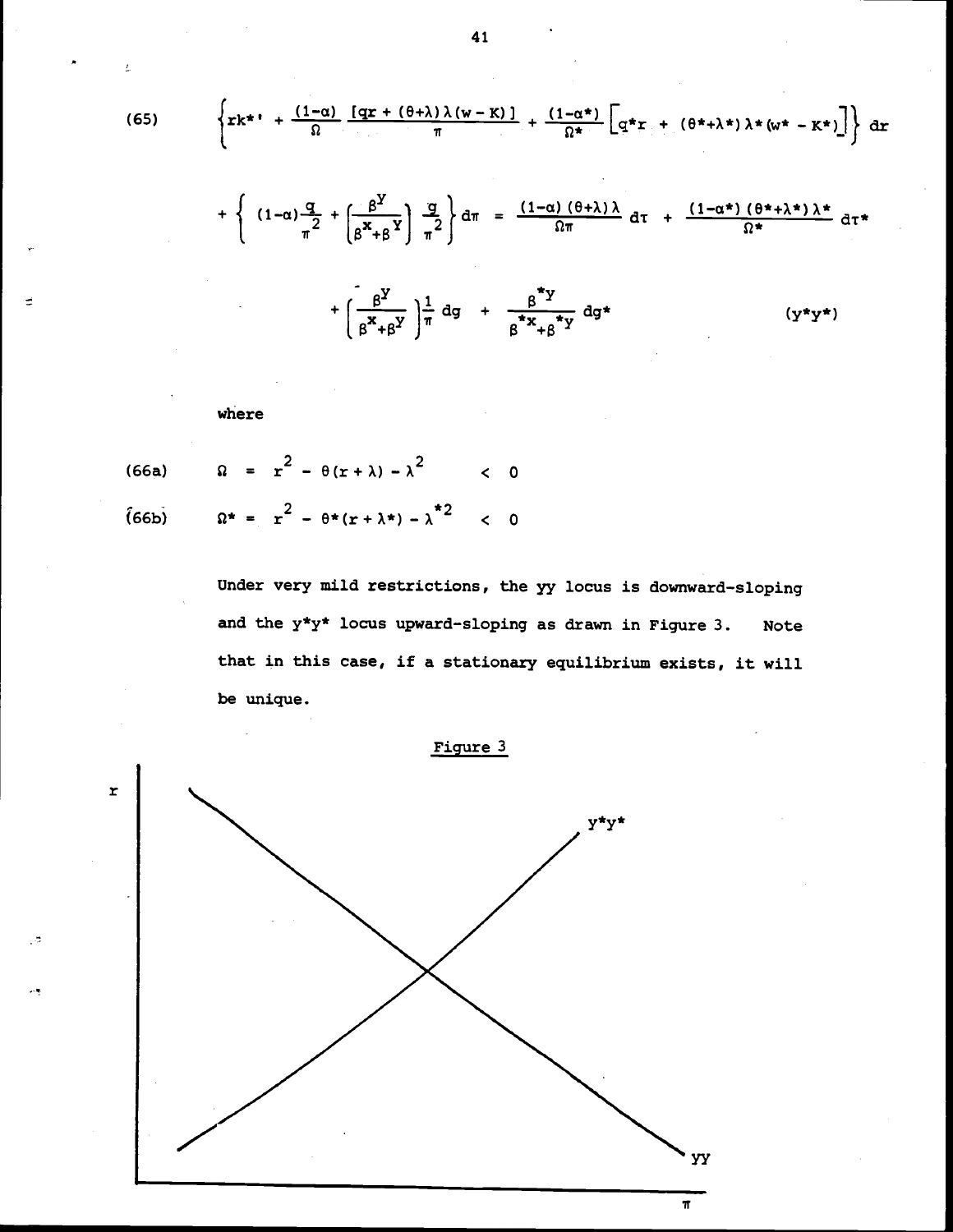(65)
$$\left\{rk^{*\prime} + \frac{(1-\alpha)}{\Omega}\frac{[qr + (\theta+\lambda)\lambda(w-K)]}{\pi} + \frac{(1-\alpha^*)}{\Omega^*}\Big[q^*r + (\theta^*+\lambda^*)\lambda^*(w^*-K^*)\Big]\right\}dr$$

$$+\left\{(1-\alpha)\frac{q}{\pi^2} + \left(\frac{\beta^y}{\beta^x+\beta^y}\right)\frac{q}{\pi^2}\right\}d\pi = \frac{(1-\alpha)(\theta+\lambda)\lambda}{\Omega\pi}d\tau + \frac{(1-\alpha^*)(\theta^*+\lambda^*)\lambda^*}{\Omega^*}d\tau^*$$

$$+\left(\frac{\beta^y}{\beta^x+\beta^y}\right)\frac{1}{\pi}dg + \frac{\beta^{*y}}{\beta^{*x}+\beta^{*y}}dg^* \qquad (y^*y^*)$$

where

(66a) $$\Omega = r^2 - \theta(r+\lambda) - \lambda^2 \quad < 0$$

(66b) $$\Omega^* = r^2 - \theta^*(r+\lambda^*) - \lambda^{*2} \quad < 0$$

Under very mild restrictions, the yy locus is downward-sloping and the y*y* locus upward-sloping as drawn in Figure 3. Note that in this case, if a stationary equilibrium exists, it will be unique.

Figure 3

[Figure: vertical axis $r$, horizontal axis $\pi$; downward-sloping yy locus and upward-sloping y*y* locus intersecting once.]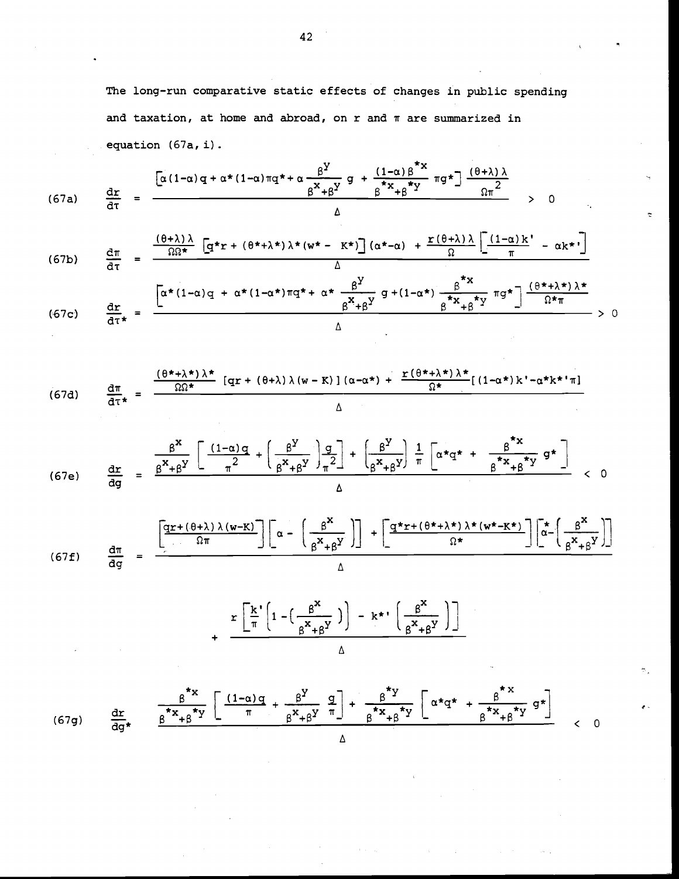The long-run comparative static effects of changes in public spending and taxation, at home and abroad, on r and π are summarized in equation (67a, i).

$$\text{(67a)} \qquad \frac{dr}{d\tau} = \frac{\left[\alpha(1-\alpha)q + \alpha^*(1-\alpha)\pi q^* + \alpha\frac{\beta^y}{\beta^x+\beta^y}g + \frac{(1-\alpha)\beta^{*x}}{\beta^{*x}+\beta^{*y}}\pi g^*\right]\frac{(\theta+\lambda)\lambda}{\Omega\pi^2}}{\Delta} > 0$$

$$\text{(67b)} \qquad \frac{d\pi}{d\tau} = \frac{\frac{(\theta+\lambda)\lambda}{\Omega\Omega^*}\left[q^*r + (\theta^*+\lambda^*)\lambda^*(w^* - K^*)\right](\alpha^*-\alpha) + \frac{r(\theta+\lambda)\lambda}{\Omega}\left[\frac{(1-\alpha)k'}{\pi} - \alpha k^{*\prime}\right]}{\Delta}$$

$$\text{(67c)} \qquad \frac{dr}{d\tau^*} = \frac{\left[\alpha^*(1-\alpha)q + \alpha^*(1-\alpha^*)\pi q^* + \alpha^*\frac{\beta^y}{\beta^x+\beta^y}g + (1-\alpha^*)\frac{\beta^{*x}}{\beta^{*x}+\beta^{*y}}\pi g^*\right]\frac{(\theta^*+\lambda^*)\lambda^*}{\Omega^*\pi}}{\Delta} > 0$$

$$\text{(67d)} \qquad \frac{d\pi}{d\tau^*} = \frac{\frac{(\theta^*+\lambda^*)\lambda^*}{\Omega\Omega^*}\left[qr + (\theta+\lambda)\lambda(w-K)\right](\alpha-\alpha^*) + \frac{r(\theta^*+\lambda^*)\lambda^*}{\Omega^*}\left[(1-\alpha^*)k' - \alpha^*k^{*\prime}\pi\right]}{\Delta}$$

$$\text{(67e)} \qquad \frac{dr}{dg} = \frac{\frac{\beta^x}{\beta^x+\beta^y}\left[\frac{(1-\alpha)q}{\pi^2} + \left(\frac{\beta^y}{\beta^x+\beta^y}\right)\frac{g}{\pi^2}\right] + \left(\frac{\beta^y}{\beta^x+\beta^y}\right)\frac{1}{\pi}\left[\alpha^*q^* + \frac{\beta^{*x}}{\beta^{*x}+\beta^{*y}}g^*\right]}{\Delta} < 0$$

$$\text{(67f)} \qquad \frac{d\pi}{dg} = \frac{\left[\frac{qr+(\theta+\lambda)\lambda(w-K)}{\Omega\pi}\right]\left[\alpha - \left(\frac{\beta^x}{\beta^x+\beta^y}\right)\right] + \left[\frac{q^*r+(\theta^*+\lambda^*)\lambda^*(w^*-K^*)}{\Omega^*}\right]\left[\alpha^* - \left(\frac{\beta^x}{\beta^x+\beta^y}\right)\right]}{\Delta}$$

$$+ \frac{r\left[\frac{k'}{\pi}\left(1 - \left(\frac{\beta^x}{\beta^x+\beta^y}\right)\right) - k^{*\prime}\left(\frac{\beta^x}{\beta^x+\beta^y}\right)\right]}{\Delta}$$

$$\text{(67g)} \qquad \frac{dr}{dg^*} = \frac{\frac{\beta^{*x}}{\beta^{*x}+\beta^{*y}}\left[\frac{(1-\alpha)q}{\pi} + \frac{\beta^y}{\beta^x+\beta^y}\frac{g}{\pi}\right] + \frac{\beta^{*y}}{\beta^{*x}+\beta^{*y}}\left[\alpha^*q^* + \frac{\beta^{*x}}{\beta^{*x}+\beta^{*y}}g^*\right]}{\Delta} < 0$$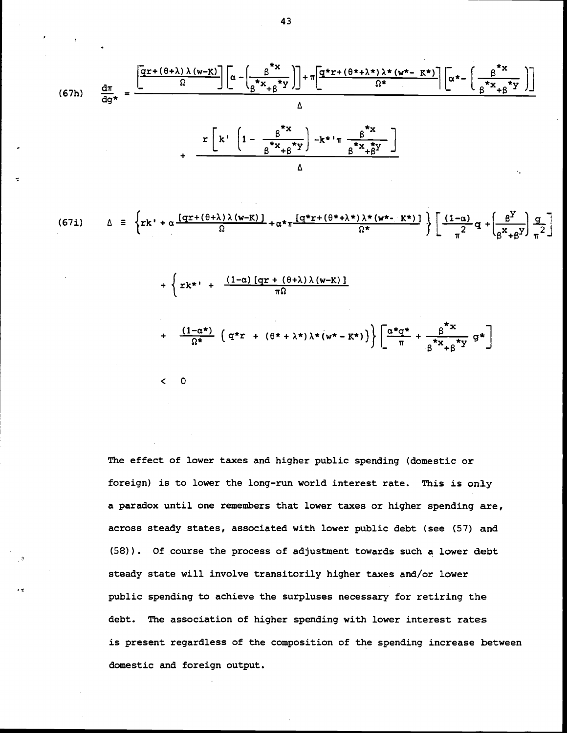$$
(67h) \quad \frac{d\pi}{dg^*} = \frac{\left[\frac{qr+(\theta+\lambda)\lambda(w-K)}{\Omega}\right]\left[\alpha - \left(\frac{\beta^{*x}}{\beta^{*x}+\beta^{*y}}\right)\right] + \pi\left[\frac{q^*r+(\theta^*+\lambda^*)\lambda^*(w^*-K^*)}{\Omega^*}\right]\left[\alpha^* - \left(\frac{\beta^{*x}}{\beta^{*x}+\beta^{*y}}\right)\right]}{\Delta}
$$

$$
+ \frac{r\left[k'\left(1-\frac{\beta^{*x}}{\beta^{*x}+\beta^{*y}}\right) - k^{*\prime}\pi\frac{\beta^{*x}}{\beta^{*x}+\beta^{*y}}\right]}{\Delta}
$$

$$
(67i) \quad \Delta \equiv \left\{rk' + \alpha\frac{[qr+(\theta+\lambda)\lambda(w-K)]}{\Omega} + \alpha^*\pi\frac{[q^*r+(\theta^*+\lambda^*)\lambda^*(w^*-K^*)]}{\Omega^*}\right\}\left[\frac{(1-\alpha)}{\pi^2}q + \left(\frac{\beta^y}{\beta^x+\beta^y}\right)\frac{g}{\pi^2}\right]
$$

$$
+ \left\{rk^{*\prime} + \frac{(1-\alpha)[qr+(\theta+\lambda)\lambda(w-K)]}{\pi\Omega}\right.
$$

$$
\left. + \frac{(1-\alpha^*)}{\Omega^*}\left(q^*r + (\theta^*+\lambda^*)\lambda^*(w^*-K^*)\right)\right\}\left[\frac{\alpha^*q^*}{\pi} + \frac{\beta^{*x}}{\beta^{*x}+\beta^{*y}}g^*\right]
$$

$$
< 0
$$

The effect of lower taxes and higher public spending (domestic or foreign) is to lower the long-run world interest rate. This is only a paradox until one remembers that lower taxes or higher spending are, across steady states, associated with lower public debt (see (57) and (58)). Of course the process of adjustment towards such a lower debt steady state will involve transitorily higher taxes and/or lower public spending to achieve the surpluses necessary for retiring the debt. The association of higher spending with lower interest rates is present regardless of the composition of the spending increase between domestic and foreign output.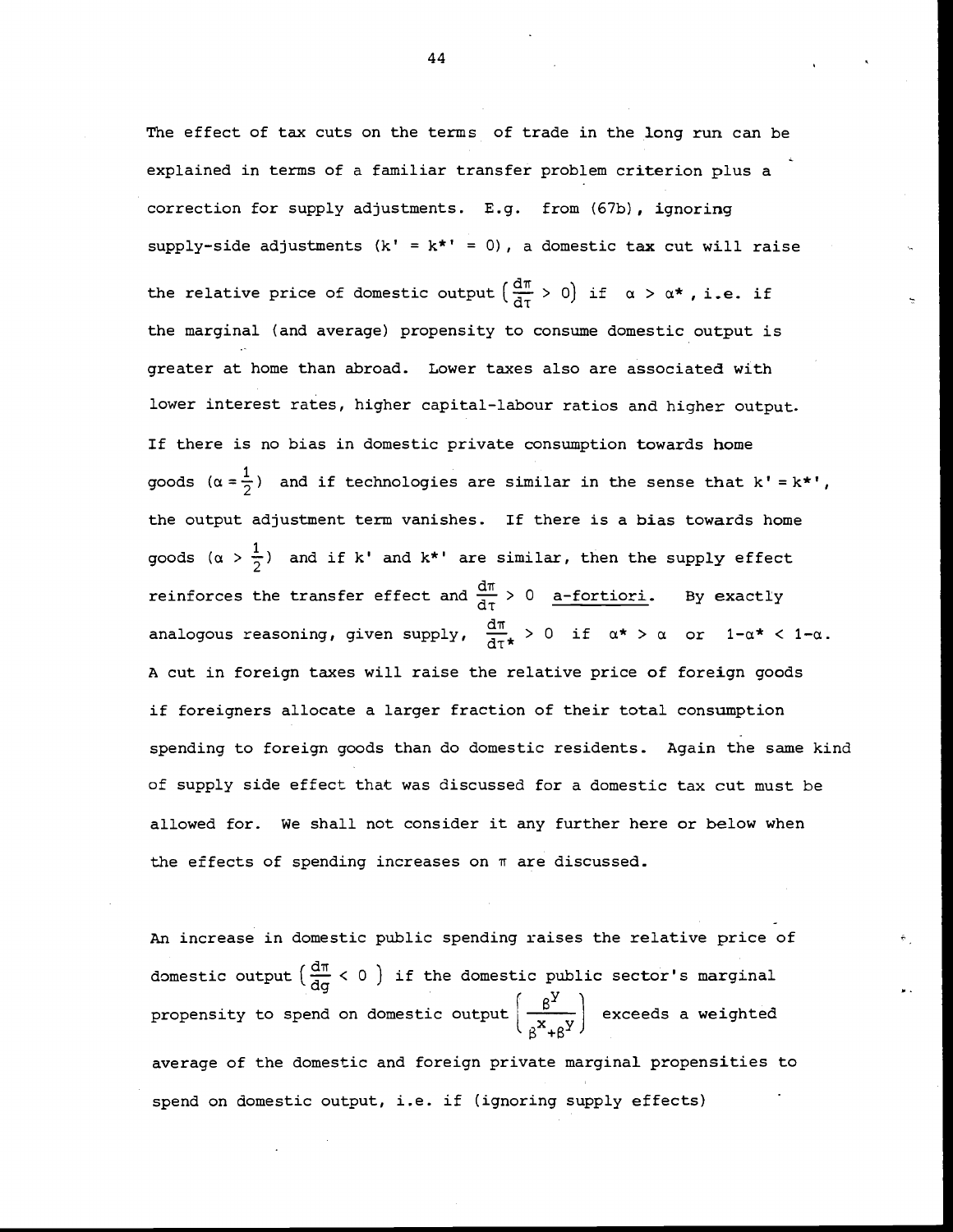The effect of tax cuts on the terms of trade in the long run can be explained in terms of a familiar transfer problem criterion plus a correction for supply adjustments. E.g. from (67b), ignoring supply-side adjustments ($k' = k^{*'} = 0$), a domestic tax cut will raise the relative price of domestic output $\left(\frac{d\pi}{d\tau} > 0\right)$ if $\alpha > \alpha^*$, i.e. if the marginal (and average) propensity to consume domestic output is greater at home than abroad. Lower taxes also are associated with lower interest rates, higher capital-labour ratios and higher output. If there is no bias in domestic private consumption towards home goods ($\alpha = \frac{1}{2}$) and if technologies are similar in the sense that $k' = k^{*'}$, the output adjustment term vanishes. If there is a bias towards home goods ($\alpha > \frac{1}{2}$) and if $k'$ and $k^{*'}$ are similar, then the supply effect reinforces the transfer effect and $\frac{d\pi}{d\tau} > 0$ <u>a-fortiori</u>. By exactly analogous reasoning, given supply, $\frac{d\pi}{d\tau^*} > 0$ if $\alpha^* > \alpha$ or $1-\alpha^* < 1-\alpha$. A cut in foreign taxes will raise the relative price of foreign goods if foreigners allocate a larger fraction of their total consumption spending to foreign goods than do domestic residents. Again the same kind of supply side effect that was discussed for a domestic tax cut must be allowed for. We shall not consider it any further here or below when the effects of spending increases on $\pi$ are discussed.

An increase in domestic public spending raises the relative price of domestic output $\left(\frac{d\pi}{dg} < 0\right)$ if the domestic public sector's marginal propensity to spend on domestic output $\left(\frac{\beta^Y}{\beta^X+\beta^Y}\right)$ exceeds a weighted average of the domestic and foreign private marginal propensities to spend on domestic output, i.e. if (ignoring supply effects)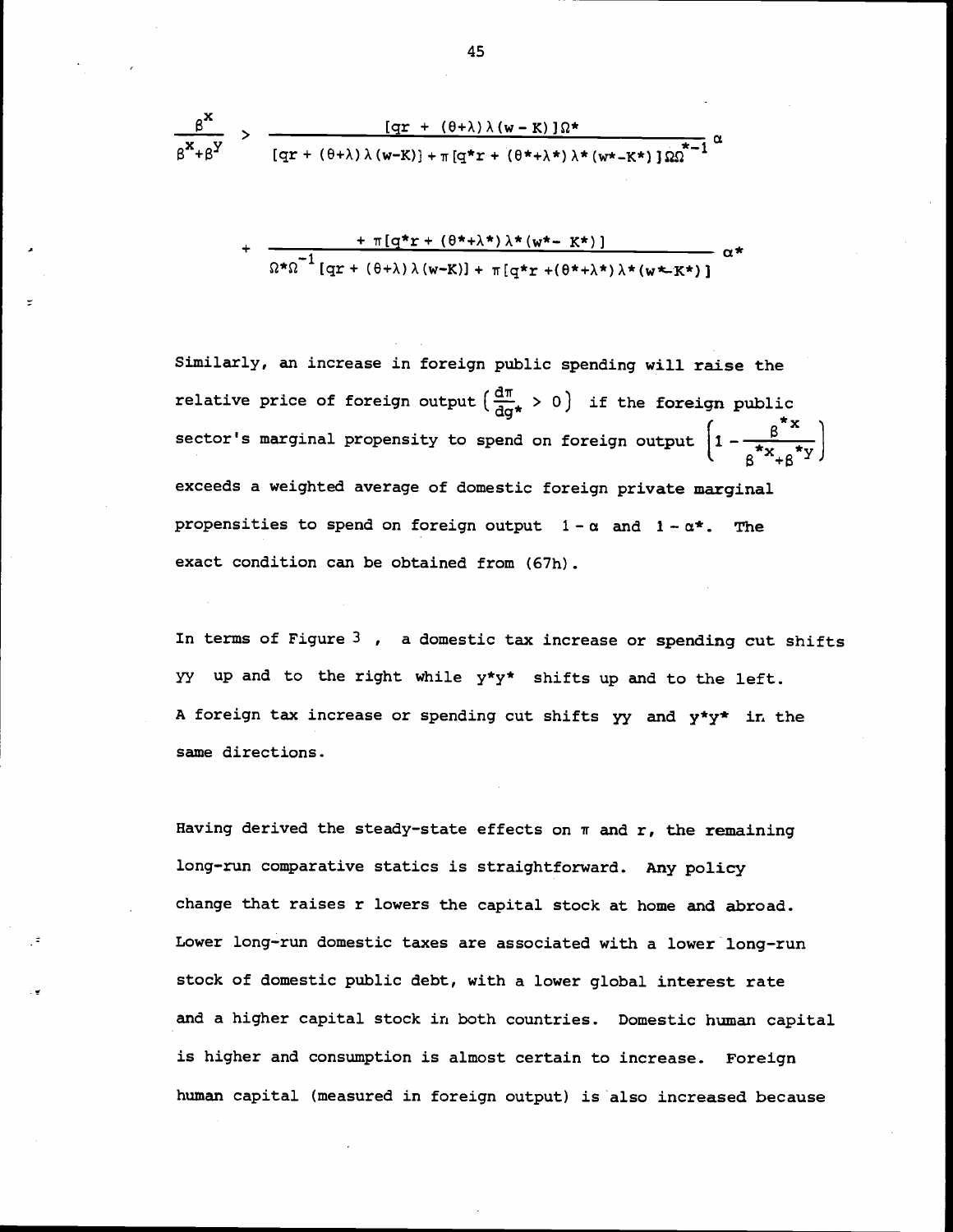$$\frac{\beta^x}{\beta^x+\beta^y} > \frac{[qr + (\theta+\lambda)\lambda(w-K)]\Omega^*}{[qr + (\theta+\lambda)\lambda(w-K)] + \pi[q^*r + (\theta^*+\lambda^*)\lambda^*(w^*-K^*)]\Omega\Omega^{*-1}}\alpha$$

$$+ \frac{+\ \pi[q^*r + (\theta^*+\lambda^*)\lambda^*(w^*-K^*)]}{\Omega^*\Omega^{-1}[qr + (\theta+\lambda)\lambda(w-K)] + \pi[q^*r + (\theta^*+\lambda^*)\lambda^*(w^*-K^*)]}\alpha^*$$

Similarly, an increase in foreign public spending will raise the relative price of foreign output $\left(\frac{d\pi}{dg^*} > 0\right)$ if the foreign public sector's marginal propensity to spend on foreign output $\left(1 - \frac{\beta^{*x}}{\beta^{*x}+\beta^{*y}}\right)$ exceeds a weighted average of domestic foreign private marginal propensities to spend on foreign output $1-\alpha$ and $1-\alpha^*$. The exact condition can be obtained from (67h).

In terms of Figure 3, a domestic tax increase or spending cut shifts yy up and to the right while y*y* shifts up and to the left. A foreign tax increase or spending cut shifts yy and y*y* in the same directions.

Having derived the steady-state effects on $\pi$ and r, the remaining long-run comparative statics is straightforward. Any policy change that raises r lowers the capital stock at home and abroad. Lower long-run domestic taxes are associated with a lower long-run stock of domestic public debt, with a lower global interest rate and a higher capital stock in both countries. Domestic human capital is higher and consumption is almost certain to increase. Foreign human capital (measured in foreign output) is also increased because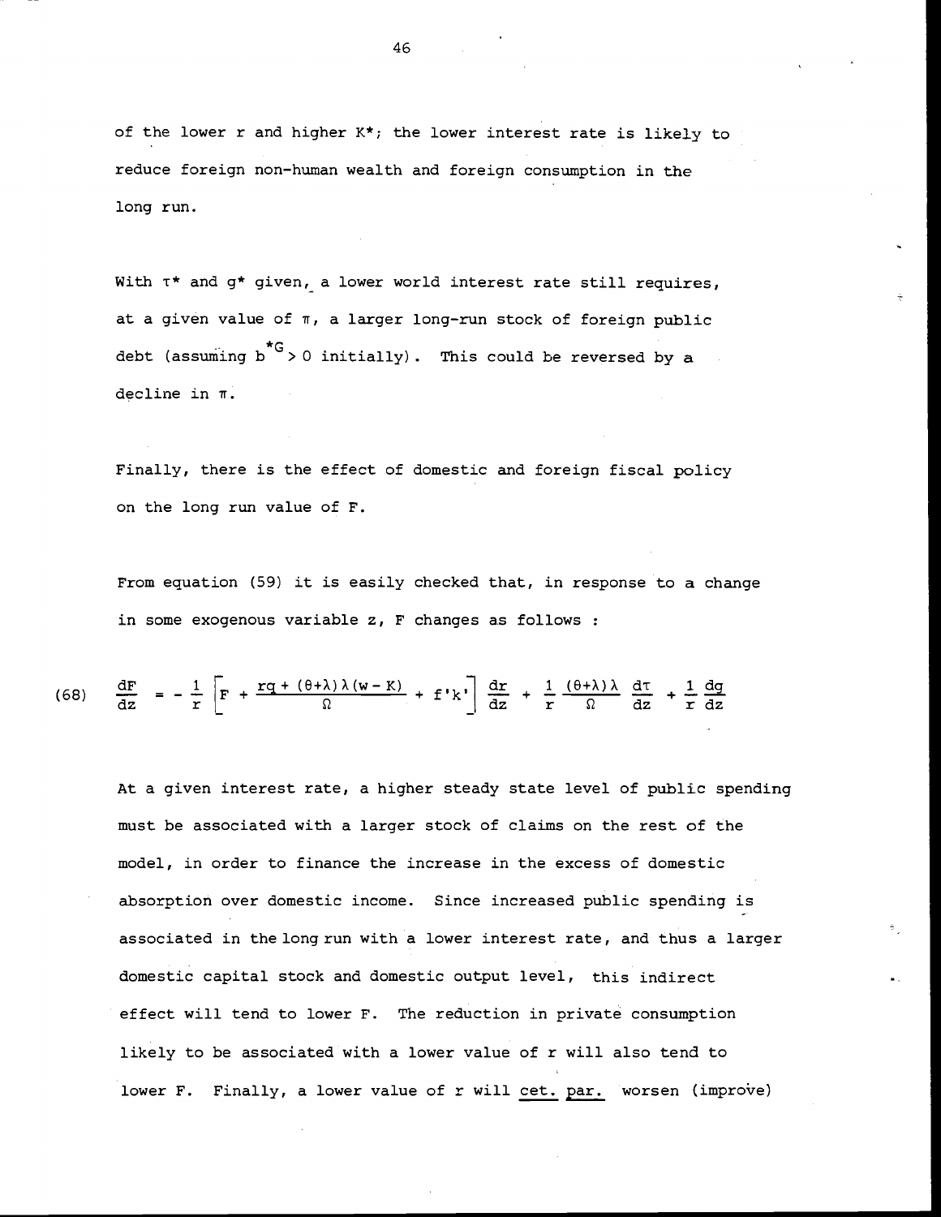of the lower $r$ and higher $K^*$; the lower interest rate is likely to reduce foreign non-human wealth and foreign consumption in the long run.

With $\tau^*$ and $g^*$ given, a lower world interest rate still requires, at a given value of $\pi$, a larger long-run stock of foreign public debt (assuming $b^{*G} > 0$ initially). This could be reversed by a decline in $\pi$.

Finally, there is the effect of domestic and foreign fiscal policy on the long run value of F.

From equation (59) it is easily checked that, in response to a change in some exogenous variable z, F changes as follows :

$$\text{(68)} \quad \frac{dF}{dz} = -\frac{1}{r}\left[F + \frac{rq + (\theta+\lambda)\lambda(w - K)}{\Omega} + f'k'\right]\frac{dr}{dz} + \frac{1}{r}\frac{(\theta+\lambda)\lambda}{\Omega}\frac{d\tau}{dz} + \frac{1}{r}\frac{dg}{dz}$$

At a given interest rate, a higher steady state level of public spending must be associated with a larger stock of claims on the rest of the model, in order to finance the increase in the excess of domestic absorption over domestic income. Since increased public spending is associated in the long run with a lower interest rate, and thus a larger domestic capital stock and domestic output level, this indirect effect will tend to lower F. The reduction in private consumption likely to be associated with a lower value of r will also tend to lower F. Finally, a lower value of r will <u>cet. par.</u> worsen (improve)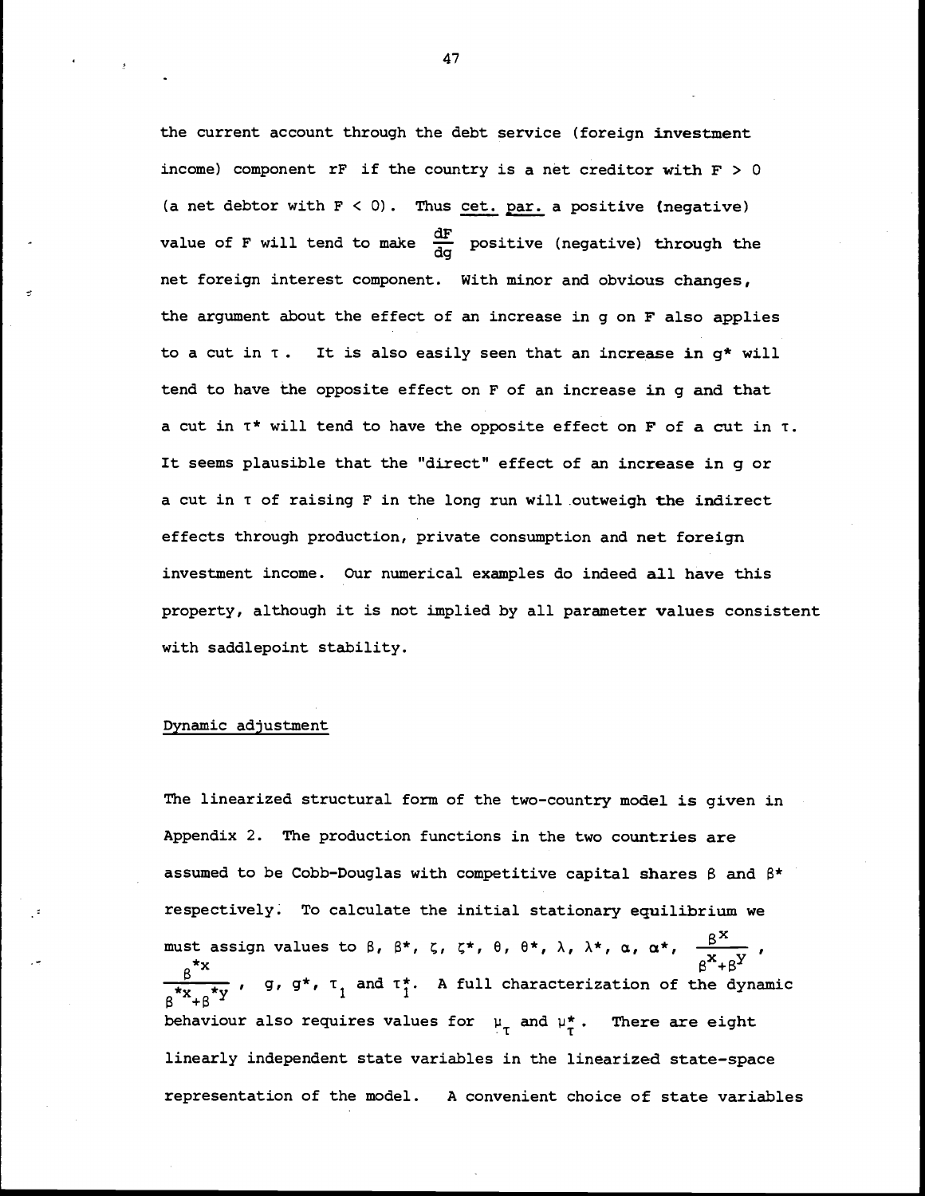the current account through the debt service (foreign investment income) component $rF$ if the country is a net creditor with $F > 0$ (a net debtor with $F < 0$). Thus <u>cet. par.</u> a positive (negative) value of $F$ will tend to make $\frac{dF}{dg}$ positive (negative) through the net foreign interest component. With minor and obvious changes, the argument about the effect of an increase in $g$ on $F$ also applies to a cut in $\tau$. It is also easily seen that an increase in $g^*$ will tend to have the opposite effect on $F$ of an increase in $g$ and that a cut in $\tau^*$ will tend to have the opposite effect on $F$ of a cut in $\tau$. It seems plausible that the "direct" effect of an increase in $g$ or a cut in $\tau$ of raising $F$ in the long run will outweigh the indirect effects through production, private consumption and net foreign investment income. Our numerical examples do indeed all have this property, although it is not implied by all parameter values consistent with saddlepoint stability.

## Dynamic adjustment

The linearized structural form of the two-country model is given in Appendix 2. The production functions in the two countries are assumed to be Cobb-Douglas with competitive capital shares $\beta$ and $\beta^*$ respectively. To calculate the initial stationary equilibrium we must assign values to $\beta$, $\beta^*$, $\zeta$, $\zeta^*$, $\theta$, $\theta^*$, $\lambda$, $\lambda^*$, $\alpha$, $\alpha^*$, $\frac{\beta^x}{\beta^x+\beta^y}$, $\frac{\beta^{*x}}{\beta^{*x}+\beta^{*y}}$, $g$, $g^*$, $\tau_1$ and $\tau_1^*$. A full characterization of the dynamic behaviour also requires values for $\mu_\tau$ and $\mu_\tau^*$. There are eight linearly independent state variables in the linearized state-space representation of the model. A convenient choice of state variables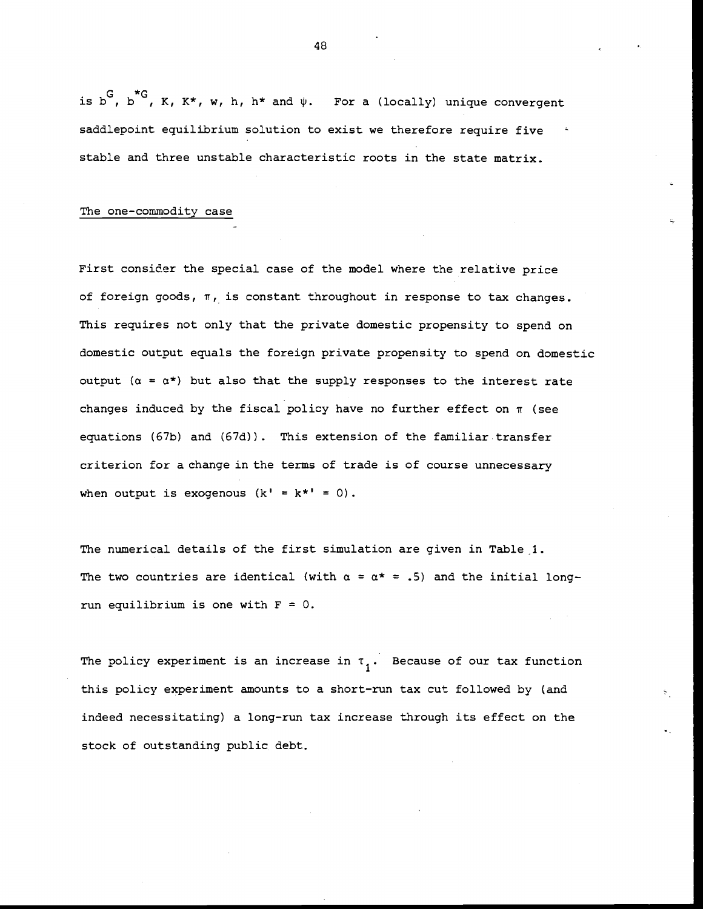is $b^G$, $b^{*G}$, $K$, $K^*$, $w$, $h$, $h^*$ and $\psi$. For a (locally) unique convergent saddlepoint equilibrium solution to exist we therefore require five stable and three unstable characteristic roots in the state matrix.

## The one-commodity case

First consider the special case of the model where the relative price of foreign goods, $\pi$, is constant throughout in response to tax changes. This requires not only that the private domestic propensity to spend on domestic output equals the foreign private propensity to spend on domestic output ($\alpha = \alpha^*$) but also that the supply responses to the interest rate changes induced by the fiscal policy have no further effect on $\pi$ (see equations (67b) and (67d)). This extension of the familiar transfer criterion for a change in the terms of trade is of course unnecessary when output is exogenous ($k' = k^{*\prime} = 0$).

The numerical details of the first simulation are given in Table 1. The two countries are identical (with $\alpha = \alpha^* = .5$) and the initial long-run equilibrium is one with $F = 0$.

The policy experiment is an increase in $\tau_1$. Because of our tax function this policy experiment amounts to a short-run tax cut followed by (and indeed necessitating) a long-run tax increase through its effect on the stock of outstanding public debt.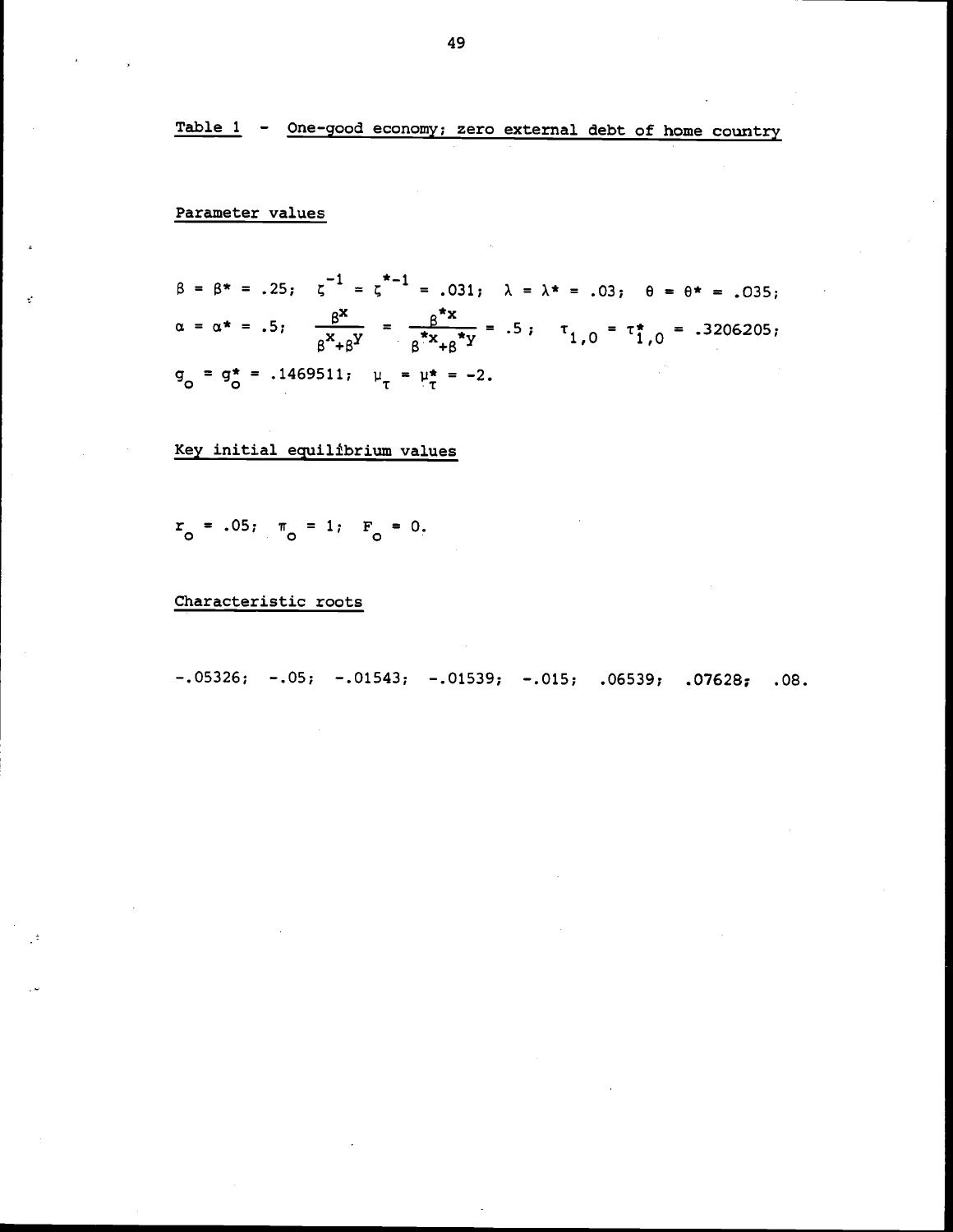## Table 1 - One-good economy; zero external debt of home country

### Parameter values

$\beta = \beta^* = .25$; $\zeta^{-1} = \zeta^{*-1} = .031$; $\lambda = \lambda^* = .03$; $\theta = \theta^* = .035$;

$\alpha = \alpha^* = .5$; $\dfrac{\beta^x}{\beta^x+\beta^y} = \dfrac{\beta^{*x}}{\beta^{*x}+\beta^{*y}} = .5$; $\tau_{1,0} = \tau^*_{1,0} = .3206205$;

$g_o = g^*_o = .1469511$; $\mu_\tau = \mu^*_\tau = -2$.

### Key initial equilibrium values

$r_o = .05$; $\pi_o = 1$; $F_o = 0$.

### Characteristic roots

$-.05326$; $-.05$; $-.01543$; $-.01539$; $-.015$; $.06539$; $.07628$; $.08$.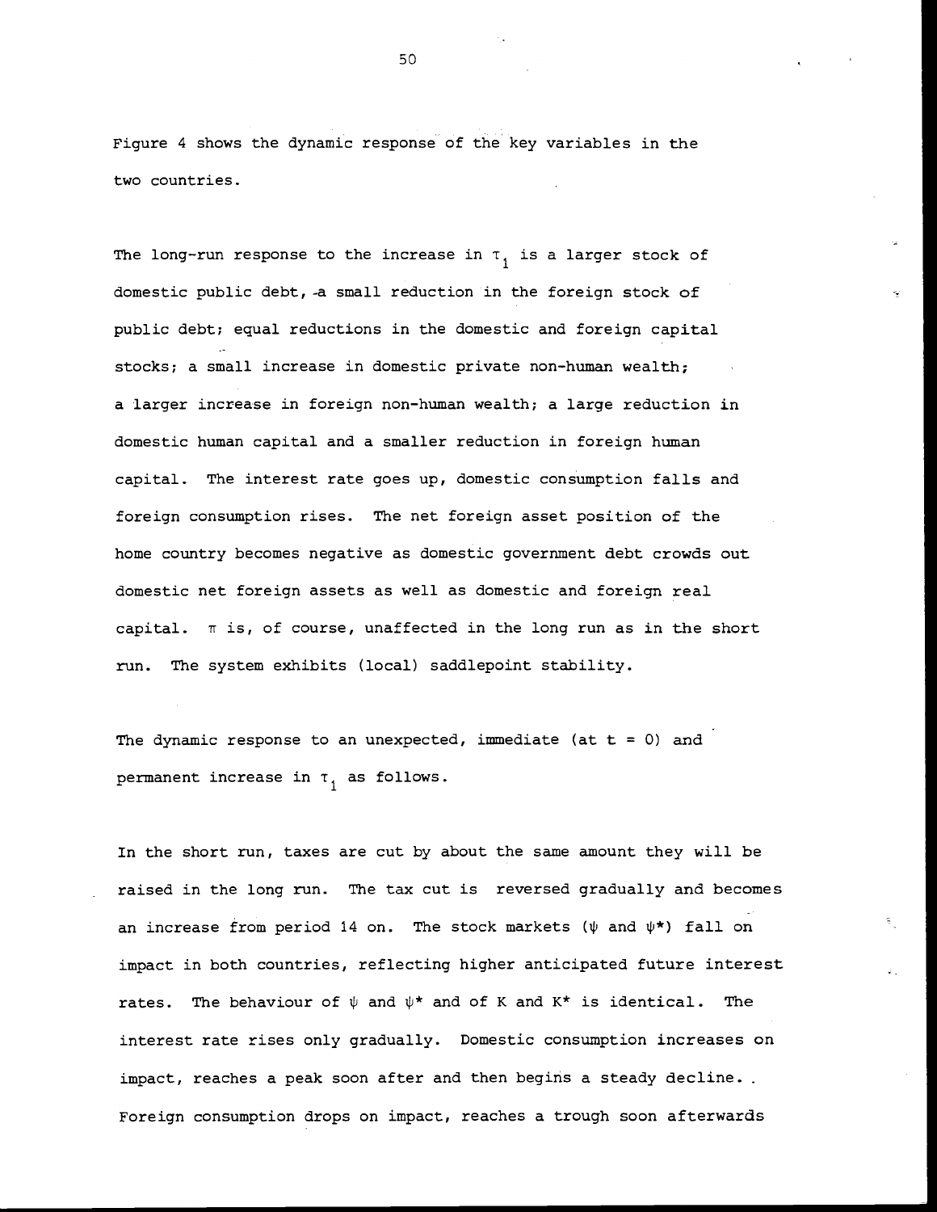Figure 4 shows the dynamic response of the key variables in the two countries.

The long-run response to the increase in $\tau_1$ is a larger stock of domestic public debt, a small reduction in the foreign stock of public debt; equal reductions in the domestic and foreign capital stocks; a small increase in domestic private non-human wealth; a larger increase in foreign non-human wealth; a large reduction in domestic human capital and a smaller reduction in foreign human capital. The interest rate goes up, domestic consumption falls and foreign consumption rises. The net foreign asset position of the home country becomes negative as domestic government debt crowds out domestic net foreign assets as well as domestic and foreign real capital. $\pi$ is, of course, unaffected in the long run as in the short run. The system exhibits (local) saddlepoint stability.

The dynamic response to an unexpected, immediate (at $t = 0$) and permanent increase in $\tau_1$ as follows.

In the short run, taxes are cut by about the same amount they will be raised in the long run. The tax cut is reversed gradually and becomes an increase from period 14 on. The stock markets ($\psi$ and $\psi^*$) fall on impact in both countries, reflecting higher anticipated future interest rates. The behaviour of $\psi$ and $\psi^*$ and of K and $K^*$ is identical. The interest rate rises only gradually. Domestic consumption increases on impact, reaches a peak soon after and then begins a steady decline. Foreign consumption drops on impact, reaches a trough soon afterwards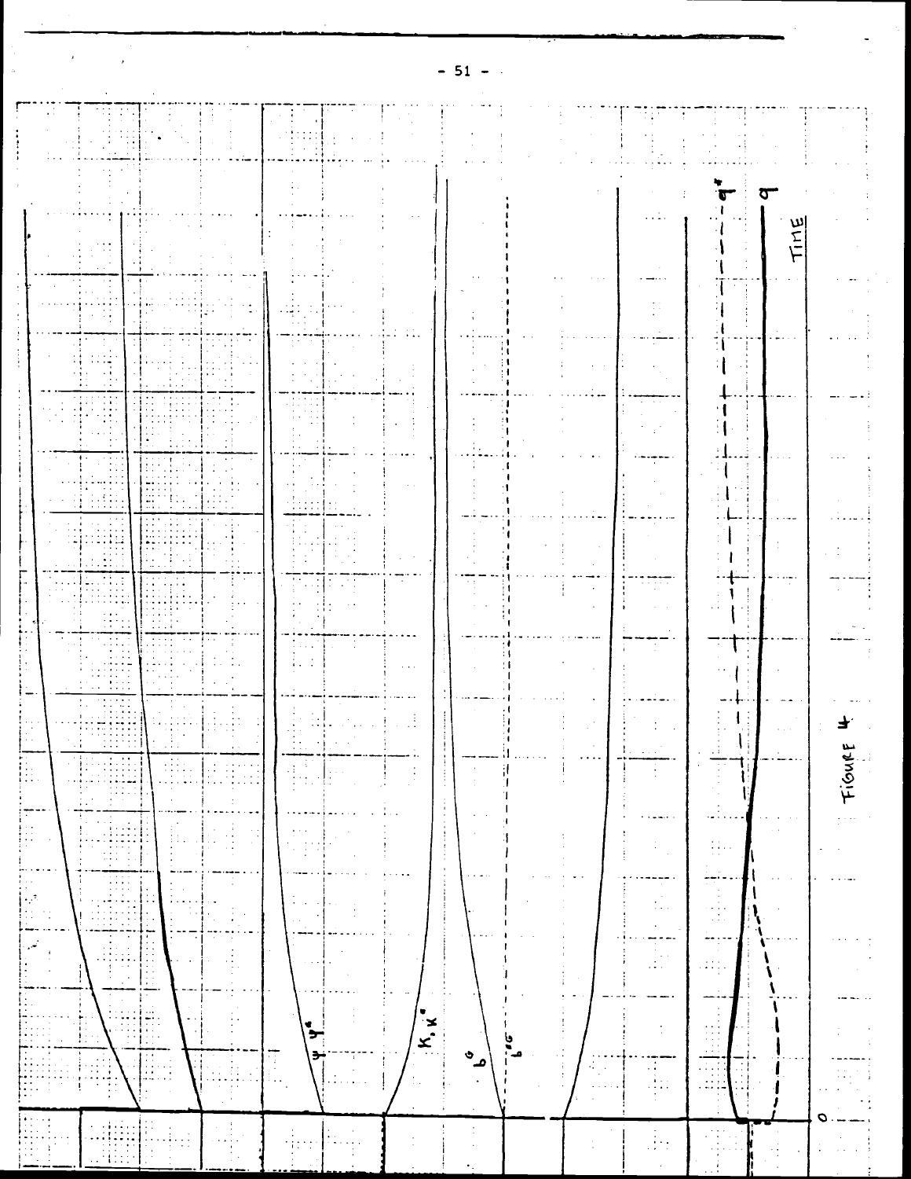FIGURE 4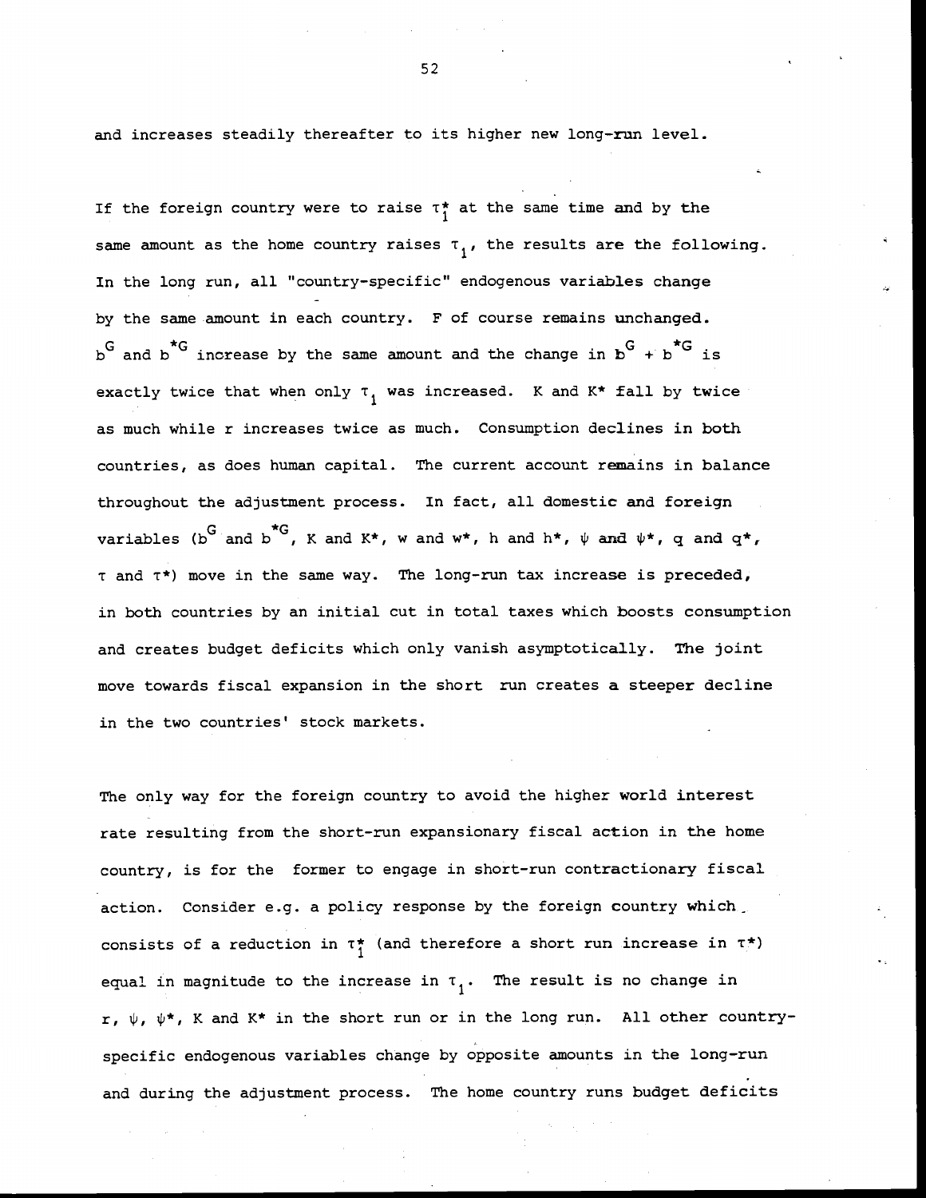and increases steadily thereafter to its higher new long-run level.

If the foreign country were to raise $\tau_1^*$ at the same time and by the same amount as the home country raises $\tau_1$, the results are the following. In the long run, all "country-specific" endogenous variables change by the same amount in each country. $\bar{F}$ of course remains unchanged. $b^G$ and $b^{*G}$ increase by the same amount and the change in $b^G + b^{*G}$ is exactly twice that when only $\tau_1$ was increased. $K$ and $K^*$ fall by twice as much while $r$ increases twice as much. Consumption declines in both countries, as does human capital. The current account remains in balance throughout the adjustment process. In fact, all domestic and foreign variables ($b^G$ and $b^{*G}$, $K$ and $K^*$, $w$ and $w^*$, $h$ and $h^*$, $\psi$ and $\psi^*$, $q$ and $q^*$, $\tau$ and $\tau^*$) move in the same way. The long-run tax increase is preceded, in both countries by an initial cut in total taxes which boosts consumption and creates budget deficits which only vanish asymptotically. The joint move towards fiscal expansion in the short run creates a steeper decline in the two countries' stock markets.

The only way for the foreign country to avoid the higher world interest rate resulting from the short-run expansionary fiscal action in the home country, is for the former to engage in short-run contractionary fiscal action. Consider e.g. a policy response by the foreign country which consists of a reduction in $\tau_1^*$ (and therefore a short run increase in $\tau^*$) equal in magnitude to the increase in $\tau_1$. The result is no change in $r$, $\psi$, $\psi^*$, $K$ and $K^*$ in the short run or in the long run. All other country-specific endogenous variables change by opposite amounts in the long-run and during the adjustment process. The home country runs budget deficits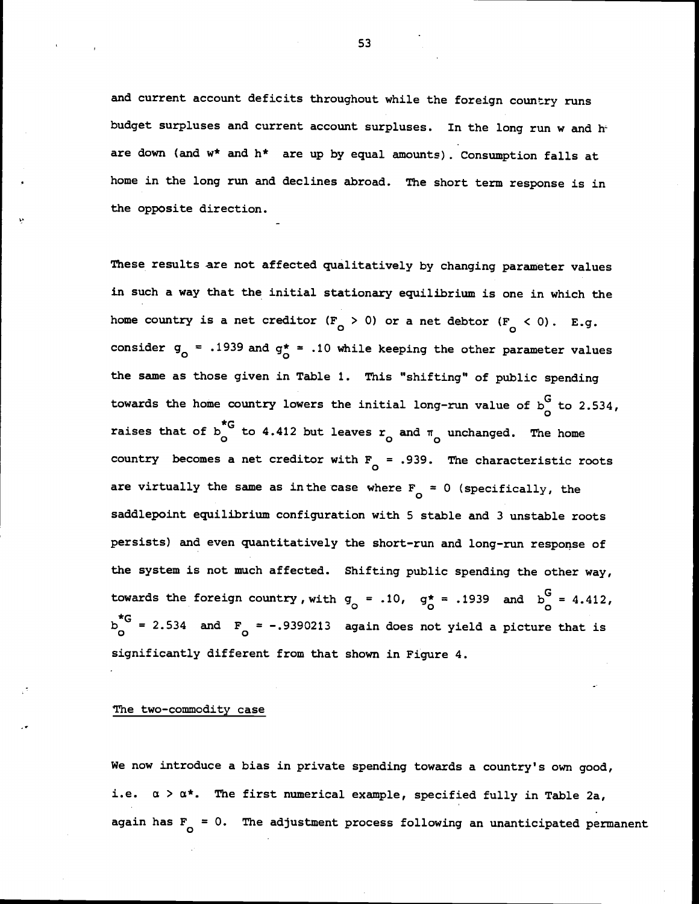and current account deficits throughout while the foreign country runs budget surpluses and current account surpluses. In the long run w and h are down (and w* and h* are up by equal amounts). Consumption falls at home in the long run and declines abroad. The short term response is in the opposite direction.

These results are not affected qualitatively by changing parameter values in such a way that the initial stationary equilibrium is one in which the home country is a net creditor ($F_o > 0$) or a net debtor ($F_o < 0$). E.g. consider $g_o = .1939$ and $g^*_o = .10$ while keeping the other parameter values the same as those given in Table 1. This "shifting" of public spending towards the home country lowers the initial long-run value of $b^G_o$ to 2.534, raises that of $b^{*G}_o$ to 4.412 but leaves $r_o$ and $\pi_o$ unchanged. The home country becomes a net creditor with $F_o = .939$. The characteristic roots are virtually the same as in the case where $F_o = 0$ (specifically, the saddlepoint equilibrium configuration with 5 stable and 3 unstable roots persists) and even quantitatively the short-run and long-run response of the system is not much affected. Shifting public spending the other way, towards the foreign country, with $g_o = .10$, $g^*_o = .1939$ and $b^G_o = 4.412$, $b^{*G}_o = 2.534$ and $F_o = -.9390213$ again does not yield a picture that is significantly different from that shown in Figure 4.

## The two-commodity case

We now introduce a bias in private spending towards a country's own good, i.e. $\alpha > \alpha^*$. The first numerical example, specified fully in Table 2a, again has $F_o = 0$. The adjustment process following an unanticipated permanent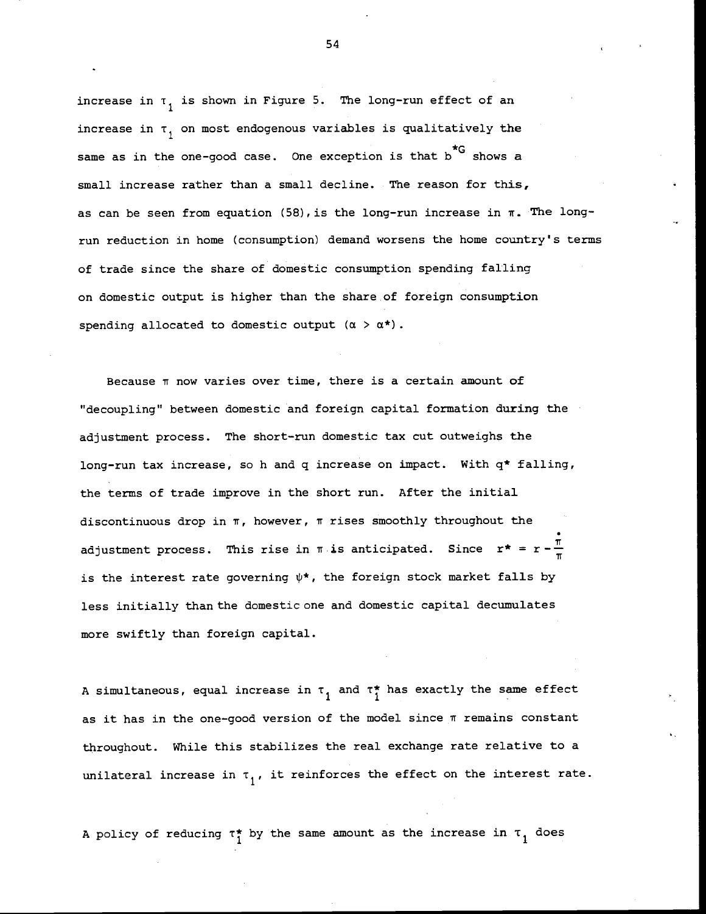increase in $\tau_1$ is shown in Figure 5. The long-run effect of an increase in $\tau_1$ on most endogenous variables is qualitatively the same as in the one-good case. One exception is that $b^{*G}$ shows a small increase rather than a small decline. The reason for this, as can be seen from equation (58), is the long-run increase in $\pi$. The long-run reduction in home (consumption) demand worsens the home country's terms of trade since the share of domestic consumption spending falling on domestic output is higher than the share of foreign consumption spending allocated to domestic output ($\alpha > \alpha^*$).

Because $\pi$ now varies over time, there is a certain amount of "decoupling" between domestic and foreign capital formation during the adjustment process. The short-run domestic tax cut outweighs the long-run tax increase, so h and q increase on impact. With $q^*$ falling, the terms of trade improve in the short run. After the initial discontinuous drop in $\pi$, however, $\pi$ rises smoothly throughout the adjustment process. This rise in $\pi$ is anticipated. Since $r^* = r - \frac{\dot{\pi}}{\pi}$ is the interest rate governing $\psi^*$, the foreign stock market falls by less initially than the domestic one and domestic capital decumulates more swiftly than foreign capital.

A simultaneous, equal increase in $\tau_1$ and $\tau_1^*$ has exactly the same effect as it has in the one-good version of the model since $\pi$ remains constant throughout. While this stabilizes the real exchange rate relative to a unilateral increase in $\tau_1$, it reinforces the effect on the interest rate.

A policy of reducing $\tau_1^*$ by the same amount as the increase in $\tau_1$ does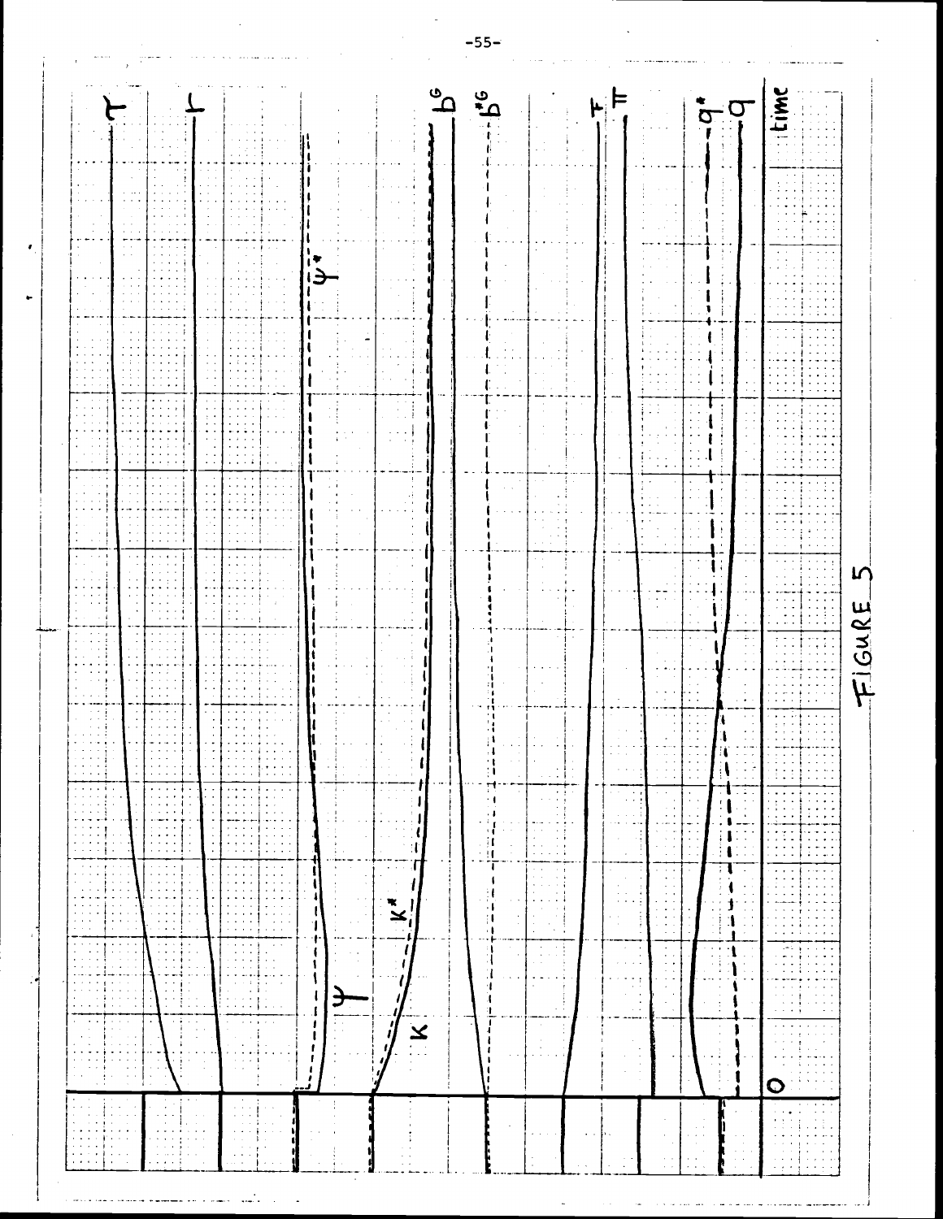FIGURE 5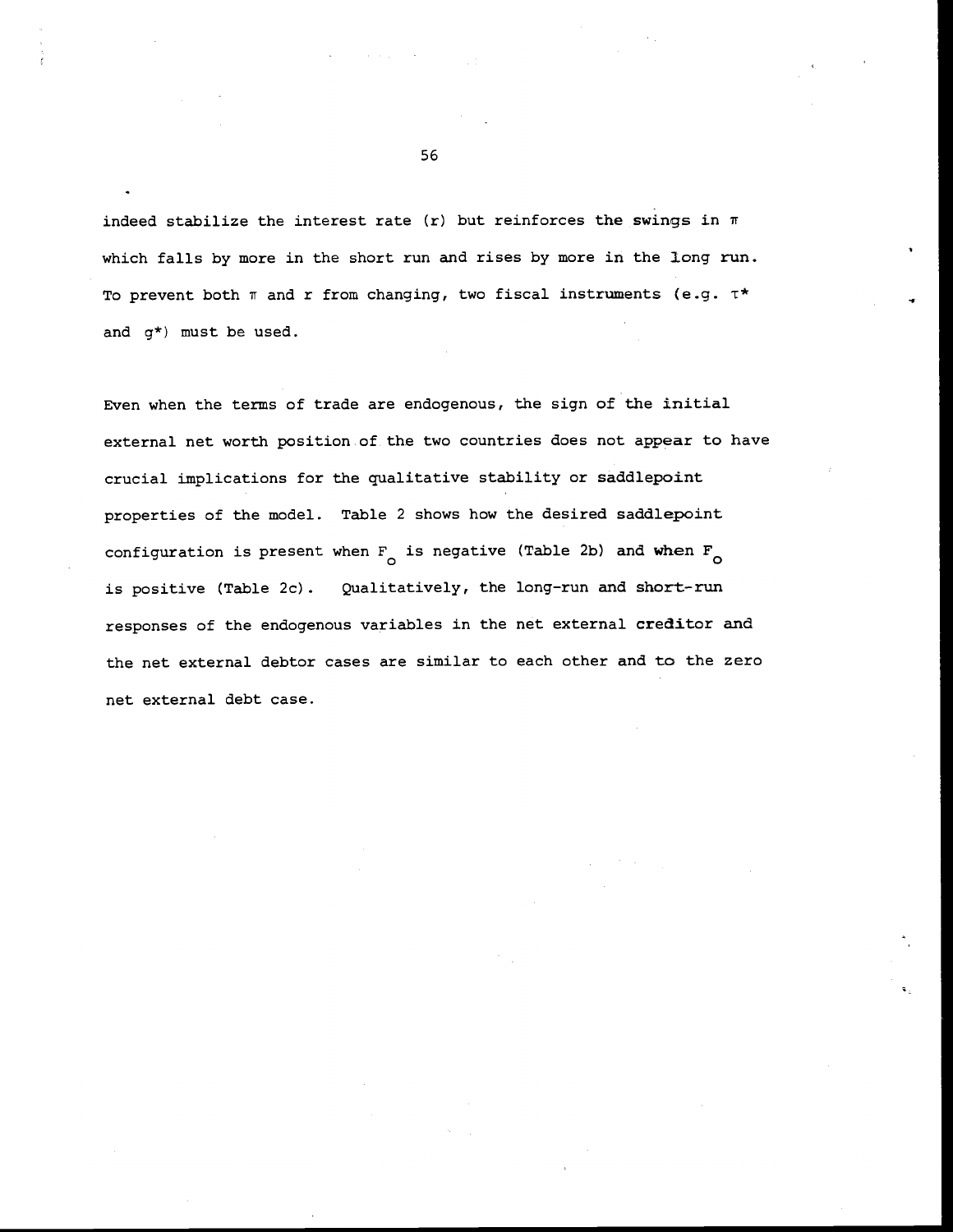indeed stabilize the interest rate ($r$) but reinforces the swings in $\pi$ which falls by more in the short run and rises by more in the long run. To prevent both $\pi$ and $r$ from changing, two fiscal instruments (e.g. $\tau^*$ and $g^*$) must be used.

Even when the terms of trade are endogenous, the sign of the initial external net worth position of the two countries does not appear to have crucial implications for the qualitative stability or saddlepoint properties of the model. Table 2 shows how the desired saddlepoint configuration is present when $F_0$ is negative (Table 2b) and when $F_0$ is positive (Table 2c). Qualitatively, the long-run and short-run responses of the endogenous variables in the net external creditor and the net external debtor cases are similar to each other and to the zero net external debt case.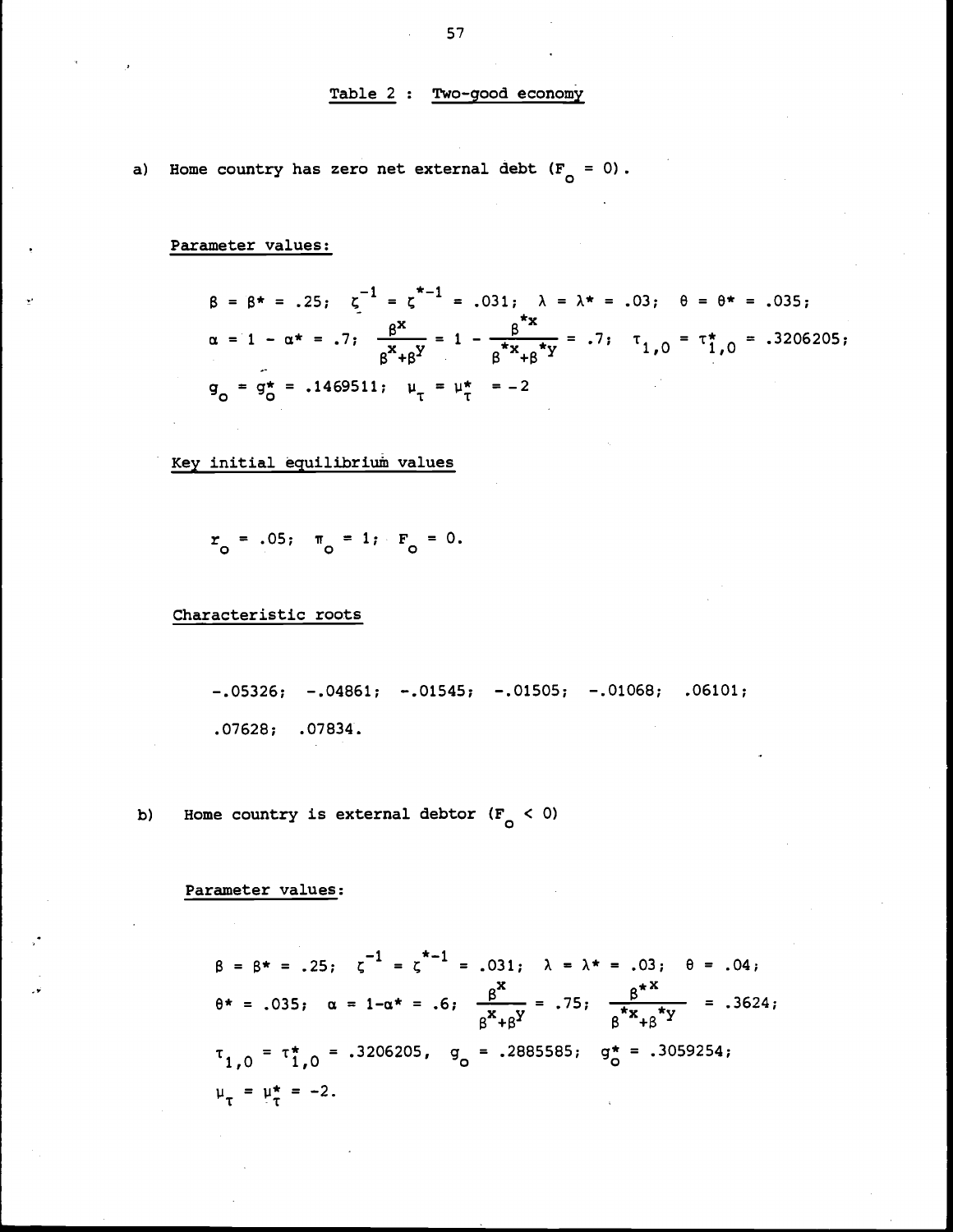## Table 2 : Two-good economy

a) Home country has zero net external debt ($F_o = 0$).

**Parameter values:**

$$\beta = \beta^* = .25; \quad \zeta^{-1} = \zeta^{*-1} = .031; \quad \lambda = \lambda^* = .03; \quad \theta = \theta^* = .035;$$

$$\alpha = 1 - \alpha^* = .7; \quad \frac{\beta^x}{\beta^x + \beta^y} = 1 - \frac{\beta^{*x}}{\beta^{*x} + \beta^{*y}} = .7; \quad \tau_{1,0} = \tau^*_{1,0} = .3206205;$$

$$g_o = g^*_o = .1469511; \quad \mu_\tau = \mu^*_\tau = -2$$

**Key initial equilibrium values**

$$r_o = .05; \quad \pi_o = 1; \quad F_o = 0.$$

**Characteristic roots**

−.05326; −.04861; −.01545; −.01505; −.01068; .06101;

.07628; .07834.

b) Home country is external debtor ($F_o < 0$)

**Parameter values:**

$$\beta = \beta^* = .25; \quad \zeta^{-1} = \zeta^{*-1} = .031; \quad \lambda = \lambda^* = .03; \quad \theta = .04;$$

$$\theta^* = .035; \quad \alpha = 1-\alpha^* = .6; \quad \frac{\beta^x}{\beta^x + \beta^y} = .75; \quad \frac{\beta^{*x}}{\beta^{*x} + \beta^{*y}} = .3624;$$

$$\tau_{1,0} = \tau^*_{1,0} = .3206205, \quad g_o = .2885585; \quad g^*_o = .3059254;$$

$$\mu_\tau = \mu^*_\tau = -2.$$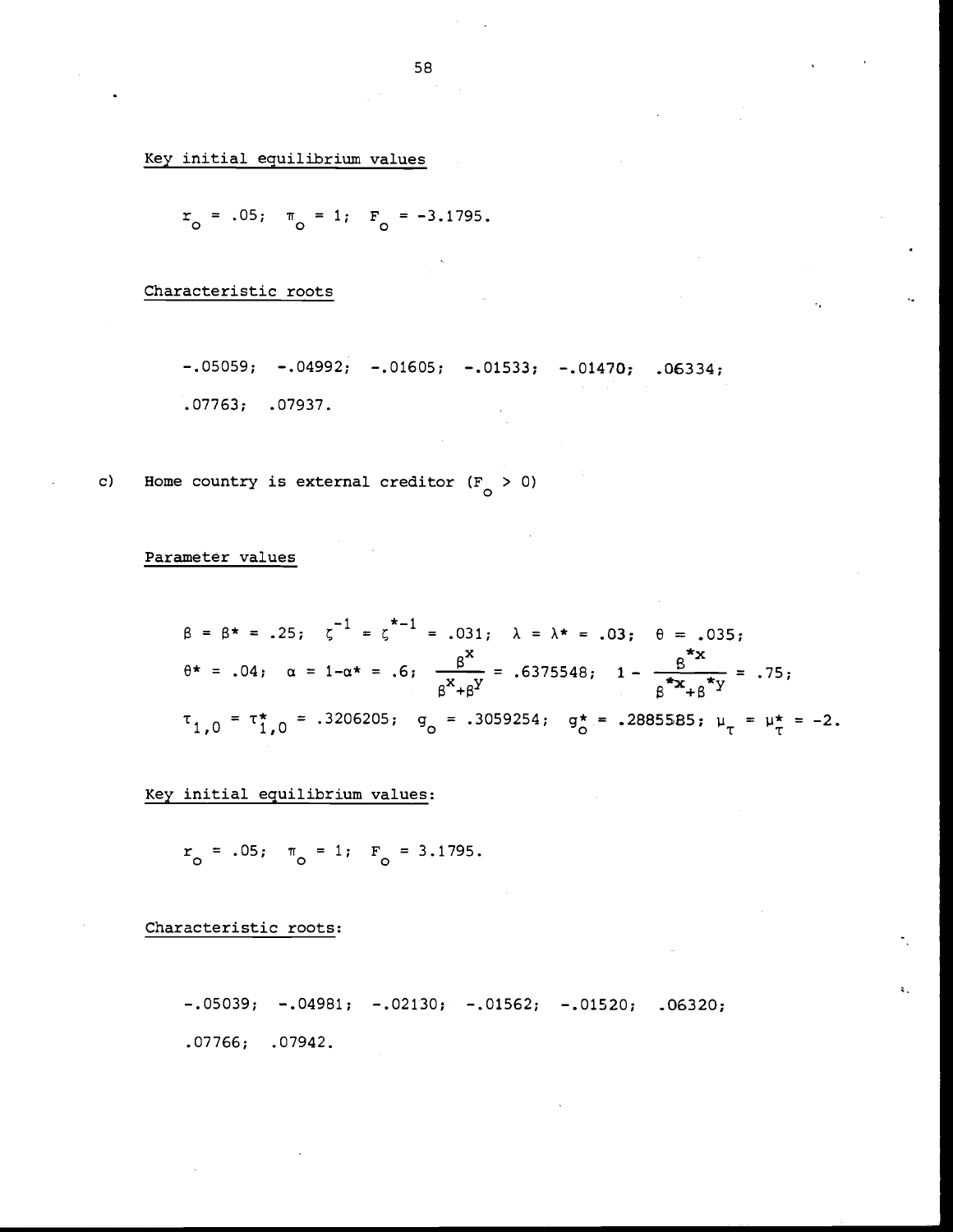Key initial equilibrium values

$r_o = .05;\quad \pi_o = 1;\quad F_o = -3.1795.$

Characteristic roots

$-.05059;\quad -.04992;\quad -.01605;\quad -.01533;\quad -.01470;\quad .06334;$

$.07763;\quad .07937.$

c) Home country is external creditor ($F_o > 0$)

Parameter values

$$\beta = \beta^* = .25;\quad \zeta^{-1} = \zeta^{*-1} = .031;\quad \lambda = \lambda^* = .03;\quad \theta = .035;$$

$$\theta^* = .04;\quad \alpha = 1-\alpha^* = .6;\quad \frac{\beta^x}{\beta^x+\beta^y} = .6375548;\quad 1 - \frac{\beta^{*x}}{\beta^{*x}+\beta^{*y}} = .75;$$

$$\tau_{1,0} = \tau^*_{1,0} = .3206205;\quad g_o = .3059254;\quad g^*_o = .2885585;\quad \mu_\tau = \mu^*_\tau = -2.$$

Key initial equilibrium values:

$r_o = .05;\quad \pi_o = 1;\quad F_o = 3.1795.$

Characteristic roots:

$-.05039;\quad -.04981;\quad -.02130;\quad -.01562;\quad -.01520;\quad .06320;$

$.07766;\quad .07942.$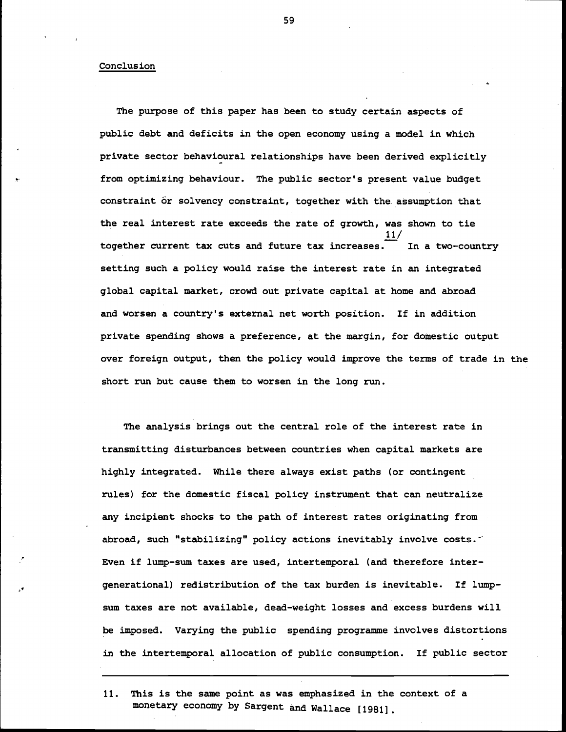## Conclusion

The purpose of this paper has been to study certain aspects of public debt and deficits in the open economy using a model in which private sector behavioural relationships have been derived explicitly from optimizing behaviour. The public sector's present value budget constraint or solvency constraint, together with the assumption that the real interest rate exceeds the rate of growth, was shown to tie together current tax cuts and future tax increases.[11] In a two-country setting such a policy would raise the interest rate in an integrated global capital market, crowd out private capital at home and abroad and worsen a country's external net worth position. If in addition private spending shows a preference, at the margin, for domestic output over foreign output, then the policy would improve the terms of trade in the short run but cause them to worsen in the long run.

The analysis brings out the central role of the interest rate in transmitting disturbances between countries when capital markets are highly integrated. While there always exist paths (or contingent rules) for the domestic fiscal policy instrument that can neutralize any incipient shocks to the path of interest rates originating from abroad, such "stabilizing" policy actions inevitably involve costs. Even if lump-sum taxes are used, intertemporal (and therefore intergenerational) redistribution of the tax burden is inevitable. If lump-sum taxes are not available, dead-weight losses and excess burdens will be imposed. Varying the public spending programme involves distortions in the intertemporal allocation of public consumption. If public sector

---

11. This is the same point as was emphasized in the context of a monetary economy by Sargent and Wallace [1981].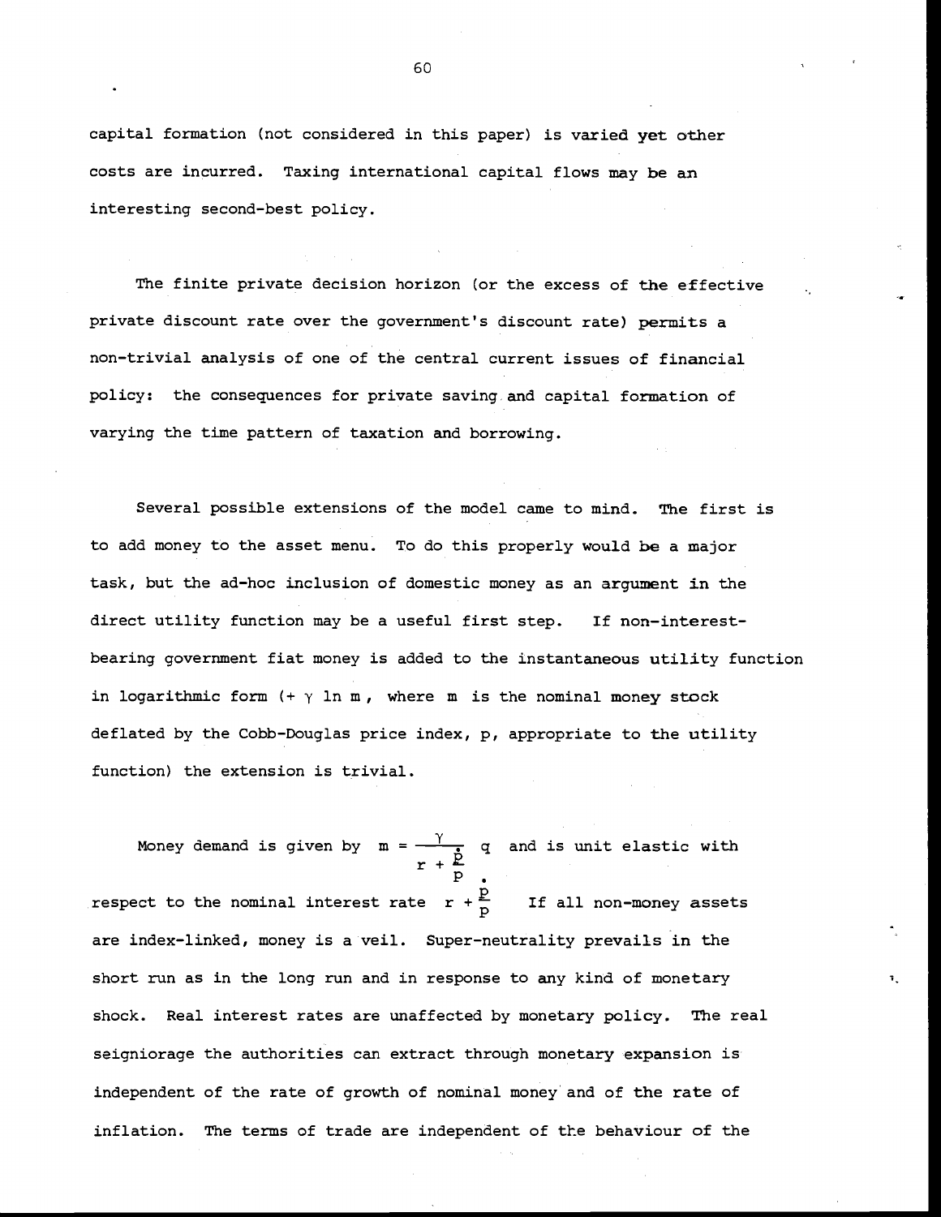capital formation (not considered in this paper) is varied yet other costs are incurred. Taxing international capital flows may be an interesting second-best policy.

The finite private decision horizon (or the excess of the effective private discount rate over the government's discount rate) permits a non-trivial analysis of one of the central current issues of financial policy: the consequences for private saving and capital formation of varying the time pattern of taxation and borrowing.

Several possible extensions of the model came to mind. The first is to add money to the asset menu. To do this properly would be a major task, but the ad-hoc inclusion of domestic money as an argument in the direct utility function may be a useful first step. If non-interest-bearing government fiat money is added to the instantaneous utility function in logarithmic form ($+ \gamma \ln m$, where $m$ is the nominal money stock deflated by the Cobb-Douglas price index, $p$, appropriate to the utility function) the extension is trivial.

Money demand is given by $m = \frac{\gamma}{r + \frac{\dot{p}}{p}} q$ and is unit elastic with respect to the nominal interest rate $r + \frac{\dot{p}}{p}$. If all non-money assets are index-linked, money is a veil. Super-neutrality prevails in the short run as in the long run and in response to any kind of monetary shock. Real interest rates are unaffected by monetary policy. The real seigniorage the authorities can extract through monetary expansion is independent of the rate of growth of nominal money and of the rate of inflation. The terms of trade are independent of the behaviour of the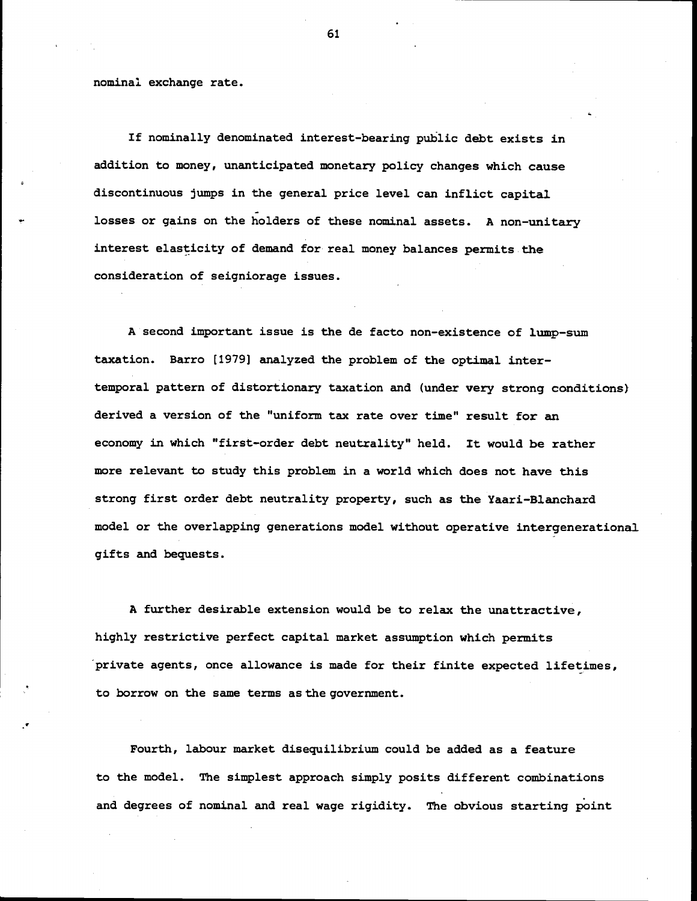nominal exchange rate.

If nominally denominated interest-bearing public debt exists in addition to money, unanticipated monetary policy changes which cause discontinuous jumps in the general price level can inflict capital losses or gains on the holders of these nominal assets. A non-unitary interest elasticity of demand for real money balances permits the consideration of seigniorage issues.

A second important issue is the de facto non-existence of lump-sum taxation. Barro [1979] analyzed the problem of the optimal intertemporal pattern of distortionary taxation and (under very strong conditions) derived a version of the "uniform tax rate over time" result for an economy in which "first-order debt neutrality" held. It would be rather more relevant to study this problem in a world which does not have this strong first order debt neutrality property, such as the Yaari-Blanchard model or the overlapping generations model without operative intergenerational gifts and bequests.

A further desirable extension would be to relax the unattractive, highly restrictive perfect capital market assumption which permits private agents, once allowance is made for their finite expected lifetimes, to borrow on the same terms as the government.

Fourth, labour market disequilibrium could be added as a feature to the model. The simplest approach simply posits different combinations and degrees of nominal and real wage rigidity. The obvious starting point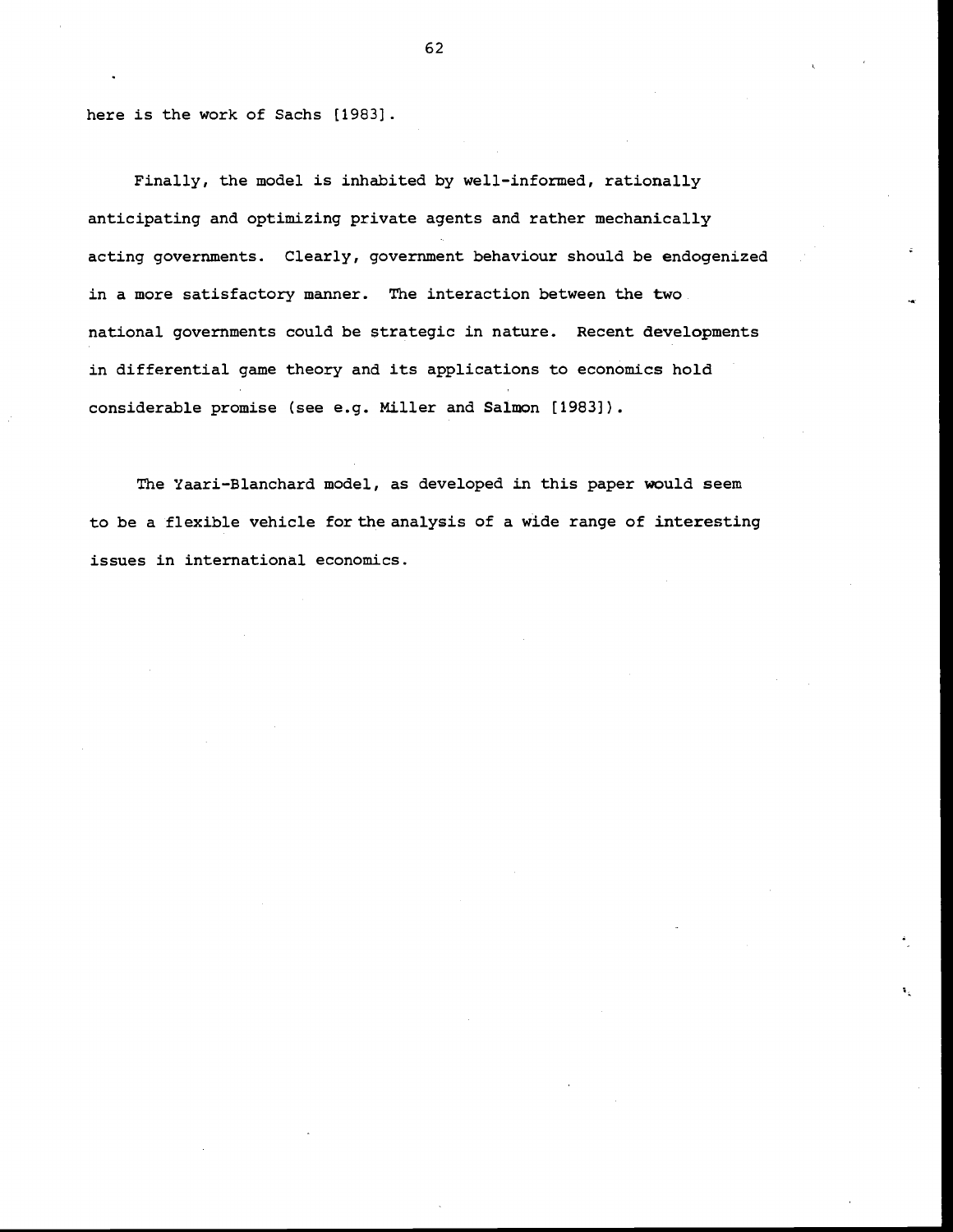here is the work of Sachs [1983].

Finally, the model is inhabited by well-informed, rationally anticipating and optimizing private agents and rather mechanically acting governments. Clearly, government behaviour should be endogenized in a more satisfactory manner. The interaction between the two national governments could be strategic in nature. Recent developments in differential game theory and its applications to economics hold considerable promise (see e.g. Miller and Salmon [1983]).

The Yaari-Blanchard model, as developed in this paper would seem to be a flexible vehicle for the analysis of a wide range of interesting issues in international economics.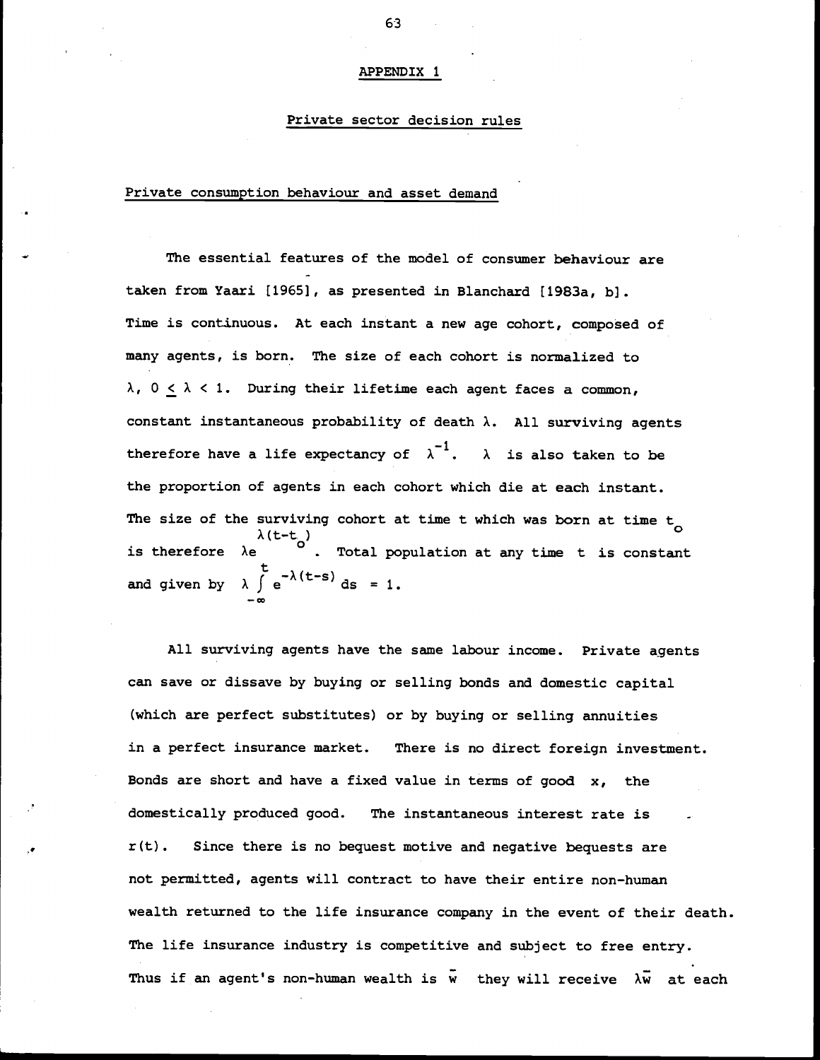## APPENDIX 1

### Private sector decision rules

#### Private consumption behaviour and asset demand

The essential features of the model of consumer behaviour are taken from Yaari [1965], as presented in Blanchard [1983a, b]. Time is continuous. At each instant a new age cohort, composed of many agents, is born. The size of each cohort is normalized to $\lambda$, $0 \leq \lambda < 1$. During their lifetime each agent faces a common, constant instantaneous probability of death $\lambda$. All surviving agents therefore have a life expectancy of $\lambda^{-1}$. $\lambda$ is also taken to be the proportion of agents in each cohort which die at each instant. The size of the surviving cohort at time t which was born at time $t_o$ is therefore $\lambda e^{\lambda(t-t_o)}$. Total population at any time t is constant and given by $\lambda \int_{-\infty}^{t} e^{-\lambda(t-s)} ds = 1$.

All surviving agents have the same labour income. Private agents can save or dissave by buying or selling bonds and domestic capital (which are perfect substitutes) or by buying or selling annuities in a perfect insurance market. There is no direct foreign investment. Bonds are short and have a fixed value in terms of good x, the domestically produced good. The instantaneous interest rate is $r(t)$. Since there is no bequest motive and negative bequests are not permitted, agents will contract to have their entire non-human wealth returned to the life insurance company in the event of their death. The life insurance industry is competitive and subject to free entry. Thus if an agent's non-human wealth is $\bar{w}$ they will receive $\lambda\bar{w}$ at each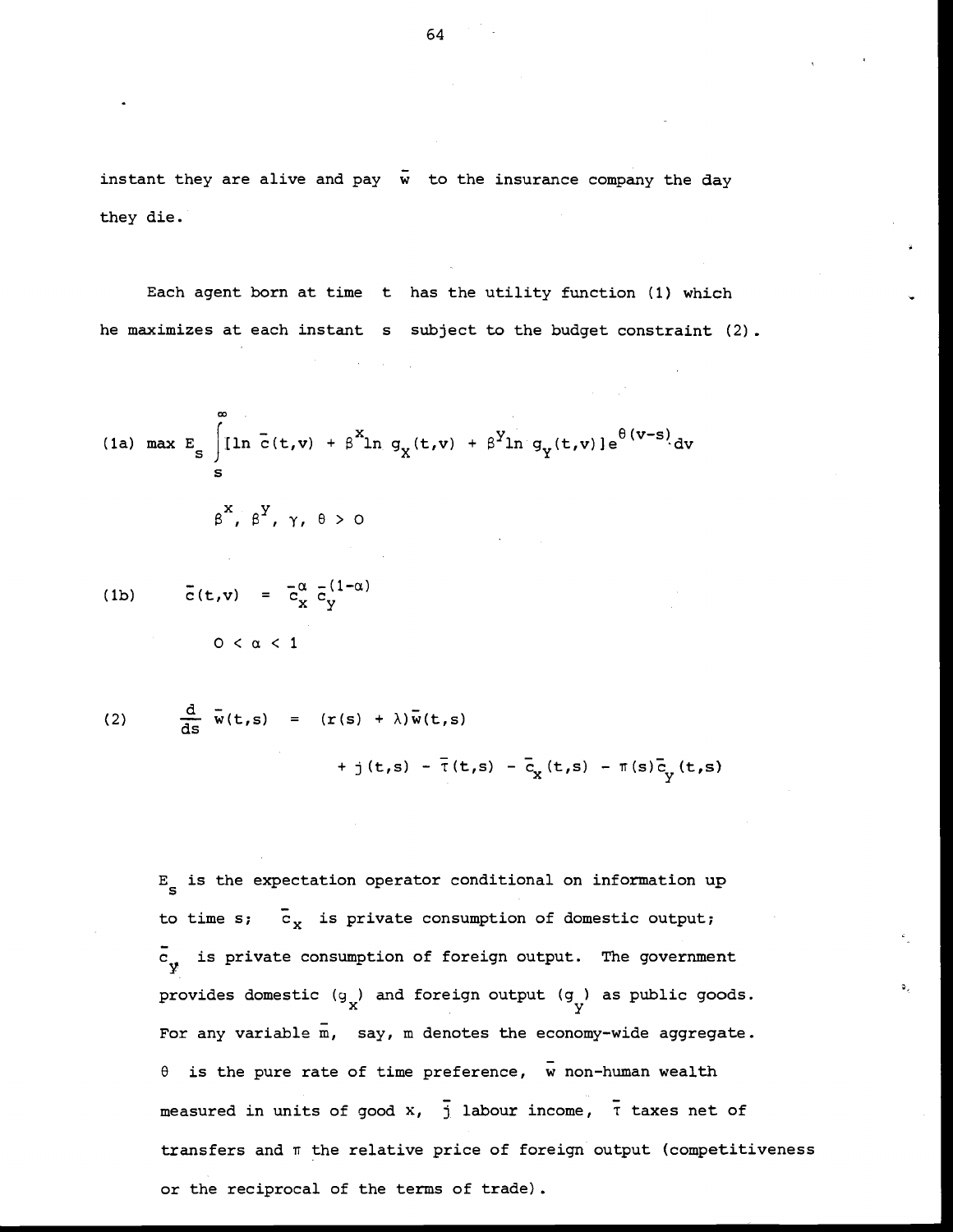instant they are alive and pay $\bar{w}$ to the insurance company the day they die.

Each agent born at time $t$ has the utility function (1) which he maximizes at each instant $s$ subject to the budget constraint (2).

$$\text{(1a)} \quad \max E_s \int_s^{\infty} [\ln \bar{c}(t,v) + \beta^x \ln g_x(t,v) + \beta^y \ln g_y(t,v)] e^{\theta(v-s)} dv$$

$$\beta^x, \beta^y, \gamma, \theta > 0$$

$$\text{(1b)} \quad \bar{c}(t,v) = \bar{c}_x^{\alpha} \, \bar{c}_y^{(1-\alpha)}$$

$$0 < \alpha < 1$$

$$\text{(2)} \quad \frac{d}{ds} \bar{w}(t,s) = (r(s) + \lambda)\bar{w}(t,s) + \bar{j}(t,s) - \bar{\tau}(t,s) - \bar{c}_x(t,s) - \pi(s)\bar{c}_y(t,s)$$

$E_s$ is the expectation operator conditional on information up to time s; $\bar{c}_x$ is private consumption of domestic output; $\bar{c}_y$ is private consumption of foreign output. The government provides domestic ($g_x$) and foreign output ($g_y$) as public goods. For any variable $\bar{m}$, say, $m$ denotes the economy-wide aggregate. $\theta$ is the pure rate of time preference, $\bar{w}$ non-human wealth measured in units of good x, $\bar{j}$ labour income, $\bar{\tau}$ taxes net of transfers and $\pi$ the relative price of foreign output (competitiveness or the reciprocal of the terms of trade).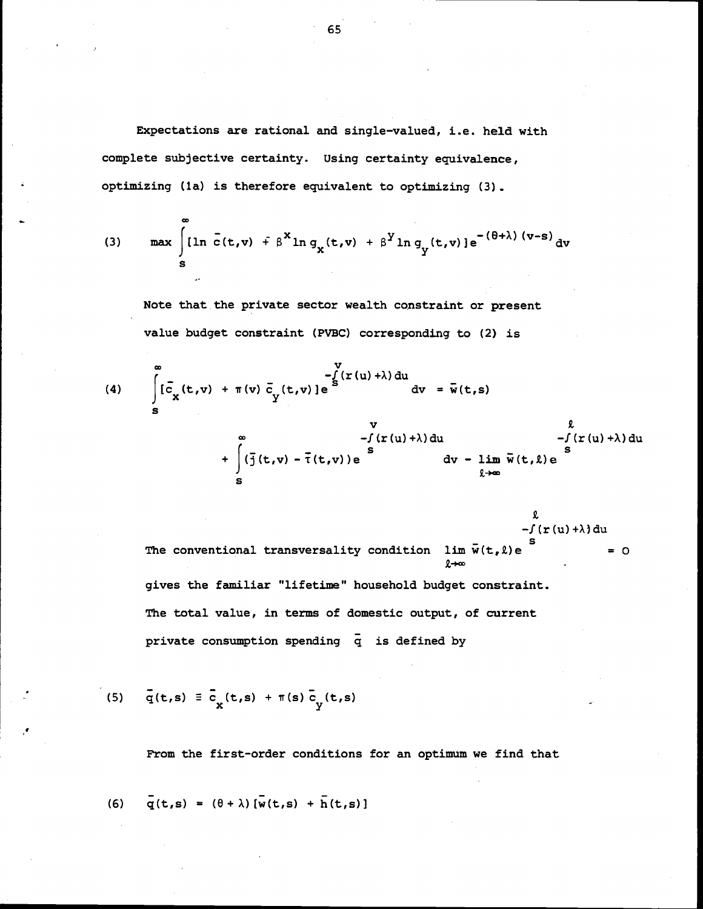Expectations are rational and single-valued, i.e. held with complete subjective certainty. Using certainty equivalence, optimizing (1a) is therefore equivalent to optimizing (3).

$$\text{(3)} \qquad \max \int_s^\infty [\ln \bar{c}(t,v) + \beta^x \ln g_x(t,v) + \beta^y \ln g_y(t,v)] e^{-(\theta+\lambda)(v-s)} dv$$

Note that the private sector wealth constraint or present value budget constraint (PVBC) corresponding to (2) is

$$\text{(4)} \qquad \int_s^\infty [\bar{c}_x(t,v) + \pi(v)\bar{c}_y(t,v)] e^{-\int_s^v (r(u)+\lambda)du} dv = \bar{w}(t,s)$$

$$+ \int_s^\infty (\bar{j}(t,v) - \bar{\tau}(t,v)) e^{-\int_s^v (r(u)+\lambda)du} dv - \lim_{\ell \to \infty} \bar{w}(t,\ell) e^{-\int_s^\ell (r(u)+\lambda)du}$$

The conventional transversality condition $\lim_{\ell \to \infty} \bar{w}(t,\ell) e^{-\int_s^\ell (r(u)+\lambda)du} = 0$ gives the familiar "lifetime" household budget constraint. The total value, in terms of domestic output, of current private consumption spending $\bar{q}$ is defined by

$$\text{(5)} \qquad \bar{q}(t,s) \equiv \bar{c}_x(t,s) + \pi(s)\bar{c}_y(t,s)$$

From the first-order conditions for an optimum we find that

$$\text{(6)} \qquad \bar{q}(t,s) = (\theta + \lambda)[\bar{w}(t,s) + \bar{h}(t,s)]$$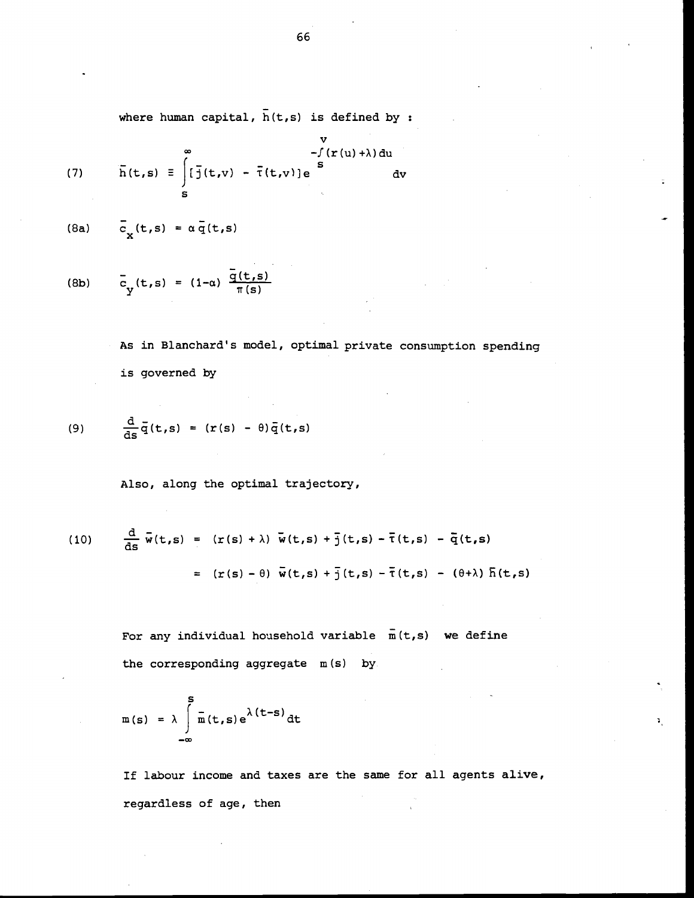where human capital, $\bar{h}(t,s)$ is defined by :

$$\text{(7)} \qquad \bar{h}(t,s) \equiv \int_s^\infty [\bar{j}(t,v) - \bar{\tau}(t,v)] e^{-\int_s^v (r(u)+\lambda)\,du} \, dv$$

$$\text{(8a)} \qquad \bar{c}_x(t,s) = \alpha \bar{q}(t,s)$$

$$\text{(8b)} \qquad \bar{c}_y(t,s) = (1-\alpha) \frac{\bar{q}(t,s)}{\pi(s)}$$

As in Blanchard's model, optimal private consumption spending is governed by

$$\text{(9)} \qquad \frac{d}{ds}\bar{q}(t,s) = (r(s) - \theta)\bar{q}(t,s)$$

Also, along the optimal trajectory,

$$\text{(10)} \qquad \begin{aligned} \frac{d}{ds}\bar{w}(t,s) &= (r(s)+\lambda)\,\bar{w}(t,s) + \bar{j}(t,s) - \bar{\tau}(t,s) - \bar{q}(t,s) \\ &= (r(s)-\theta)\,\bar{w}(t,s) + \bar{j}(t,s) - \bar{\tau}(t,s) - (\theta+\lambda)\,\bar{h}(t,s) \end{aligned}$$

For any individual household variable $\bar{m}(t,s)$ we define the corresponding aggregate $m(s)$ by

$$m(s) = \lambda \int_{-\infty}^{s} \bar{m}(t,s) e^{\lambda(t-s)} dt$$

If labour income and taxes are the same for all agents alive, regardless of age, then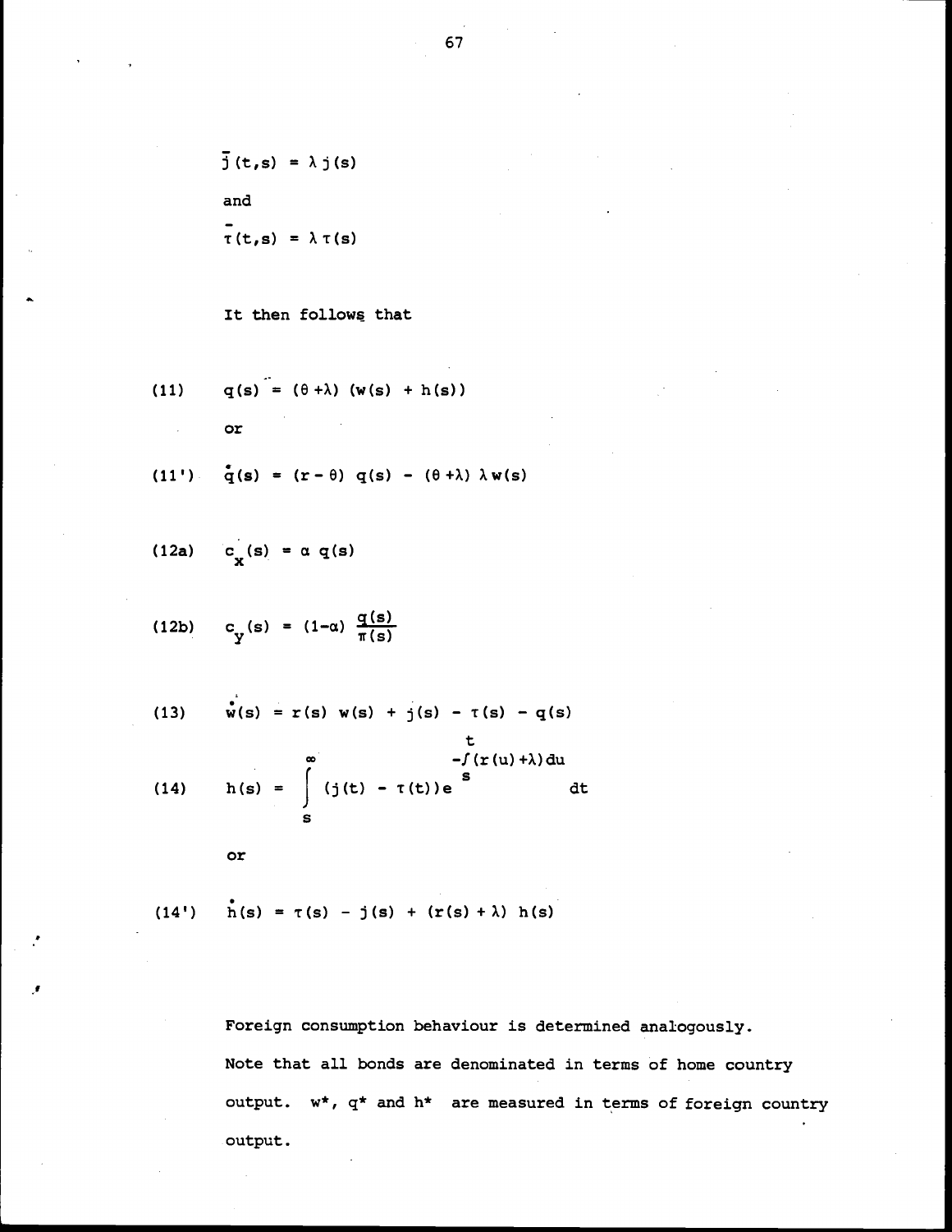$$\bar{j}(t,s) = \lambda j(s)$$

and

$$\bar{\tau}(t,s) = \lambda \tau(s)$$

It then follows that

$$q(s) = (\theta + \lambda)(w(s) + h(s)) \tag{11}$$

or

$$\dot{q}(s) = (r - \theta)\, q(s) - (\theta + \lambda)\lambda w(s) \tag{11'}$$

$$c_x(s) = \alpha\, q(s) \tag{12a}$$

$$c_y(s) = (1-\alpha)\frac{q(s)}{\pi(s)} \tag{12b}$$

$$\dot{w}(s) = r(s)\, w(s) + j(s) - \tau(s) - q(s) \tag{13}$$

$$h(s) = \int_s^{\infty} (j(t) - \tau(t)) e^{-\int_s^t (r(u)+\lambda)du} \, dt \tag{14}$$

or

$$\dot{h}(s) = \tau(s) - j(s) + (r(s) + \lambda)\, h(s) \tag{14'}$$

Foreign consumption behaviour is determined analogously. Note that all bonds are denominated in terms of home country output. $w^*$, $q^*$ and $h^*$ are measured in terms of foreign country output.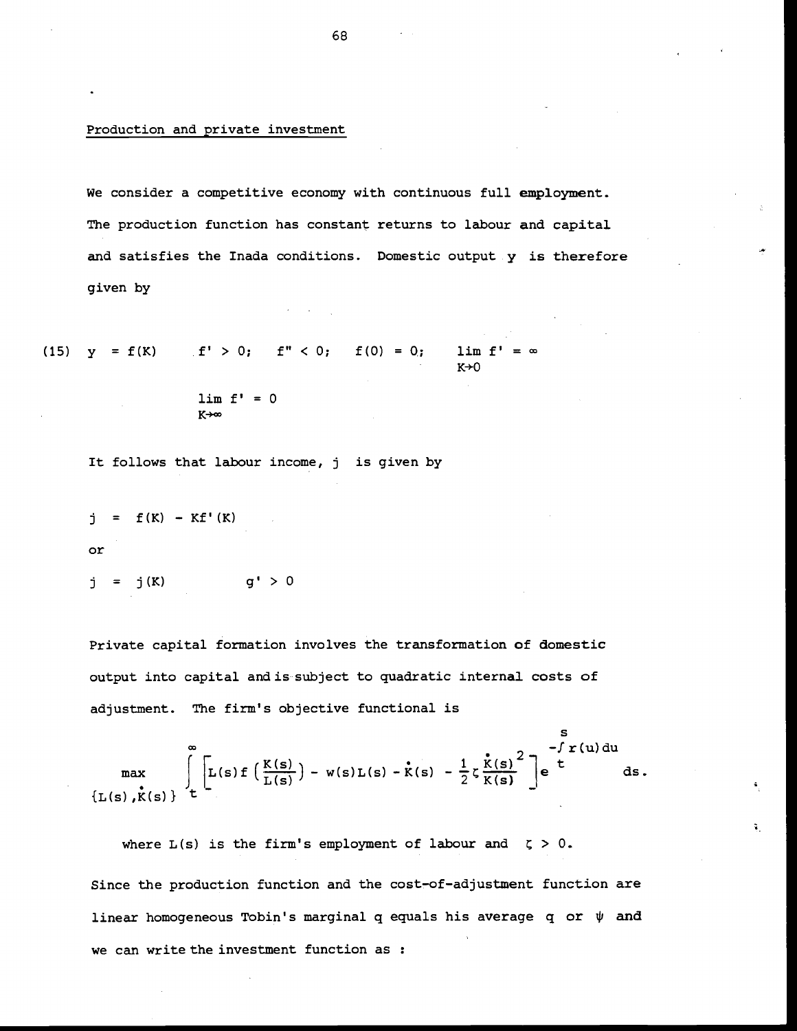## Production and private investment

We consider a competitive economy with continuous full employment. The production function has constant returns to labour and capital and satisfies the Inada conditions. Domestic output $y$ is therefore given by

$$(15) \quad y = f(K) \qquad f' > 0; \quad f'' < 0; \quad f(0) = 0; \quad \lim_{K \to 0} f' = \infty$$

$$\lim_{K \to \infty} f' = 0$$

It follows that labour income, $j$ is given by

$$j = f(K) - Kf'(K)$$

or

$$j = j(K) \qquad g' > 0$$

Private capital formation involves the transformation of domestic output into capital and is subject to quadratic internal costs of adjustment. The firm's objective functional is

$$\max_{\{L(s), \dot{K}(s)\}} \int_t^\infty \left[ L(s) f\left(\frac{K(s)}{L(s)}\right) - w(s)L(s) - \dot{K}(s) - \frac{1}{2}\zeta \frac{\dot{K}(s)^2}{K(s)} \right] e^{-\int_t^s r(u)du} ds.$$

where $L(s)$ is the firm's employment of labour and $\zeta > 0$.

Since the production function and the cost-of-adjustment function are linear homogeneous Tobin's marginal q equals his average q or $\psi$ and we can write the investment function as :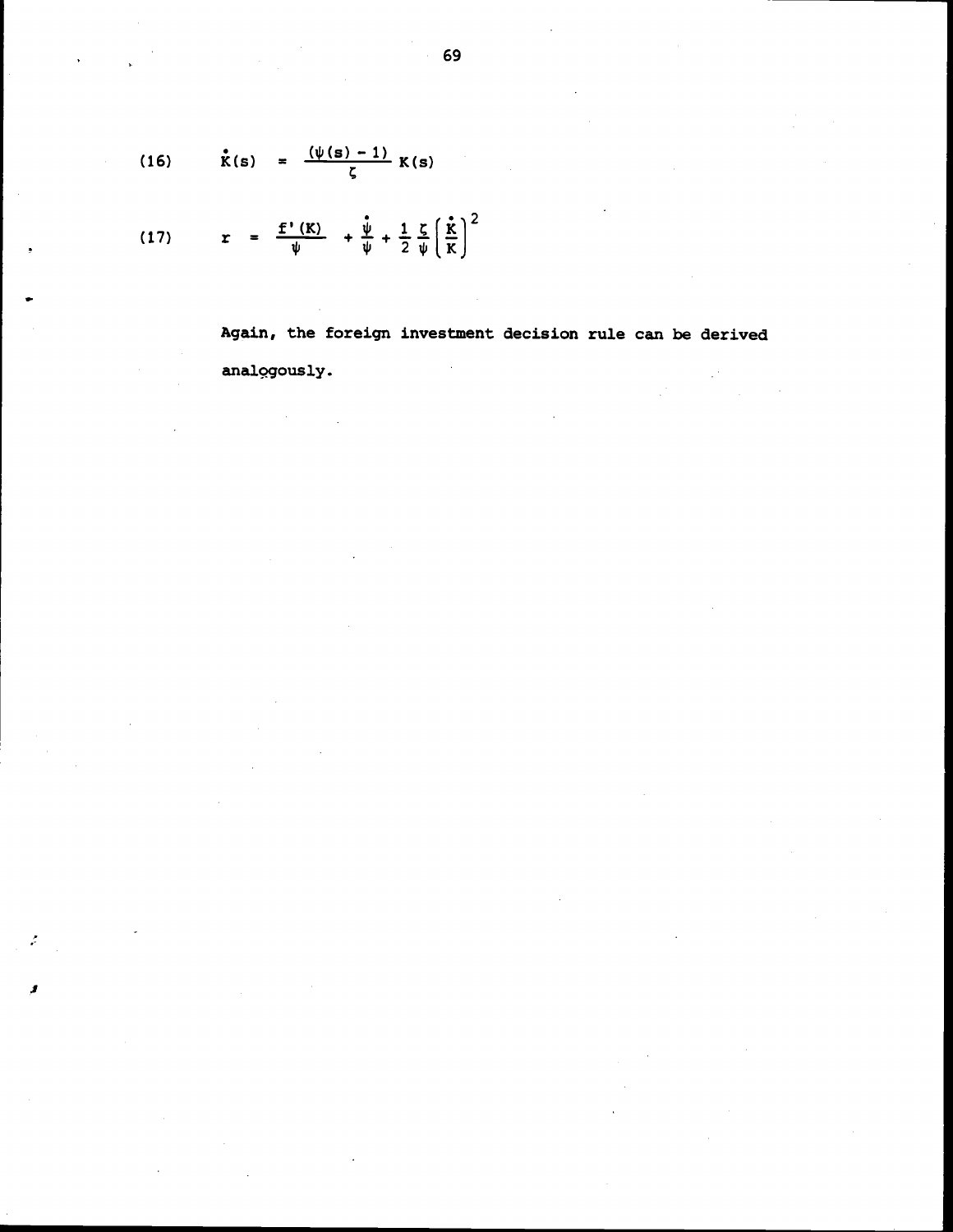$$\dot{K}(s) = \frac{(\psi(s) - 1)}{\zeta} K(s) \tag{16}$$

$$r = \frac{f'(K)}{\psi} + \frac{\dot{\psi}}{\psi} + \frac{1}{2}\frac{\zeta}{\psi}\left(\frac{\dot{K}}{K}\right)^2 \tag{17}$$

Again, the foreign investment decision rule can be derived analogously.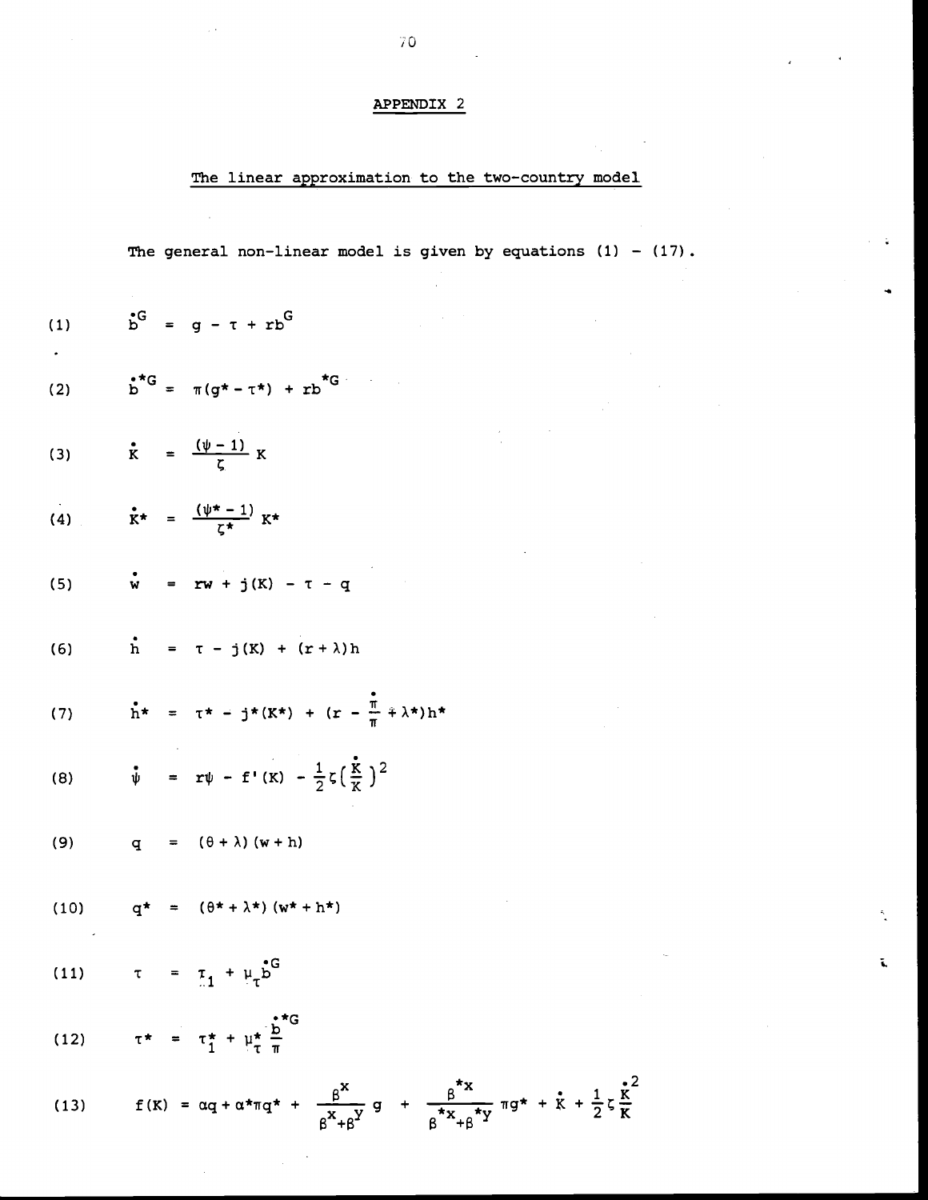## APPENDIX 2

### The linear approximation to the two-country model

The general non-linear model is given by equations (1) – (17).

$$\dot{b}^G = g - \tau + rb^G \tag{1}$$

$$\dot{b}^{*G} = \pi(g^* - \tau^*) + rb^{*G} \tag{2}$$

$$\dot{K} = \frac{(\psi - 1)}{\zeta} K \tag{3}$$

$$\dot{K}^* = \frac{(\psi^* - 1)}{\zeta^*} K^* \tag{4}$$

$$\dot{w} = rw + j(K) - \tau - q \tag{5}$$

$$\dot{h} = \tau - j(K) + (r + \lambda)h \tag{6}$$

$$\dot{h}^* = \tau^* - j^*(K^*) + (r - \frac{\dot{\pi}}{\pi} + \lambda^*)h^* \tag{7}$$

$$\dot{\psi} = r\psi - f'(K) - \frac{1}{2}\zeta\left(\frac{\dot{K}}{K}\right)^2 \tag{8}$$

$$q = (\theta + \lambda)(w + h) \tag{9}$$

$$q^* = (\theta^* + \lambda^*)(w^* + h^*) \tag{10}$$

$$\tau = \tau_1 + \mu_\tau \dot{b}^G \tag{11}$$

$$\tau^* = \tau_1^* + \mu_\tau^* \frac{\dot{b}^{*G}}{\pi} \tag{12}$$

$$f(K) = \alpha q + \alpha^* \pi q^* + \frac{\beta^x}{\beta^x + \beta^y} g + \frac{\beta^{*x}}{\beta^{*x} + \beta^{*y}} \pi g^* + \dot{K} + \frac{1}{2}\zeta \frac{\dot{K}^2}{K} \tag{13}$$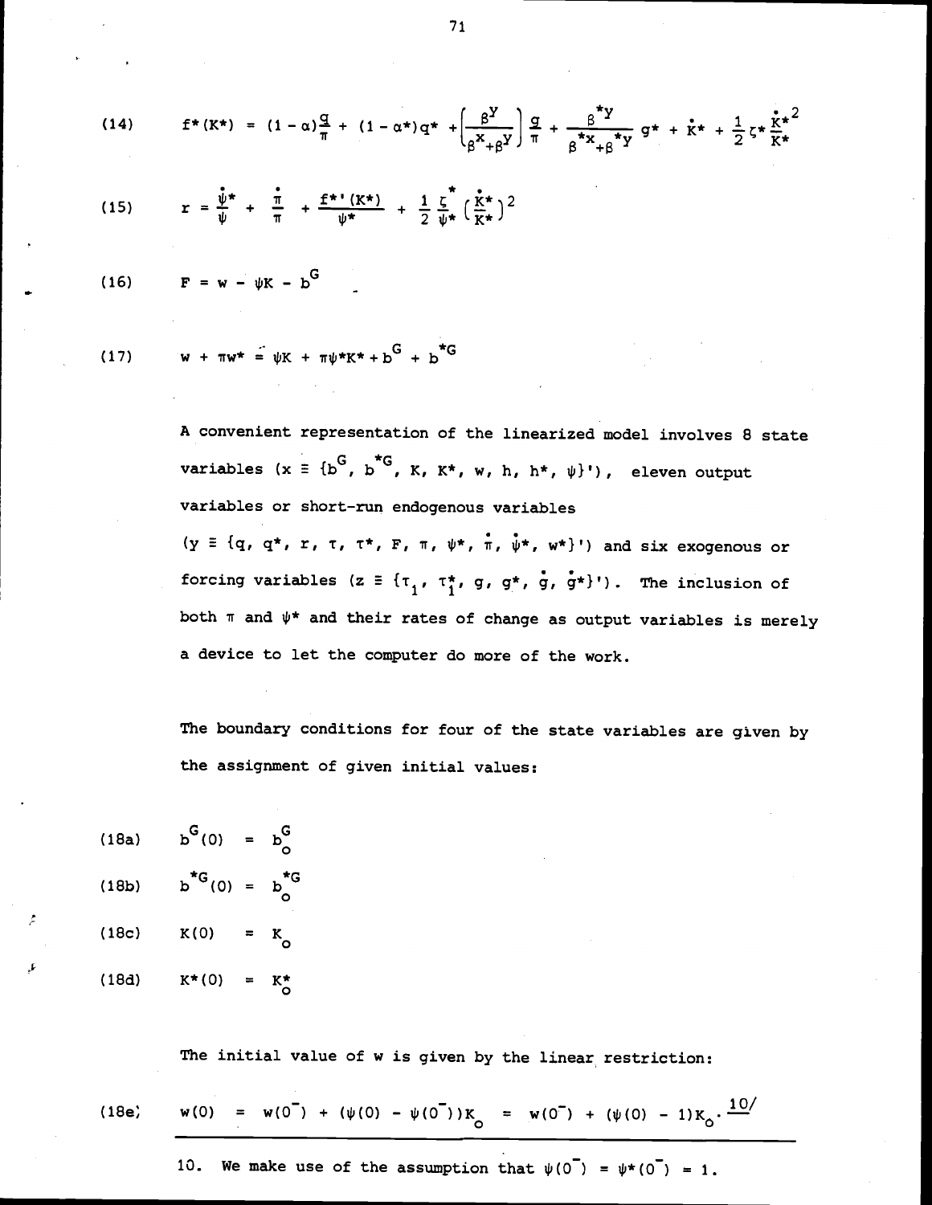$$(14) \qquad f^*(K^*) = (1-\alpha)\frac{q}{\pi} + (1-\alpha^*)q^* + \left(\frac{\beta^y}{\beta^x+\beta^y}\right)\frac{g}{\pi} + \frac{\beta^{*y}}{\beta^{*x}+\beta^{*y}}g^* + \dot{K}^* + \frac{1}{2}\zeta^*\frac{\dot{K}^{*2}}{K^*}$$

$$(15) \qquad r = \frac{\dot{\psi}^*}{\psi} + \frac{\dot{\pi}}{\pi} + \frac{f^{*\prime}(K^*)}{\psi^*} + \frac{1}{2}\frac{\zeta^*}{\psi^*}\left(\frac{\dot{K}^*}{K^*}\right)^2$$

$$(16) \qquad F = w - \psi K - b^G$$

$$(17) \qquad w + \pi w^* = \psi K + \pi\psi^* K^* + b^G + b^{*G}$$

A convenient representation of the linearized model involves 8 state variables ($x \equiv \{b^G, b^{*G}, K, K^*, w, h, h^*, \psi\}'$), eleven output variables or short-run endogenous variables ($y \equiv \{q, q^*, r, \tau, \tau^*, F, \pi, \psi^*, \dot{\pi}, \dot{\psi}^*, w^*\}'$) and six exogenous or forcing variables ($z \equiv \{\tau_1, \tau_1^*, g, g^*, \dot{g}, \dot{g}^*\}'$). The inclusion of both $\pi$ and $\psi^*$ and their rates of change as output variables is merely a device to let the computer do more of the work.

The boundary conditions for four of the state variables are given by the assignment of given initial values:

$$(18a) \qquad b^G(0) = b_o^G$$

$$(18b) \qquad b^{*G}(0) = b_o^{*G}$$

$$(18c) \qquad K(0) = K_o$$

$$(18d) \qquad K^*(0) = K_o^*$$

The initial value of w is given by the linear restriction:

$$(18e) \qquad w(0) = w(0^-) + (\psi(0) - \psi(0^-))K_o = w(0^-) + (\psi(0) - 1)K_o.$$ [10]

---

10. We make use of the assumption that $\psi(0^-) = \psi^*(0^-) = 1$.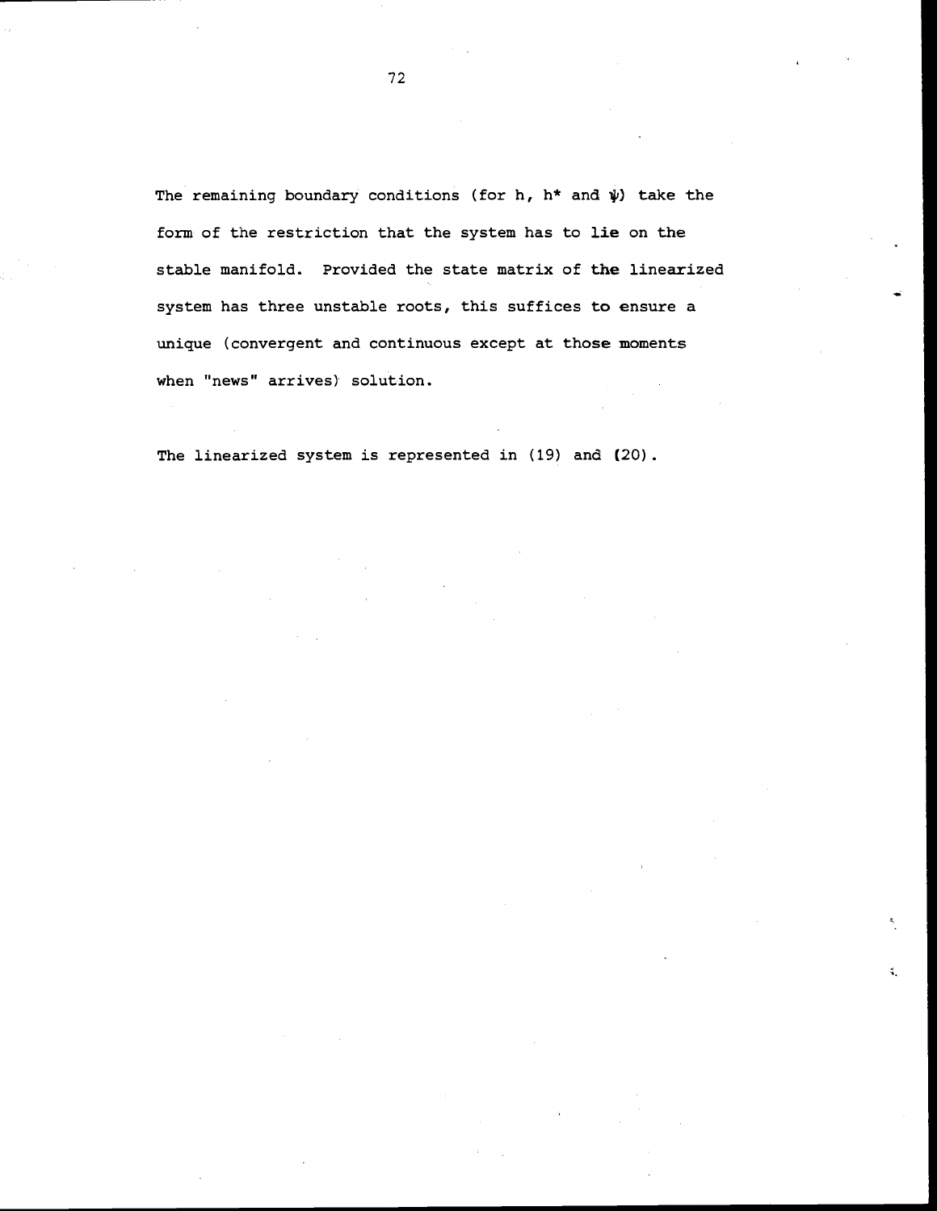The remaining boundary conditions (for $h$, $h^*$ and $\psi$) take the form of the restriction that the system has to lie on the stable manifold. Provided the state matrix of the linearized system has three unstable roots, this suffices to ensure a unique (convergent and continuous except at those moments when "news" arrives) solution.

The linearized system is represented in (19) and (20).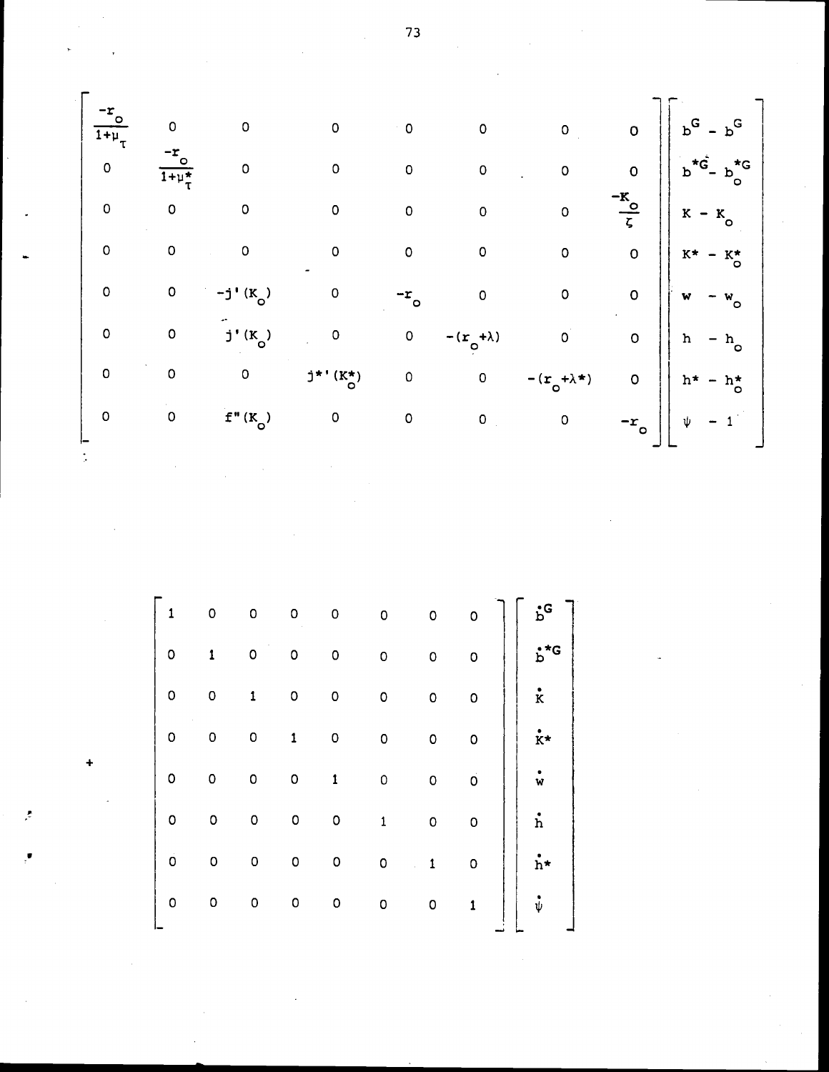$$
\begin{bmatrix}
\frac{-r_o}{1+\mu_\tau} & 0 & 0 & 0 & 0 & 0 & 0 & 0 \\
0 & \frac{-r_o}{1+\mu_\tau^*} & 0 & 0 & 0 & 0 & 0 & 0 \\
0 & 0 & 0 & 0 & 0 & 0 & 0 & \frac{-K_o}{\zeta} \\
0 & 0 & 0 & 0 & 0 & 0 & 0 & 0 \\
0 & 0 & -j'(K_o) & 0 & -r_o & 0 & 0 & 0 \\
0 & 0 & j'(K_o) & 0 & 0 & -(r_o+\lambda) & 0 & 0 \\
0 & 0 & 0 & j^{*\prime}(K_o^*) & 0 & 0 & -(r_o+\lambda^*) & 0 \\
0 & 0 & f''(K_o) & 0 & 0 & 0 & 0 & -r_o
\end{bmatrix}
\begin{bmatrix}
b^G - b^G \\
b^{*G} - b_o^{*G} \\
K - K_o \\
K^* - K_o^* \\
w - w_o \\
h - h_o \\
h^* - h_o^* \\
\psi - 1
\end{bmatrix}
$$

$$
+ \begin{bmatrix}
1 & 0 & 0 & 0 & 0 & 0 & 0 & 0 \\
0 & 1 & 0 & 0 & 0 & 0 & 0 & 0 \\
0 & 0 & 1 & 0 & 0 & 0 & 0 & 0 \\
0 & 0 & 0 & 1 & 0 & 0 & 0 & 0 \\
0 & 0 & 0 & 0 & 1 & 0 & 0 & 0 \\
0 & 0 & 0 & 0 & 0 & 1 & 0 & 0 \\
0 & 0 & 0 & 0 & 0 & 0 & 1 & 0 \\
0 & 0 & 0 & 0 & 0 & 0 & 0 & 1
\end{bmatrix}
\begin{bmatrix}
\dot{b}^G \\
\dot{b}^{*G} \\
\dot{K} \\
\dot{K}^* \\
\dot{w} \\
\dot{h} \\
\dot{h}^* \\
\dot{\psi}
\end{bmatrix}
$$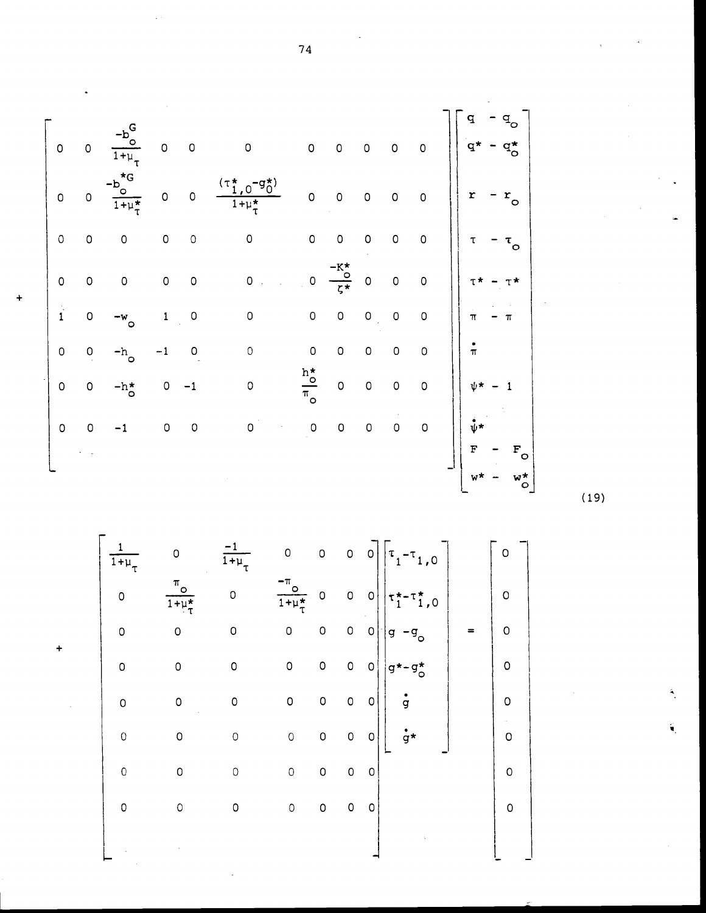$$
+ \begin{bmatrix}
0 & 0 & \frac{-b_o^G}{1+\mu_\tau} & 0 & 0 & 0 & 0 & 0 & 0 & 0 & 0 \\
0 & 0 & \frac{-b_o^{*G}}{1+\mu_\tau^*} & 0 & 0 & \frac{(\tau_{1,0}^* - g_0^*)}{1+\mu_\tau^*} & 0 & 0 & 0 & 0 & 0 \\
0 & 0 & 0 & 0 & 0 & 0 & 0 & 0 & 0 & 0 & 0 \\
0 & 0 & 0 & 0 & 0 & 0 & 0 & \frac{-K_o^*}{\zeta^*} & 0 & 0 & 0 \\
1 & 0 & -w_o & 1 & 0 & 0 & 0 & 0 & 0 & 0 & 0 \\
0 & 0 & -h_o & -1 & 0 & 0 & 0 & 0 & 0 & 0 & 0 \\
0 & 0 & -h_o^* & 0 & -1 & 0 & \frac{h_o^*}{\pi_o} & 0 & 0 & 0 & 0 \\
0 & 0 & -1 & 0 & 0 & 0 & 0 & 0 & 0 & 0 & 0
\end{bmatrix}
\begin{bmatrix}
q - q_o \\
q^* - q_o^* \\
r - r_o \\
\tau - \tau_o \\
\tau^* - \tau^* \\
\pi - \pi \\
\dot{\pi} \\
\psi^* - 1 \\
\dot{\psi}^* \\
F - F_o \\
w^* - w_o^*
\end{bmatrix}
\tag{19}
$$

$$
+ \begin{bmatrix}
\frac{1}{1+\mu_\tau} & 0 & \frac{-1}{1+\mu_\tau} & 0 & 0 & 0 & 0 \\
0 & \frac{\pi_o}{1+\mu_\tau^*} & 0 & \frac{-\pi_o}{1+\mu_\tau^*} & 0 & 0 & 0 \\
0 & 0 & 0 & 0 & 0 & 0 & 0 \\
0 & 0 & 0 & 0 & 0 & 0 & 0 \\
0 & 0 & 0 & 0 & 0 & 0 & 0 \\
0 & 0 & 0 & 0 & 0 & 0 & 0 \\
0 & 0 & 0 & 0 & 0 & 0 & 0 \\
0 & 0 & 0 & 0 & 0 & 0 & 0
\end{bmatrix}
\begin{bmatrix}
\tau_1 - \tau_{1,0} \\
\tau_1^* - \tau_{1,0}^* \\
g - g_o \\
g^* - g_o^* \\
\dot{g} \\
\dot{g}^*
\end{bmatrix}
=
\begin{bmatrix}
0 \\ 0 \\ 0 \\ 0 \\ 0 \\ 0 \\ 0 \\ 0
\end{bmatrix}
$$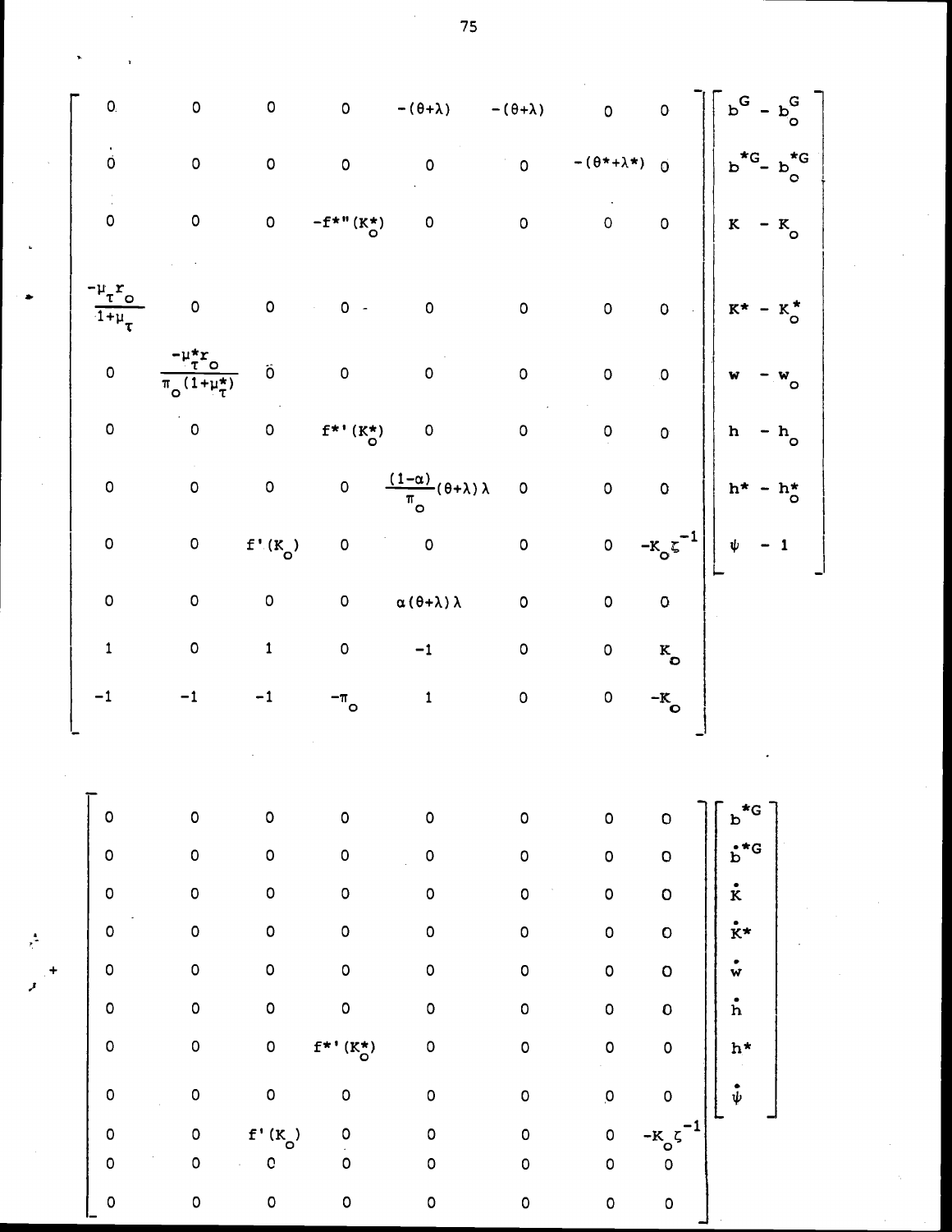$$
\begin{bmatrix}
0 & 0 & 0 & 0 & -(\theta+\lambda) & -(\theta+\lambda) & 0 & 0 \\
0 & 0 & 0 & 0 & 0 & 0 & -(\theta^*+\lambda^*) & 0 \\
0 & 0 & 0 & -f^{*''}(K_o^*) & 0 & 0 & 0 & 0 \\
\frac{-\mu_\tau r_o}{1+\mu_\tau} & 0 & 0 & 0 & 0 & 0 & 0 & 0 \\
0 & \frac{-\mu_\tau^* r_o}{\pi_o(1+\mu_\tau^*)} & 0 & 0 & 0 & 0 & 0 & 0 \\
0 & 0 & 0 & f^{*'}(K_o^*) & 0 & 0 & 0 & 0 \\
0 & 0 & 0 & 0 & \frac{(1-\alpha)}{\pi_o}(\theta+\lambda)\lambda & 0 & 0 & 0 \\
0 & 0 & f'(K_o) & 0 & 0 & 0 & 0 & -K_o\zeta^{-1} \\
0 & 0 & 0 & 0 & \alpha(\theta+\lambda)\lambda & 0 & 0 & 0 \\
1 & 0 & 1 & 0 & -1 & 0 & 0 & K_o \\
-1 & -1 & -1 & -\pi_o & 1 & 0 & 0 & -K_o
\end{bmatrix}
\begin{bmatrix}
b^G - b_o^G \\
b^{*G} - b_o^{*G} \\
K - K_o \\
K^* - K_o^* \\
w - w_o \\
h - h_o \\
h^* - h_o^* \\
\psi - 1
\end{bmatrix}
$$

$$
+ \begin{bmatrix}
0 & 0 & 0 & 0 & 0 & 0 & 0 & 0 \\
0 & 0 & 0 & 0 & 0 & 0 & 0 & 0 \\
0 & 0 & 0 & 0 & 0 & 0 & 0 & 0 \\
0 & 0 & 0 & 0 & 0 & 0 & 0 & 0 \\
0 & 0 & 0 & 0 & 0 & 0 & 0 & 0 \\
0 & 0 & 0 & 0 & 0 & 0 & 0 & 0 \\
0 & 0 & 0 & f^{*'}(K_o^*) & 0 & 0 & 0 & 0 \\
0 & 0 & 0 & 0 & 0 & 0 & 0 & 0 \\
0 & 0 & f'(K_o) & 0 & 0 & 0 & 0 & -K_o\zeta^{-1} \\
0 & 0 & 0 & 0 & 0 & 0 & 0 & 0 \\
0 & 0 & 0 & 0 & 0 & 0 & 0 & 0
\end{bmatrix}
\begin{bmatrix}
b^{*G} \\
\dot{b}^{*G} \\
\dot{K} \\
\dot{K}^* \\
\dot{w} \\
\dot{h} \\
h^* \\
\dot{\psi}
\end{bmatrix}
$$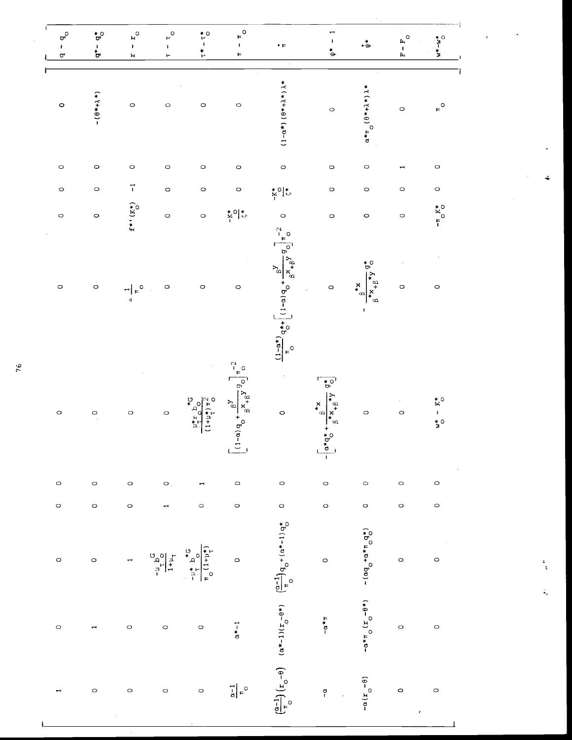| | | | | | | | | | | | |
|---|---|---|---|---|---|---|---|---|---|---|---|
| $1$ | $0$ | $0$ | $0$ | $0$ | $0$ | $0$ | $0$ | $0$ | $0$ | $0$ | $q - q_o$ |
| $0$ | $1$ | $0$ | $0$ | $0$ | $0$ | $0$ | $0$ | $0$ | $0$ | $-(\theta^* + \lambda^*)$ | $q^* - q^*_o$ |
| $0$ | $0$ | $1$ | $0$ | $0$ | $0$ | $-\frac{1}{\pi_o}$ | $f^{*\prime}(K^*_o)$ | $-1$ | $0$ | $0$ | $r - r_o$ |
| $0$ | $0$ | $\frac{-\mu_\tau b^G_o}{1+\mu_\tau}$ | $1$ | $0$ | $0$ | $0$ | $0$ | $0$ | $0$ | $0$ | $\tau - \tau_o$ |
| $0$ | $0$ | $\frac{-\mu^*_\tau b^{*G}_o}{\pi_o(1+\mu^*_\tau)}$ | $0$ | $1$ | $\frac{\mu^*_\tau r_o b^{*G}_o}{(1+\mu^*_\tau)\pi_o^2}$ | $0$ | $0$ | $0$ | $0$ | $0$ | $\tau^* - \tau^*_o$ |
| $\frac{\alpha-1}{\pi_o}$ | $\alpha^*-1$ | $0$ | $0$ | $0$ | $\left[(1-\alpha)q_o + \frac{\beta^y}{\beta^x+\beta^y} g_o\right]\pi_o^{-2}$ | $0$ | $\frac{-K^*_o}{\zeta^*}$ | $0$ | $0$ | $0$ | $\pi - \pi_o$ |
| $\left(\frac{\alpha-1}{\pi_o}\right)(r_o - \theta)$ | $(\alpha^*-1)(r_o - \theta^*)$ | $\left(\frac{\alpha-1}{\pi_o}\right)q_o + (\alpha^*-1)q^*_o$ | $0$ | $0$ | $0$ | $\frac{(1-\alpha^*)}{\pi_o} q^*_o + \left[(1-\alpha)q_o + \frac{\beta^y}{\beta^x+\beta^y} g_o\right]\pi_o^{-2}$ | $0$ | $\frac{-K^*_o}{\zeta^*}$ | $0$ | $(1-\alpha^*)(\theta^*+\lambda^*)\lambda^*$ | $\dot{\pi}$ |
| $-\alpha$ | $-\alpha^*\pi$ | $0$ | $0$ | $0$ | $-\left[\alpha^* q^*_o + \frac{\beta^{*x}}{\beta^{*x}+\beta^{*y}} g^*_o\right]$ | $0$ | $0$ | $0$ | $0$ | $0$ | $\psi^* - 1$ |
| $-\alpha(r_o - \theta)$ | $-\alpha^*\pi_o(r_o - \theta^*)$ | $-(\alpha q_o + \alpha^*\pi_o q^*_o)$ | $0$ | $0$ | $0$ | $-\frac{\beta^{*x}}{\beta^{*x}+\beta^{*y}} g^*_o$ | $0$ | $0$ | $0$ | $\alpha^*\pi_o(\theta^*+\lambda^*)\lambda^*$ | $\dot{\psi}^*$ |
| $0$ | $0$ | $0$ | $0$ | $0$ | $0$ | $0$ | $0$ | $0$ | $1$ | $0$ | $F - F_o$ |
| $0$ | $0$ | $0$ | $0$ | $0$ | $w^*_o - K^*_o$ | $0$ | $-\pi_o K^*_o$ | $0$ | $0$ | $\pi_o$ | $w^* - w^*_o$ |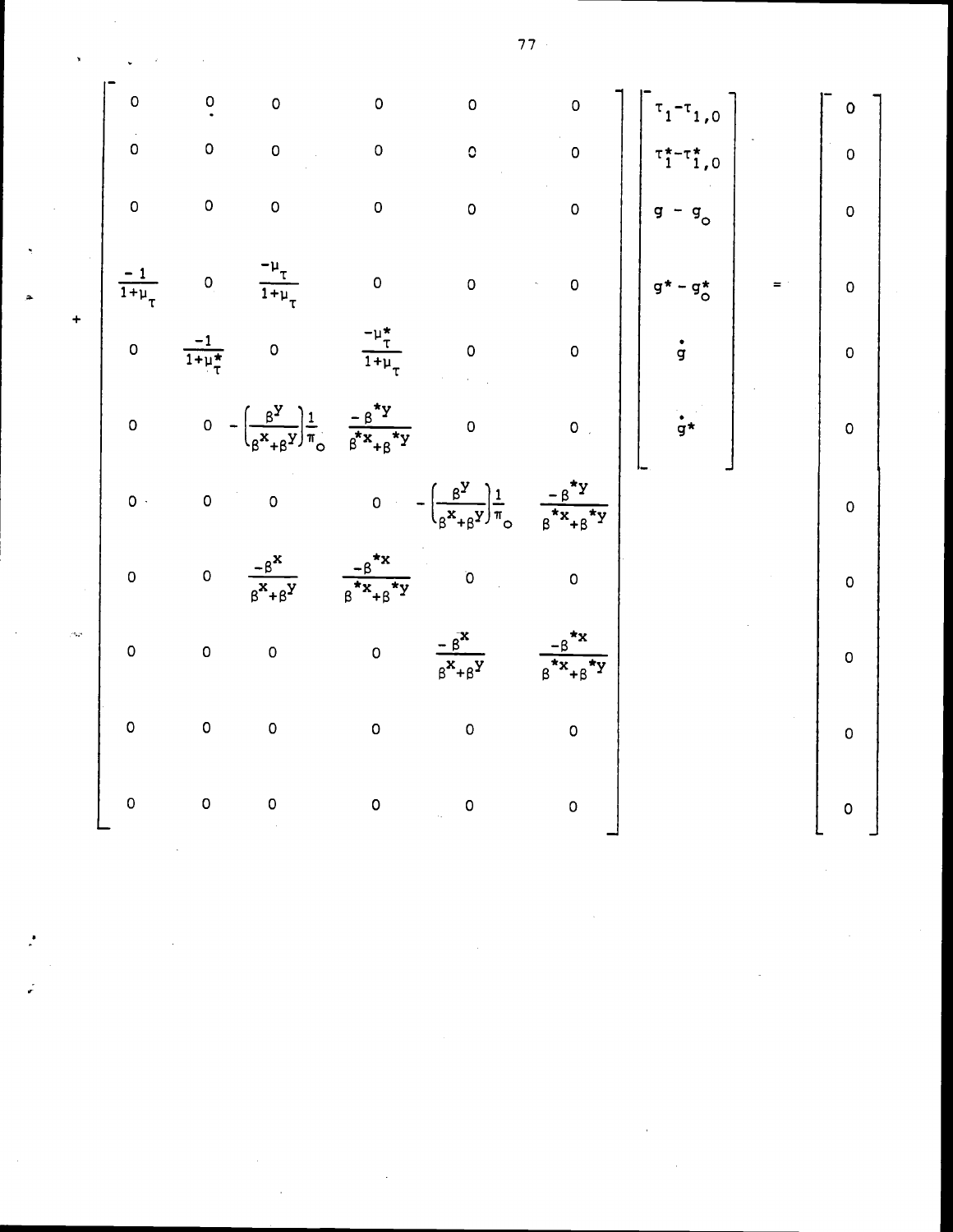$$
+ \begin{bmatrix}
0 & 0 & 0 & 0 & 0 & 0 \\
0 & 0 & 0 & 0 & 0 & 0 \\
0 & 0 & 0 & 0 & 0 & 0 \\
\frac{-1}{1+\mu_\tau} & 0 & \frac{-\mu_\tau}{1+\mu_\tau} & 0 & 0 & 0 \\
0 & \frac{-1}{1+\mu_\tau^*} & 0 & \frac{-\mu_\tau^*}{1+\mu_\tau} & 0 & 0 \\
0 & 0 & -\left(\frac{\beta^y}{\beta^x+\beta^y}\right)\frac{1}{\pi_o} & \frac{-\beta^{*y}}{\beta^{*x}+\beta^{*y}} & 0 & 0 \\
0 & 0 & 0 & 0 & -\left(\frac{\beta^y}{\beta^x+\beta^y}\right)\frac{1}{\pi_o} & \frac{-\beta^{*y}}{\beta^{*x}+\beta^{*y}} \\
0 & 0 & \frac{-\beta^x}{\beta^x+\beta^y} & \frac{-\beta^{*x}}{\beta^{*x}+\beta^{*y}} & 0 & 0 \\
0 & 0 & 0 & 0 & \frac{-\beta^x}{\beta^x+\beta^y} & \frac{-\beta^{*x}}{\beta^{*x}+\beta^{*y}} \\
0 & 0 & 0 & 0 & 0 & 0 \\
0 & 0 & 0 & 0 & 0 & 0
\end{bmatrix}
\begin{bmatrix}
\tau_1-\tau_{1,0} \\
\tau_1^*-\tau_{1,0}^* \\
g - g_o \\
g^* - g_o^* \\
\dot{g} \\
\dot{g}^*
\end{bmatrix}
=
\begin{bmatrix}
0 \\ 0 \\ 0 \\ 0 \\ 0 \\ 0 \\ 0 \\ 0 \\ 0 \\ 0 \\ 0
\end{bmatrix}
$$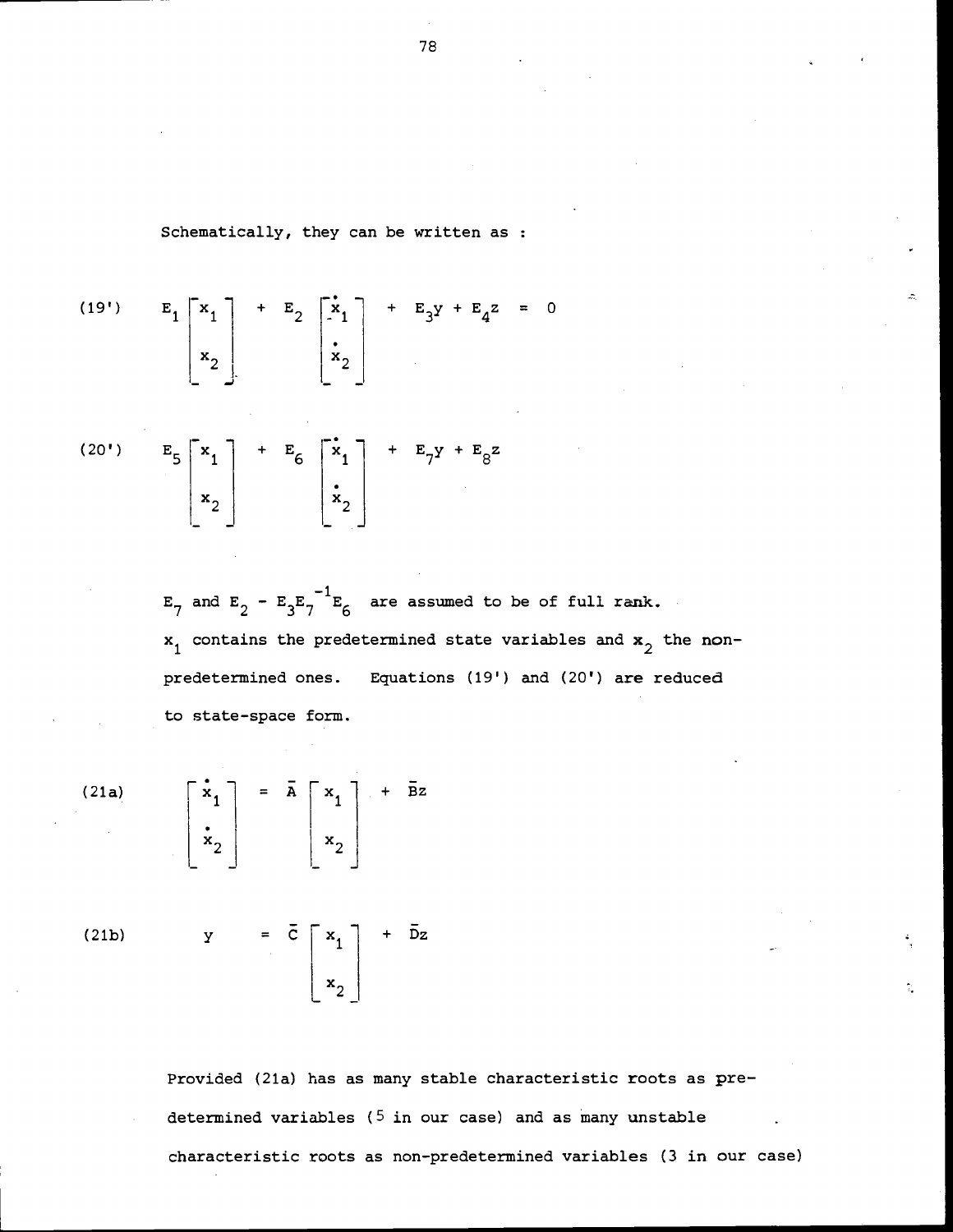Schematically, they can be written as :

$$(19') \qquad E_1 \begin{bmatrix} x_1 \\ x_2 \end{bmatrix} + E_2 \begin{bmatrix} \dot{x}_1 \\ \dot{x}_2 \end{bmatrix} + E_3 y + E_4 z = 0$$

$$(20') \qquad E_5 \begin{bmatrix} x_1 \\ x_2 \end{bmatrix} + E_6 \begin{bmatrix} \dot{x}_1 \\ \dot{x}_2 \end{bmatrix} + E_7 y + E_8 z$$

$E_7$ and $E_2 - E_3 E_7^{-1} E_6$ are assumed to be of full rank. $x_1$ contains the predetermined state variables and $x_2$ the non-predetermined ones. Equations (19') and (20') are reduced to state-space form.

$$(21a) \qquad \begin{bmatrix} \dot{x}_1 \\ \dot{x}_2 \end{bmatrix} = \bar{A} \begin{bmatrix} x_1 \\ x_2 \end{bmatrix} + \bar{B} z$$

$$(21b) \qquad y = \bar{C} \begin{bmatrix} x_1 \\ x_2 \end{bmatrix} + \bar{D} z$$

Provided (21a) has as many stable characteristic roots as predetermined variables (5 in our case) and as many unstable characteristic roots as non-predetermined variables (3 in our case)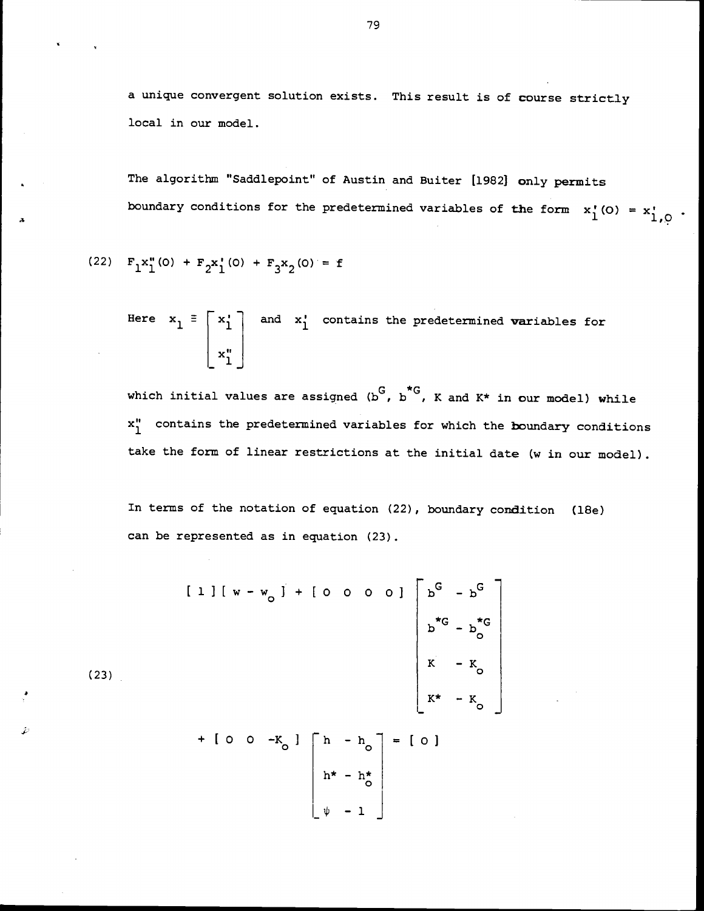a unique convergent solution exists. This result is of course strictly local in our model.

The algorithm "Saddlepoint" of Austin and Buiter [1982] only permits boundary conditions for the predetermined variables of the form $x_1'(0) = x_{1,0}'$.

$$(22) \quad F_1 x_1''(0) + F_2 x_1'(0) + F_3 x_2(0) = f$$

Here $x_1 \equiv \begin{bmatrix} x_1' \\ x_1'' \end{bmatrix}$ and $x_1'$ contains the predetermined variables for which initial values are assigned ($b^G$, $b^{*G}$, $K$ and $K^*$ in our model) while $x_1''$ contains the predetermined variables for which the boundary conditions take the form of linear restrictions at the initial date ($w$ in our model).

In terms of the notation of equation (22), boundary condition (18e) can be represented as in equation (23).

$$(23) \quad [\,1\,][\,w - w_o\,] + [\,0 \quad 0 \quad 0 \quad 0\,] \begin{bmatrix} b^G - b^G \\ b^{*G} - b_o^{*G} \\ K - K_o \\ K^* - K_o \end{bmatrix} + [\,0 \quad 0 \quad -K_o\,] \begin{bmatrix} h - h_o \\ h^* - h_o^* \\ \psi - 1 \end{bmatrix} = [\,0\,]$$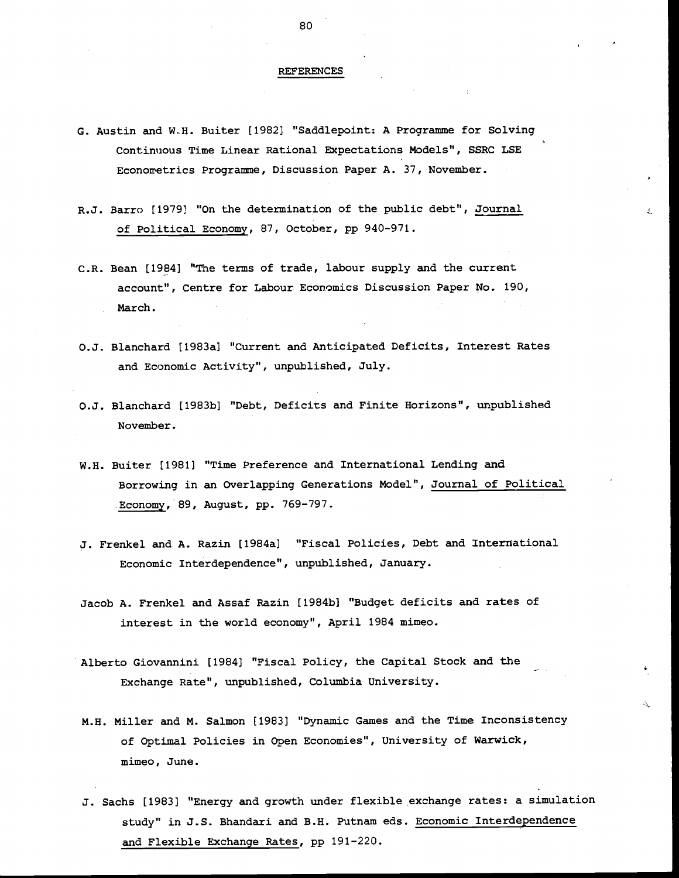## REFERENCES

G. Austin and W.H. Buiter [1982] "Saddlepoint: A Programme for Solving Continuous Time Linear Rational Expectations Models", SSRC LSE Econometrics Programme, Discussion Paper A. 37, November.

R.J. Barro [1979] "On the determination of the public debt", Journal of Political Economy, 87, October, pp 940-971.

C.R. Bean [1984] "The terms of trade, labour supply and the current account", Centre for Labour Economics Discussion Paper No. 190, March.

O.J. Blanchard [1983a] "Current and Anticipated Deficits, Interest Rates and Economic Activity", unpublished, July.

O.J. Blanchard [1983b] "Debt, Deficits and Finite Horizons", unpublished November.

W.H. Buiter [1981] "Time Preference and International Lending and Borrowing in an Overlapping Generations Model", Journal of Political Economy, 89, August, pp. 769-797.

J. Frenkel and A. Razin [1984a] "Fiscal Policies, Debt and International Economic Interdependence", unpublished, January.

Jacob A. Frenkel and Assaf Razin [1984b] "Budget deficits and rates of interest in the world economy", April 1984 mimeo.

Alberto Giovannini [1984] "Fiscal Policy, the Capital Stock and the Exchange Rate", unpublished, Columbia University.

M.H. Miller and M. Salmon [1983] "Dynamic Games and the Time Inconsistency of Optimal Policies in Open Economies", University of Warwick, mimeo, June.

J. Sachs [1983] "Energy and growth under flexible exchange rates: a simulation study" in J.S. Bhandari and B.H. Putnam eds. Economic Interdependence and Flexible Exchange Rates, pp 191-220.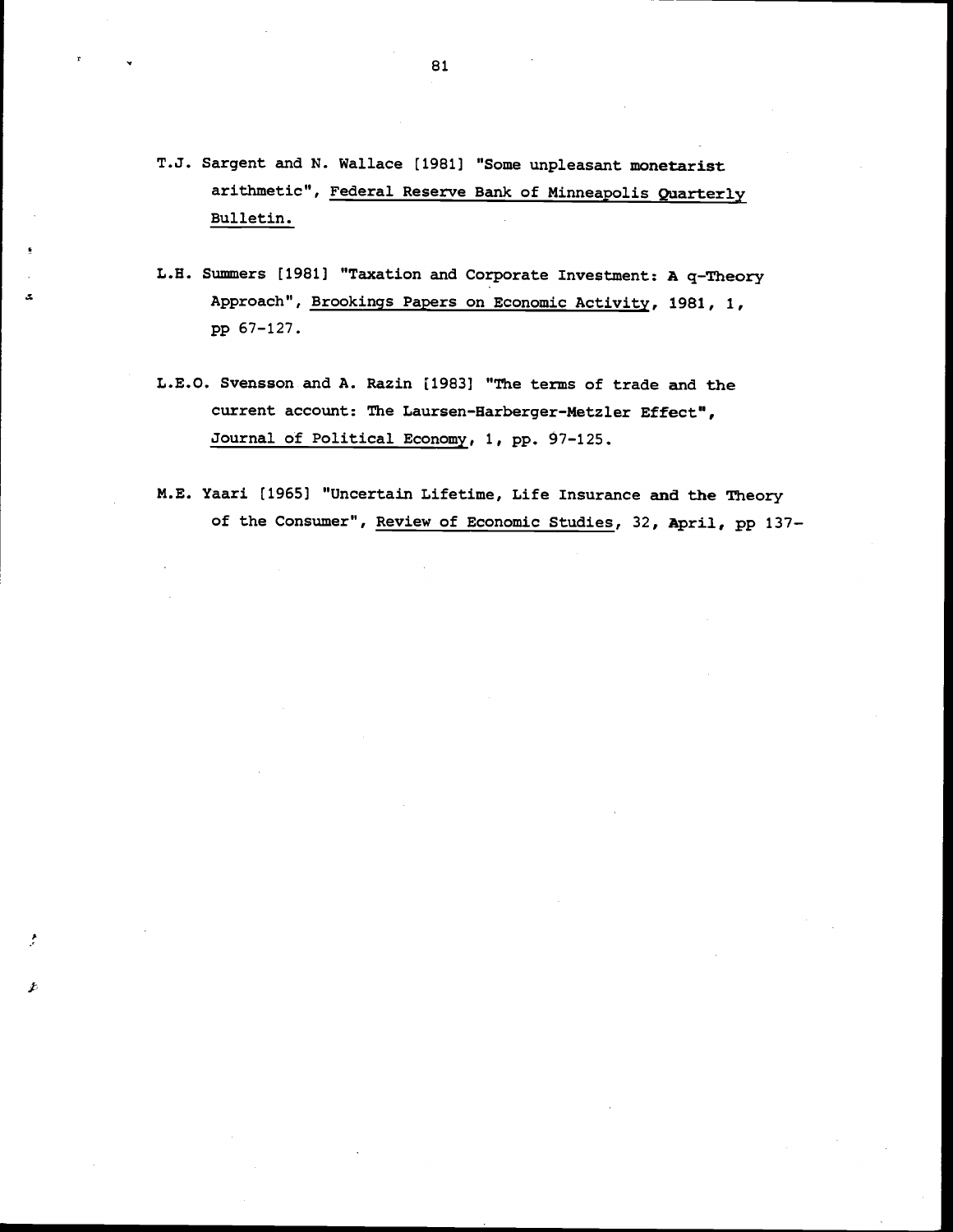T.J. Sargent and N. Wallace [1981] "Some unpleasant monetarist arithmetic", Federal Reserve Bank of Minneapolis Quarterly Bulletin.

L.H. Summers [1981] "Taxation and Corporate Investment: A q-Theory Approach", Brookings Papers on Economic Activity, 1981, 1, pp 67-127.

L.E.O. Svensson and A. Razin [1983] "The terms of trade and the current account: The Laursen-Harberger-Metzler Effect", Journal of Political Economy, 1, pp. 97-125.

M.E. Yaari [1965] "Uncertain Lifetime, Life Insurance and the Theory of the Consumer", Review of Economic Studies, 32, April, pp 137-